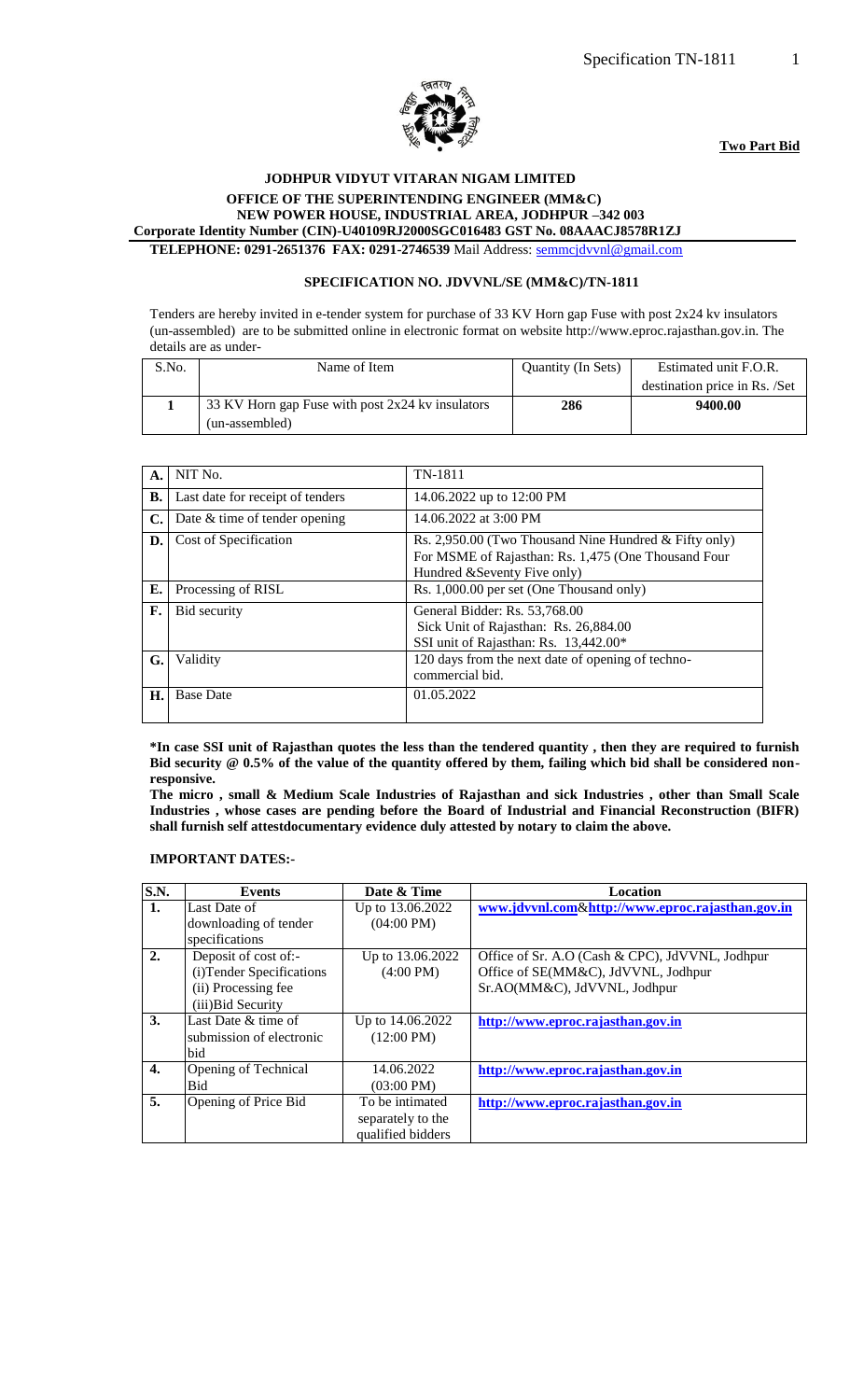**Two Part Bid**

**JODHPUR VIDYUT VITARAN NIGAM LIMITED**
**OFFICE OF THE SUPERINTENDING ENGINEER (MM&C)**
**NEW POWER HOUSE, INDUSTRIAL AREA, JODHPUR –342 003**
**Corporate Identity Number (CIN)-U40109RJ2000SGC016483 GST No. 08AAACJ8578R1ZJ**
**TELEPHONE: 0291-2651376 FAX: 0291-2746539** Mail Address: semmcjdvvnl@gmail.com

**SPECIFICATION NO. JDVVNL/SE (MM&C)/TN-1811**

Tenders are hereby invited in e-tender system for purchase of 33 KV Horn gap Fuse with post 2x24 kv insulators (un-assembled) are to be submitted online in electronic format on website http://www.eproc.rajasthan.gov.in. The details are as under-

| S.No. | Name of Item | Quantity (In Sets) | Estimated unit F.O.R. destination price in Rs. /Set |
|---|---|---|---|
| **1** | 33 KV Horn gap Fuse with post 2x24 kv insulators (un-assembled) | **286** | **9400.00** |

| | | |
|---|---|---|
| **A.** | NIT No. | TN-1811 |
| **B.** | Last date for receipt of tenders | 14.06.2022 up to 12:00 PM |
| **C.** | Date & time of tender opening | 14.06.2022 at 3:00 PM |
| **D.** | Cost of Specification | Rs. 2,950.00 (Two Thousand Nine Hundred & Fifty only) For MSME of Rajasthan: Rs. 1,475 (One Thousand Four Hundred &Seventy Five only) |
| **E.** | Processing of RISL | Rs. 1,000.00 per set (One Thousand only) |
| **F.** | Bid security | General Bidder: Rs. 53,768.00<br>Sick Unit of Rajasthan: Rs. 26,884.00<br>SSI unit of Rajasthan: Rs. 13,442.00* |
| **G.** | Validity | 120 days from the next date of opening of techno-commercial bid. |
| **H.** | Base Date | 01.05.2022 |

**\*In case SSI unit of Rajasthan quotes the less than the tendered quantity , then they are required to furnish Bid security @ 0.5% of the value of the quantity offered by them, failing which bid shall be considered non-responsive.**

**The micro , small & Medium Scale Industries of Rajasthan and sick Industries , other than Small Scale Industries , whose cases are pending before the Board of Industrial and Financial Reconstruction (BIFR) shall furnish self attestdocumentary evidence duly attested by notary to claim the above.**

**IMPORTANT DATES:-**

| S.N. | Events | Date & Time | Location |
|---|---|---|---|
| **1.** | Last Date of downloading of tender specifications | Up to 13.06.2022 (04:00 PM) | **www.jdvvnl.com&http://www.eproc.rajasthan.gov.in** |
| **2.** | Deposit of cost of:-<br>(i)Tender Specifications<br>(ii) Processing fee<br>(iii)Bid Security | Up to 13.06.2022 (4:00 PM) | Office of Sr. A.O (Cash & CPC), JdVVNL, Jodhpur<br>Office of SE(MM&C), JdVVNL, Jodhpur<br>Sr.AO(MM&C), JdVVNL, Jodhpur |
| **3.** | Last Date & time of submission of electronic bid | Up to 14.06.2022 (12:00 PM) | **http://www.eproc.rajasthan.gov.in** |
| **4.** | Opening of Technical Bid | 14.06.2022 (03:00 PM) | **http://www.eproc.rajasthan.gov.in** |
| **5.** | Opening of Price Bid | To be intimated separately to the qualified bidders | **http://www.eproc.rajasthan.gov.in** |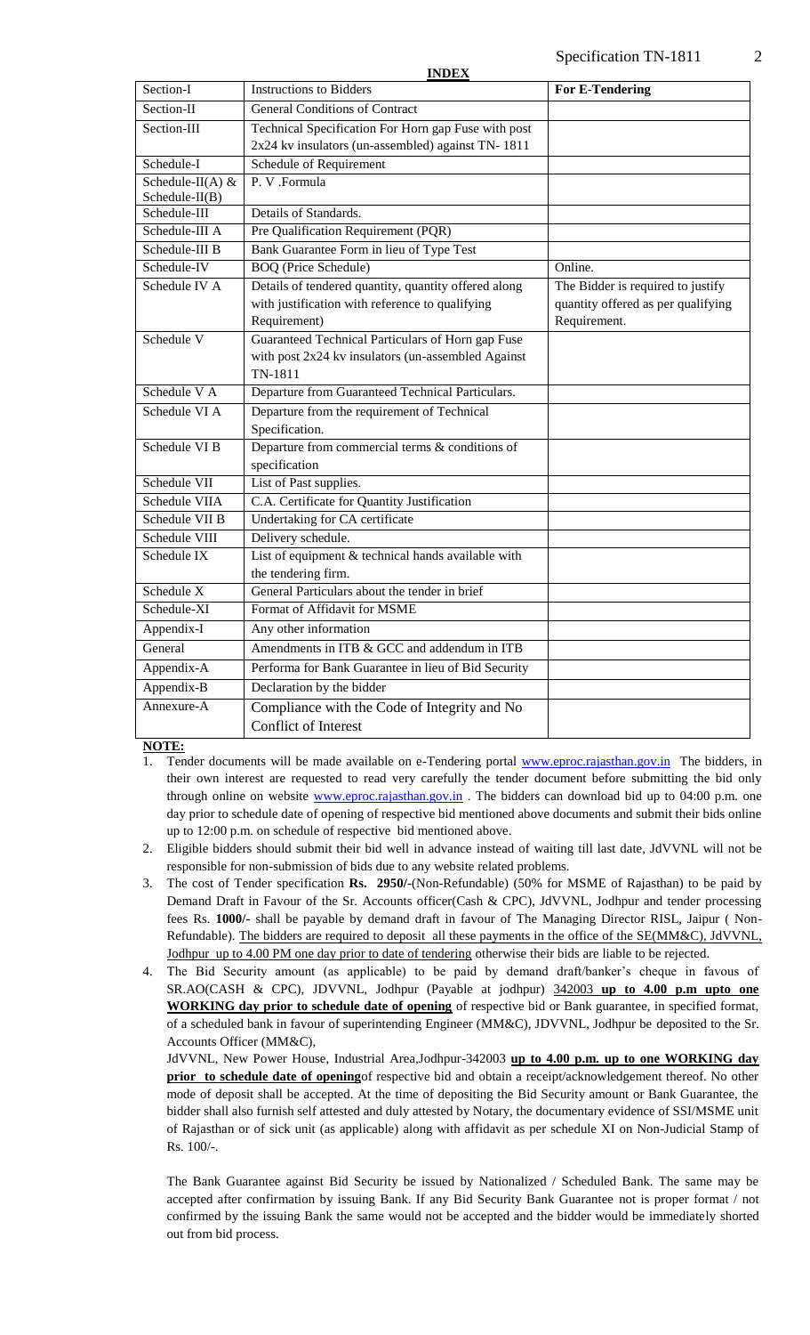## INDEX

| Section-I | Instructions to Bidders | For E-Tendering |
|---|---|---|
| Section-II | General Conditions of Contract | |
| Section-III | Technical Specification For Horn gap Fuse with post 2x24 kv insulators (un-assembled) against TN- 1811 | |
| Schedule-I | Schedule of Requirement | |
| Schedule-II(A) & Schedule-II(B) | P. V .Formula | |
| Schedule-III | Details of Standards. | |
| Schedule-III A | Pre Qualification Requirement (PQR) | |
| Schedule-III B | Bank Guarantee Form in lieu of Type Test | |
| Schedule-IV | BOQ (Price Schedule) | Online. |
| Schedule IV A | Details of tendered quantity, quantity offered along with justification with reference to qualifying Requirement) | The Bidder is required to justify quantity offered as per qualifying Requirement. |
| Schedule V | Guaranteed Technical Particulars of Horn gap Fuse with post 2x24 kv insulators (un-assembled Against TN-1811 | |
| Schedule V A | Departure from Guaranteed Technical Particulars. | |
| Schedule VI A | Departure from the requirement of Technical Specification. | |
| Schedule VI B | Departure from commercial terms & conditions of specification | |
| Schedule VII | List of Past supplies. | |
| Schedule VIIA | C.A. Certificate for Quantity Justification | |
| Schedule VII B | Undertaking for CA certificate | |
| Schedule VIII | Delivery schedule. | |
| Schedule IX | List of equipment & technical hands available with the tendering firm. | |
| Schedule X | General Particulars about the tender in brief | |
| Schedule-XI | Format of Affidavit for MSME | |
| Appendix-I | Any other information | |
| General | Amendments in ITB & GCC and addendum in ITB | |
| Appendix-A | Performa for Bank Guarantee in lieu of Bid Security | |
| Appendix-B | Declaration by the bidder | |
| Annexure-A | Compliance with the Code of Integrity and No Conflict of Interest | |

**NOTE:**

1. Tender documents will be made available on e-Tendering portal www.eproc.rajasthan.gov.in The bidders, in their own interest are requested to read very carefully the tender document before submitting the bid only through online on website www.eproc.rajasthan.gov.in . The bidders can download bid up to 04:00 p.m. one day prior to schedule date of opening of respective bid mentioned above documents and submit their bids online up to 12:00 p.m. on schedule of respective bid mentioned above.
2. Eligible bidders should submit their bid well in advance instead of waiting till last date, JdVVNL will not be responsible for non-submission of bids due to any website related problems.
3. The cost of Tender specification **Rs. 2950/-**(Non-Refundable) (50% for MSME of Rajasthan) to be paid by Demand Draft in Favour of the Sr. Accounts officer(Cash & CPC), JdVVNL, Jodhpur and tender processing fees Rs. **1000/-** shall be payable by demand draft in favour of The Managing Director RISL, Jaipur ( Non-Refundable). <u>The bidders are required to deposit all these payments in the office of the SE(MM&C), JdVVNL, Jodhpur up to 4.00 PM one day prior to date of tendering</u> otherwise their bids are liable to be rejected.
4. The Bid Security amount (as applicable) to be paid by demand draft/banker's cheque in favous of SR.AO(CASH & CPC), JDVVNL, Jodhpur (Payable at jodhpur) <u>342003</u> **<u>up to 4.00 p.m upto one WORKING day prior to schedule date of opening</u>** of respective bid or Bank guarantee, in specified format, of a scheduled bank in favour of superintending Engineer (MM&C), JDVVNL, Jodhpur be deposited to the Sr. Accounts Officer (MM&C),

   JdVVNL, New Power House, Industrial Area,Jodhpur-342003 **<u>up to 4.00 p.m. up to one WORKING day prior to schedule date of opening</u>**of respective bid and obtain a receipt/acknowledgement thereof. No other mode of deposit shall be accepted. At the time of depositing the Bid Security amount or Bank Guarantee, the bidder shall also furnish self attested and duly attested by Notary, the documentary evidence of SSI/MSME unit of Rajasthan or of sick unit (as applicable) along with affidavit as per schedule XI on Non-Judicial Stamp of Rs. 100/-.

   The Bank Guarantee against Bid Security be issued by Nationalized / Scheduled Bank. The same may be accepted after confirmation by issuing Bank. If any Bid Security Bank Guarantee not is proper format / not confirmed by the issuing Bank the same would not be accepted and the bidder would be immediately shorted out from bid process.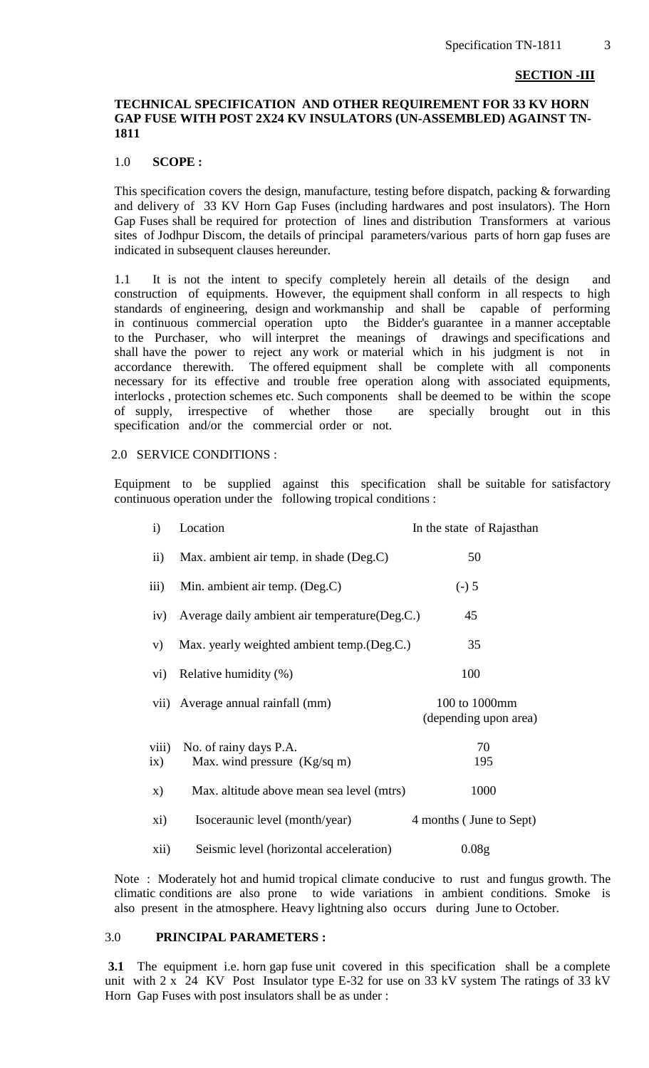**SECTION -III**

**TECHNICAL SPECIFICATION AND OTHER REQUIREMENT FOR 33 KV HORN GAP FUSE WITH POST 2X24 KV INSULATORS (UN-ASSEMBLED) AGAINST TN-1811**

1.0 **SCOPE :**

This specification covers the design, manufacture, testing before dispatch, packing & forwarding and delivery of 33 KV Horn Gap Fuses (including hardwares and post insulators). The Horn Gap Fuses shall be required for protection of lines and distribution Transformers at various sites of Jodhpur Discom, the details of principal parameters/various parts of horn gap fuses are indicated in subsequent clauses hereunder.

1.1 It is not the intent to specify completely herein all details of the design and construction of equipments. However, the equipment shall conform in all respects to high standards of engineering, design and workmanship and shall be capable of performing in continuous commercial operation upto the Bidder's guarantee in a manner acceptable to the Purchaser, who will interpret the meanings of drawings and specifications and shall have the power to reject any work or material which in his judgment is not in accordance therewith. The offered equipment shall be complete with all components necessary for its effective and trouble free operation along with associated equipments, interlocks , protection schemes etc. Such components shall be deemed to be within the scope of supply, irrespective of whether those are specially brought out in this specification and/or the commercial order or not.

2.0 SERVICE CONDITIONS :

Equipment to be supplied against this specification shall be suitable for satisfactory continuous operation under the following tropical conditions :

| | | |
|---|---|---|
| i) | Location | In the state of Rajasthan |
| ii) | Max. ambient air temp. in shade (Deg.C) | 50 |
| iii) | Min. ambient air temp. (Deg.C) | (-) 5 |
| iv) | Average daily ambient air temperature(Deg.C.) | 45 |
| v) | Max. yearly weighted ambient temp.(Deg.C.) | 35 |
| vi) | Relative humidity (%) | 100 |
| vii) | Average annual rainfall (mm) | 100 to 1000mm (depending upon area) |
| viii) | No. of rainy days P.A. | 70 |
| ix) | Max. wind pressure (Kg/sq m) | 195 |
| x) | Max. altitude above mean sea level (mtrs) | 1000 |
| xi) | Isoceraunic level (month/year) | 4 months ( June to Sept) |
| xii) | Seismic level (horizontal acceleration) | 0.08g |

Note : Moderately hot and humid tropical climate conducive to rust and fungus growth. The climatic conditions are also prone to wide variations in ambient conditions. Smoke is also present in the atmosphere. Heavy lightning also occurs during June to October.

3.0 **PRINCIPAL PARAMETERS :**

**3.1** The equipment i.e. horn gap fuse unit covered in this specification shall be a complete unit with 2 x 24 KV Post Insulator type E-32 for use on 33 kV system The ratings of 33 kV Horn Gap Fuses with post insulators shall be as under :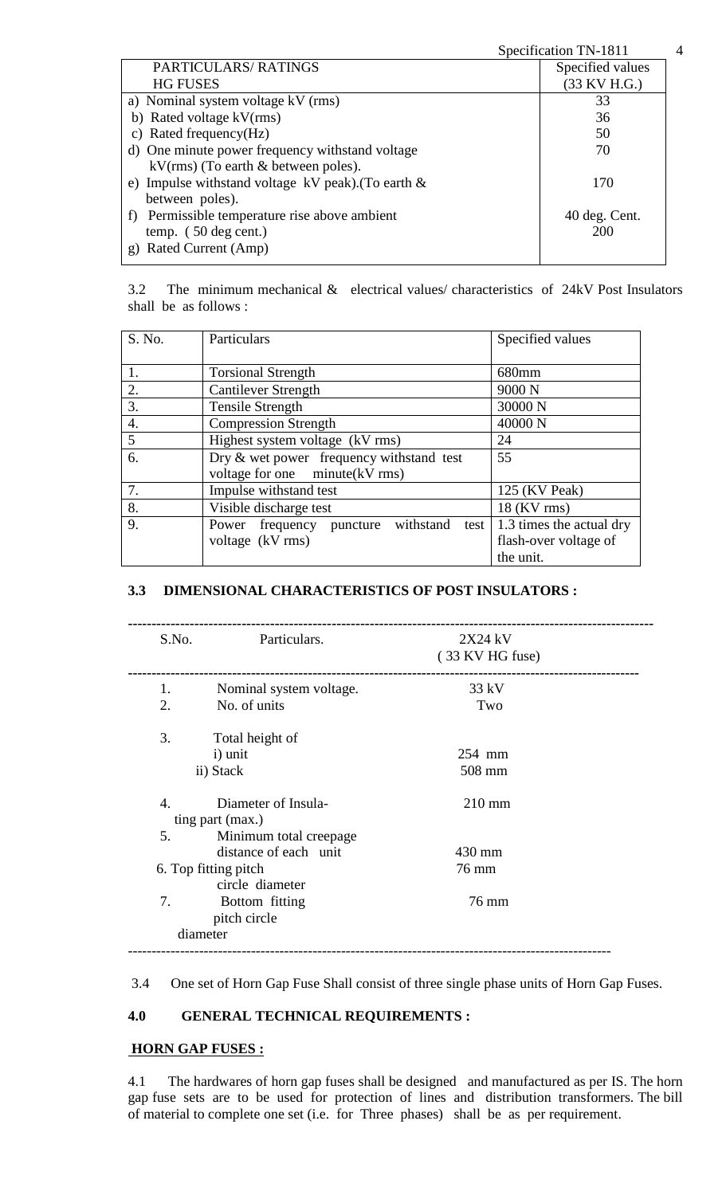| PARTICULARS/ RATINGS<br>HG FUSES | Specified values<br>(33 KV H.G.) |
|---|---|
| a) Nominal system voltage kV (rms) | 33 |
| b) Rated voltage kV(rms) | 36 |
| c) Rated frequency(Hz) | 50 |
| d) One minute power frequency withstand voltage kV(rms) (To earth & between poles). | 70 |
| e) Impulse withstand voltage kV peak).(To earth & between poles). | 170 |
| f) Permissible temperature rise above ambient temp. ( 50 deg cent.) | 40 deg. Cent. |
| g) Rated Current (Amp) | 200 |

3.2 The minimum mechanical & electrical values/ characteristics of 24kV Post Insulators shall be as follows :

| S. No. | Particulars | Specified values |
|---|---|---|
| 1. | Torsional Strength | 680mm |
| 2. | Cantilever Strength | 9000 N |
| 3. | Tensile Strength | 30000 N |
| 4. | Compression Strength | 40000 N |
| 5 | Highest system voltage (kV rms) | 24 |
| 6. | Dry & wet power frequency withstand test voltage for one minute(kV rms) | 55 |
| 7. | Impulse withstand test | 125 (KV Peak) |
| 8. | Visible discharge test | 18 (KV rms) |
| 9. | Power frequency puncture withstand test voltage (kV rms) | 1.3 times the actual dry flash-over voltage of the unit. |

### 3.3 DIMENSIONAL CHARACTERISTICS OF POST INSULATORS :

| S.No. | Particulars. | 2X24 kV<br>( 33 KV HG fuse) |
|---|---|---|
| 1. | Nominal system voltage. | 33 kV |
| 2. | No. of units | Two |
| 3. | Total height of<br>i) unit<br>ii) Stack | <br>254 mm<br>508 mm |
| 4. | Diameter of Insulating part (max.) | 210 mm |
| 5. | Minimum total creepage distance of each unit | 430 mm |
| 6. | Top fitting pitch circle diameter | 76 mm |
| 7. | Bottom fitting pitch circle diameter | 76 mm |

3.4 One set of Horn Gap Fuse Shall consist of three single phase units of Horn Gap Fuses.

## 4.0 GENERAL TECHNICAL REQUIREMENTS :

**HORN GAP FUSES :**

4.1 The hardwares of horn gap fuses shall be designed and manufactured as per IS. The horn gap fuse sets are to be used for protection of lines and distribution transformers. The bill of material to complete one set (i.e. for Three phases) shall be as per requirement.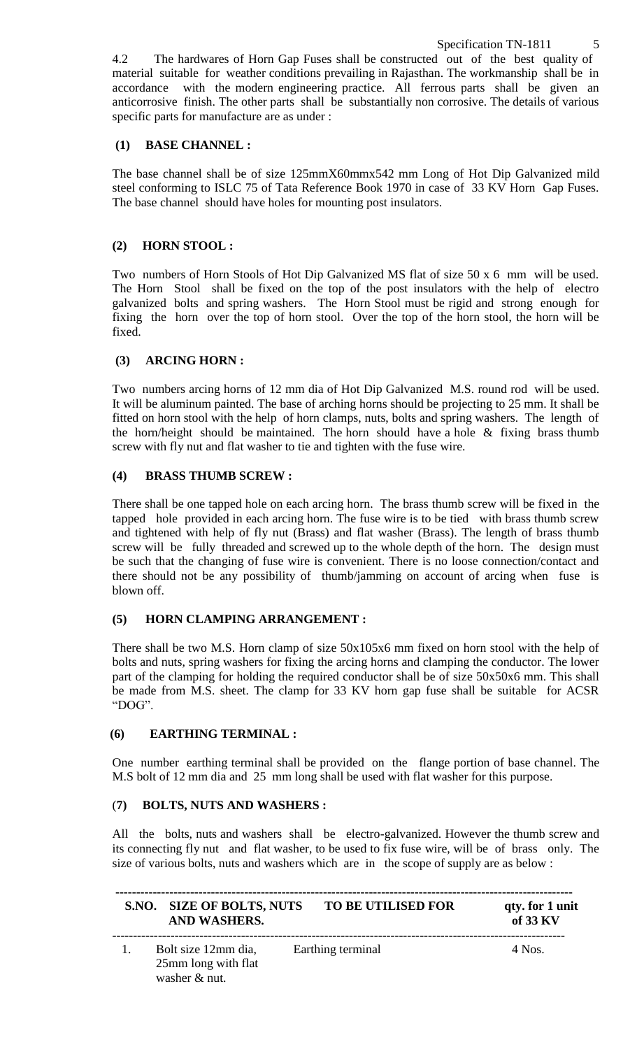4.2 The hardwares of Horn Gap Fuses shall be constructed out of the best quality of material suitable for weather conditions prevailing in Rajasthan. The workmanship shall be in accordance with the modern engineering practice. All ferrous parts shall be given an anticorrosive finish. The other parts shall be substantially non corrosive. The details of various specific parts for manufacture are as under :

**(1) BASE CHANNEL :**

The base channel shall be of size 125mmX60mmx542 mm Long of Hot Dip Galvanized mild steel conforming to ISLC 75 of Tata Reference Book 1970 in case of 33 KV Horn Gap Fuses. The base channel should have holes for mounting post insulators.

**(2) HORN STOOL :**

Two numbers of Horn Stools of Hot Dip Galvanized MS flat of size 50 x 6 mm will be used. The Horn Stool shall be fixed on the top of the post insulators with the help of electro galvanized bolts and spring washers. The Horn Stool must be rigid and strong enough for fixing the horn over the top of horn stool. Over the top of the horn stool, the horn will be fixed.

**(3) ARCING HORN :**

Two numbers arcing horns of 12 mm dia of Hot Dip Galvanized M.S. round rod will be used. It will be aluminum painted. The base of arching horns should be projecting to 25 mm. It shall be fitted on horn stool with the help of horn clamps, nuts, bolts and spring washers. The length of the horn/height should be maintained. The horn should have a hole & fixing brass thumb screw with fly nut and flat washer to tie and tighten with the fuse wire.

**(4) BRASS THUMB SCREW :**

There shall be one tapped hole on each arcing horn. The brass thumb screw will be fixed in the tapped hole provided in each arcing horn. The fuse wire is to be tied with brass thumb screw and tightened with help of fly nut (Brass) and flat washer (Brass). The length of brass thumb screw will be fully threaded and screwed up to the whole depth of the horn. The design must be such that the changing of fuse wire is convenient. There is no loose connection/contact and there should not be any possibility of thumb/jamming on account of arcing when fuse is blown off.

**(5) HORN CLAMPING ARRANGEMENT :**

There shall be two M.S. Horn clamp of size 50x105x6 mm fixed on horn stool with the help of bolts and nuts, spring washers for fixing the arcing horns and clamping the conductor. The lower part of the clamping for holding the required conductor shall be of size 50x50x6 mm. This shall be made from M.S. sheet. The clamp for 33 KV horn gap fuse shall be suitable for ACSR "DOG".

**(6) EARTHING TERMINAL :**

One number earthing terminal shall be provided on the flange portion of base channel. The M.S bolt of 12 mm dia and 25 mm long shall be used with flat washer for this purpose.

**(7) BOLTS, NUTS AND WASHERS :**

All the bolts, nuts and washers shall be electro-galvanized. However the thumb screw and its connecting fly nut and flat washer, to be used to fix fuse wire, will be of brass only. The size of various bolts, nuts and washers which are in the scope of supply are as below :

| S.NO. | SIZE OF BOLTS, NUTS AND WASHERS. | TO BE UTILISED FOR | qty. for 1 unit of 33 KV |
|---|---|---|---|
| 1. | Bolt size 12mm dia, 25mm long with flat washer & nut. | Earthing terminal | 4 Nos. |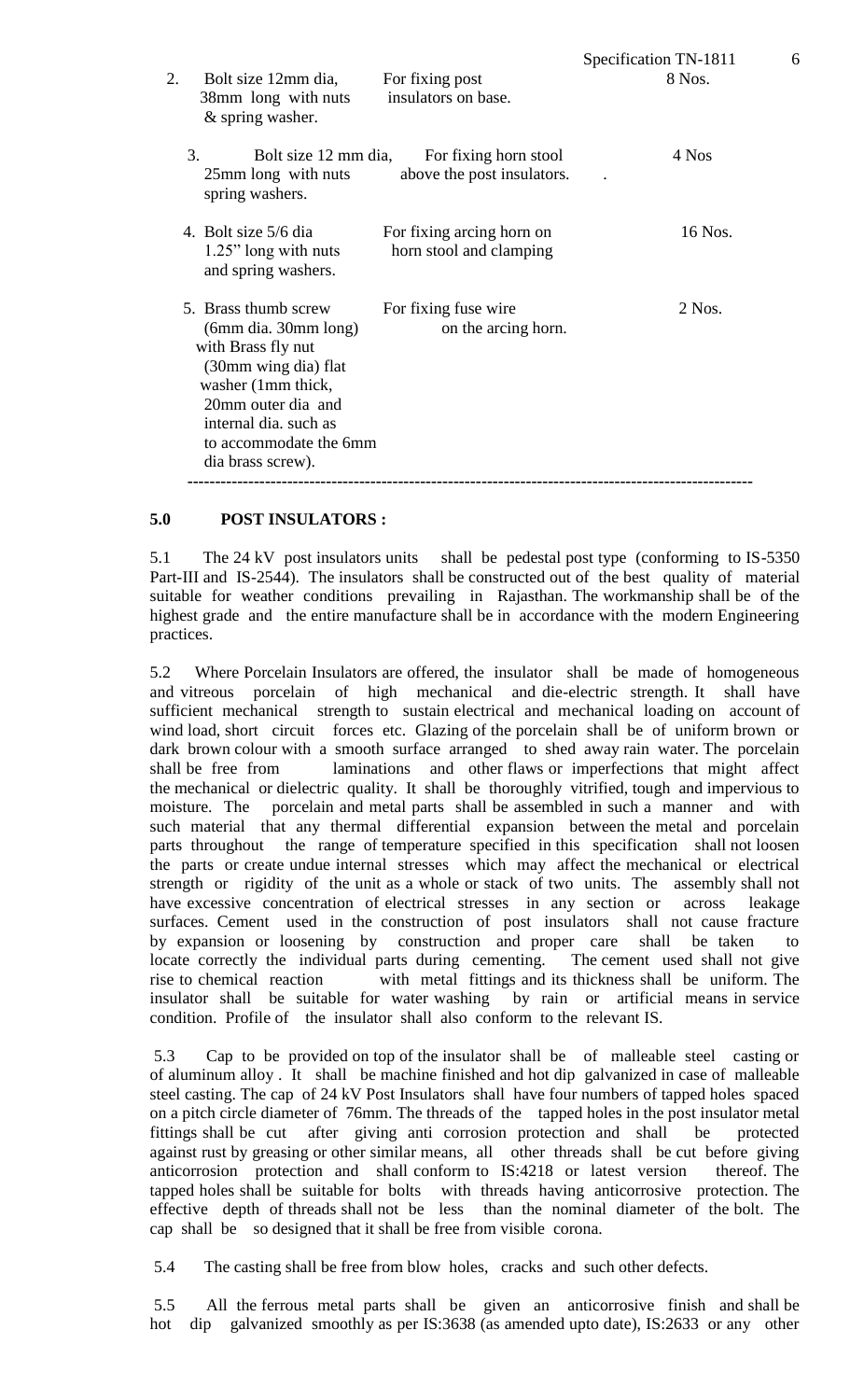| | | | |
|---|---|---|---|
| 2. | Bolt size 12mm dia, 38mm long with nuts & spring washer. | For fixing post insulators on base. | 8 Nos. |
| 3. | Bolt size 12 mm dia, 25mm long with nuts spring washers. | For fixing horn stool above the post insulators. | 4 Nos |
| 4. | Bolt size 5/6 dia 1.25" long with nuts and spring washers. | For fixing arcing horn on horn stool and clamping | 16 Nos. |
| 5. | Brass thumb screw (6mm dia. 30mm long) with Brass fly nut (30mm wing dia) flat washer (1mm thick, 20mm outer dia and internal dia. such as to accommodate the 6mm dia brass screw). | For fixing fuse wire on the arcing horn. | 2 Nos. |

## 5.0 POST INSULATORS :

5.1 The 24 kV post insulators units shall be pedestal post type (conforming to IS-5350 Part-III and IS-2544). The insulators shall be constructed out of the best quality of material suitable for weather conditions prevailing in Rajasthan. The workmanship shall be of the highest grade and the entire manufacture shall be in accordance with the modern Engineering practices.

5.2 Where Porcelain Insulators are offered, the insulator shall be made of homogeneous and vitreous porcelain of high mechanical and die-electric strength. It shall have sufficient mechanical strength to sustain electrical and mechanical loading on account of wind load, short circuit forces etc. Glazing of the porcelain shall be of uniform brown or dark brown colour with a smooth surface arranged to shed away rain water. The porcelain shall be free from laminations and other flaws or imperfections that might affect the mechanical or dielectric quality. It shall be thoroughly vitrified, tough and impervious to moisture. The porcelain and metal parts shall be assembled in such a manner and with such material that any thermal differential expansion between the metal and porcelain parts throughout the range of temperature specified in this specification shall not loosen the parts or create undue internal stresses which may affect the mechanical or electrical strength or rigidity of the unit as a whole or stack of two units. The assembly shall not have excessive concentration of electrical stresses in any section or across leakage surfaces. Cement used in the construction of post insulators shall not cause fracture by expansion or loosening by construction and proper care shall be taken to locate correctly the individual parts during cementing. The cement used shall not give rise to chemical reaction with metal fittings and its thickness shall be uniform. The insulator shall be suitable for water washing by rain or artificial means in service condition. Profile of the insulator shall also conform to the relevant IS.

5.3 Cap to be provided on top of the insulator shall be of malleable steel casting or of aluminum alloy . It shall be machine finished and hot dip galvanized in case of malleable steel casting. The cap of 24 kV Post Insulators shall have four numbers of tapped holes spaced on a pitch circle diameter of 76mm. The threads of the tapped holes in the post insulator metal fittings shall be cut after giving anti corrosion protection and shall be protected against rust by greasing or other similar means, all other threads shall be cut before giving anticorrosion protection and shall conform to IS:4218 or latest version thereof. The tapped holes shall be suitable for bolts with threads having anticorrosive protection. The effective depth of threads shall not be less than the nominal diameter of the bolt. The cap shall be so designed that it shall be free from visible corona.

5.4 The casting shall be free from blow holes, cracks and such other defects.

5.5 All the ferrous metal parts shall be given an anticorrosive finish and shall be hot dip galvanized smoothly as per IS:3638 (as amended upto date), IS:2633 or any other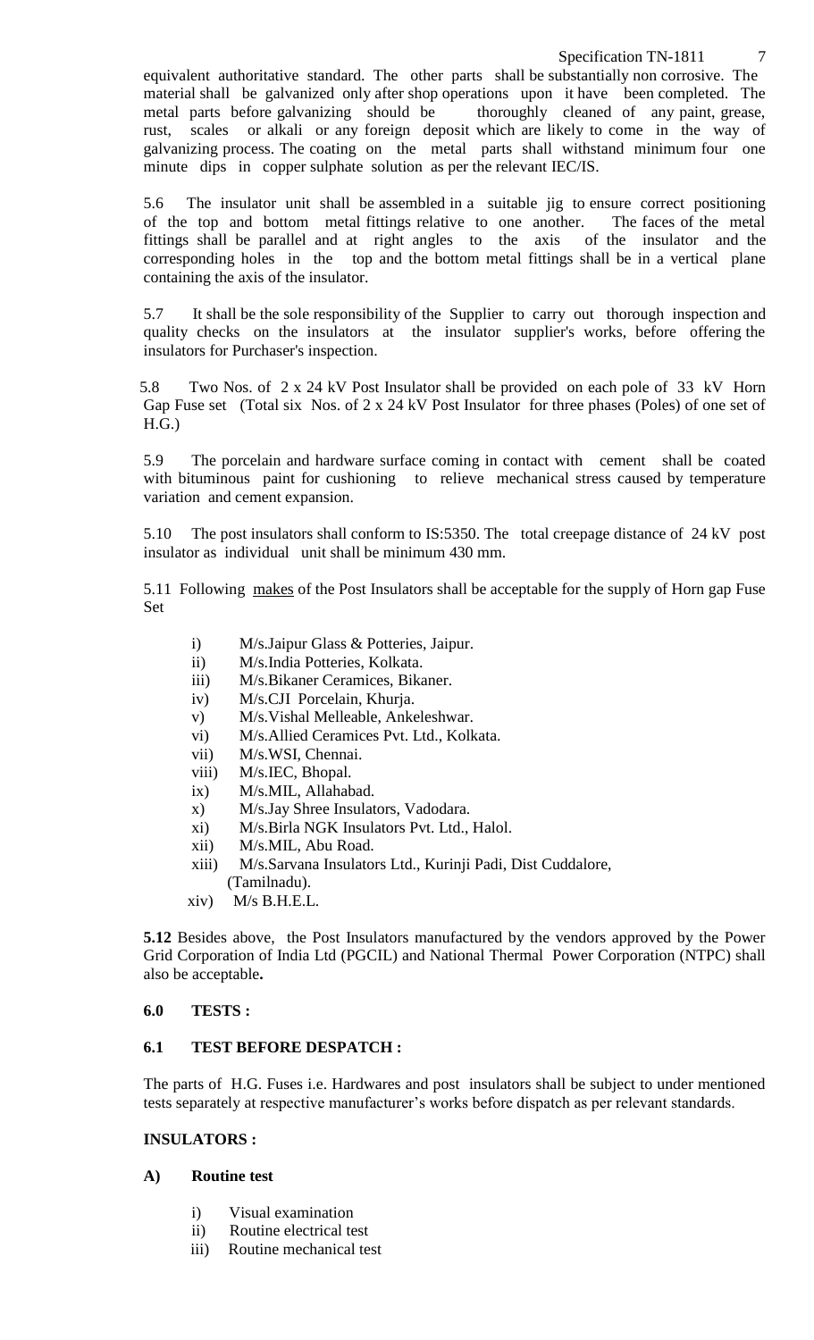equivalent authoritative standard. The other parts shall be substantially non corrosive. The material shall be galvanized only after shop operations upon it have been completed. The metal parts before galvanizing should be thoroughly cleaned of any paint, grease, rust, scales or alkali or any foreign deposit which are likely to come in the way of galvanizing process. The coating on the metal parts shall withstand minimum four one minute dips in copper sulphate solution as per the relevant IEC/IS.

5.6 The insulator unit shall be assembled in a suitable jig to ensure correct positioning of the top and bottom metal fittings relative to one another. The faces of the metal fittings shall be parallel and at right angles to the axis of the insulator and the corresponding holes in the top and the bottom metal fittings shall be in a vertical plane containing the axis of the insulator.

5.7 It shall be the sole responsibility of the Supplier to carry out thorough inspection and quality checks on the insulators at the insulator supplier's works, before offering the insulators for Purchaser's inspection.

5.8 Two Nos. of 2 x 24 kV Post Insulator shall be provided on each pole of 33 kV Horn Gap Fuse set (Total six Nos. of 2 x 24 kV Post Insulator for three phases (Poles) of one set of H.G.)

5.9 The porcelain and hardware surface coming in contact with cement shall be coated with bituminous paint for cushioning to relieve mechanical stress caused by temperature variation and cement expansion.

5.10 The post insulators shall conform to IS:5350. The total creepage distance of 24 kV post insulator as individual unit shall be minimum 430 mm.

5.11 Following makes of the Post Insulators shall be acceptable for the supply of Horn gap Fuse Set

i) M/s.Jaipur Glass & Potteries, Jaipur.
ii) M/s.India Potteries, Kolkata.
iii) M/s.Bikaner Ceramices, Bikaner.
iv) M/s.CJI Porcelain, Khurja.
v) M/s.Vishal Melleable, Ankeleshwar.
vi) M/s.Allied Ceramices Pvt. Ltd., Kolkata.
vii) M/s.WSI, Chennai.
viii) M/s.IEC, Bhopal.
ix) M/s.MIL, Allahabad.
x) M/s.Jay Shree Insulators, Vadodara.
xi) M/s.Birla NGK Insulators Pvt. Ltd., Halol.
xii) M/s.MIL, Abu Road.
xiii) M/s.Sarvana Insulators Ltd., Kurinji Padi, Dist Cuddalore, (Tamilnadu).
xiv) M/s B.H.E.L.

**5.12** Besides above, the Post Insulators manufactured by the vendors approved by the Power Grid Corporation of India Ltd (PGCIL) and National Thermal Power Corporation (NTPC) shall also be acceptable**.**

## 6.0 TESTS :

### 6.1 TEST BEFORE DESPATCH :

The parts of H.G. Fuses i.e. Hardwares and post insulators shall be subject to under mentioned tests separately at respective manufacturer's works before dispatch as per relevant standards.

**INSULATORS :**

**A) Routine test**

i) Visual examination
ii) Routine electrical test
iii) Routine mechanical test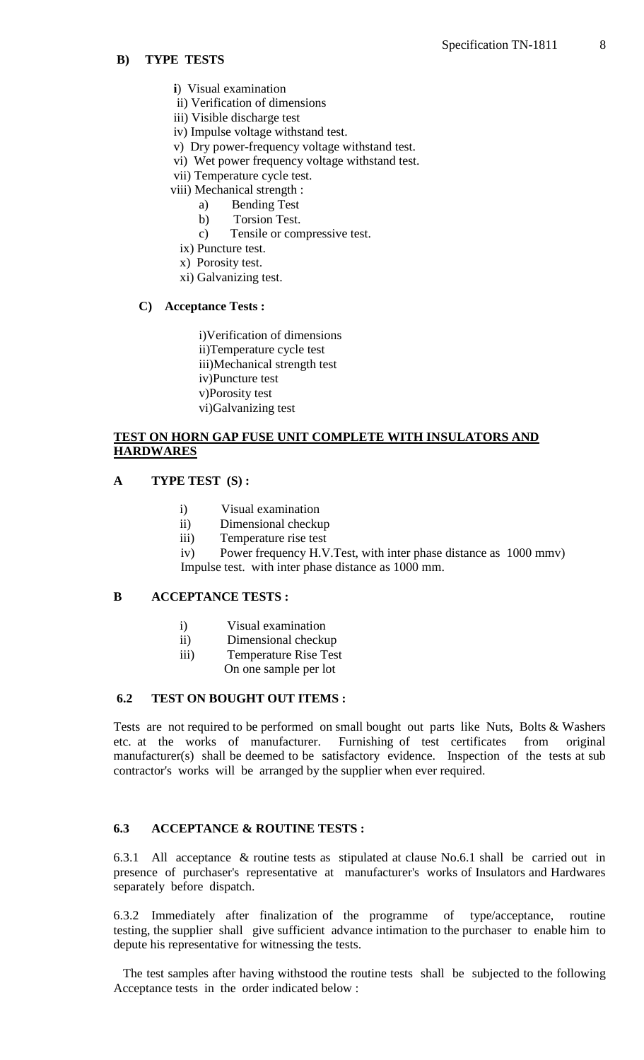**B) TYPE TESTS**

- i) Visual examination
- ii) Verification of dimensions
- iii) Visible discharge test
- iv) Impulse voltage withstand test.
- v) Dry power-frequency voltage withstand test.
- vi) Wet power frequency voltage withstand test.
- vii) Temperature cycle test.
- viii) Mechanical strength :
  - a) Bending Test
  - b) Torsion Test.
  - c) Tensile or compressive test.
- ix) Puncture test.
- x) Porosity test.
- xi) Galvanizing test.

**C) Acceptance Tests :**

- i)Verification of dimensions
- ii)Temperature cycle test
- iii)Mechanical strength test
- iv)Puncture test
- v)Porosity test
- vi)Galvanizing test

**TEST ON HORN GAP FUSE UNIT COMPLETE WITH INSULATORS AND HARDWARES**

**A TYPE TEST (S) :**

- i) Visual examination
- ii) Dimensional checkup
- iii) Temperature rise test
- iv) Power frequency H.V.Test, with inter phase distance as 1000 mmv) Impulse test. with inter phase distance as 1000 mm.

**B ACCEPTANCE TESTS :**

- i) Visual examination
- ii) Dimensional checkup
- iii) Temperature Rise Test

On one sample per lot

**6.2 TEST ON BOUGHT OUT ITEMS :**

Tests are not required to be performed on small bought out parts like Nuts, Bolts & Washers etc. at the works of manufacturer. Furnishing of test certificates from original manufacturer(s) shall be deemed to be satisfactory evidence. Inspection of the tests at sub contractor's works will be arranged by the supplier when ever required.

**6.3 ACCEPTANCE & ROUTINE TESTS :**

6.3.1 All acceptance & routine tests as stipulated at clause No.6.1 shall be carried out in presence of purchaser's representative at manufacturer's works of Insulators and Hardwares separately before dispatch.

6.3.2 Immediately after finalization of the programme of type/acceptance, routine testing, the supplier shall give sufficient advance intimation to the purchaser to enable him to depute his representative for witnessing the tests.

The test samples after having withstood the routine tests shall be subjected to the following Acceptance tests in the order indicated below :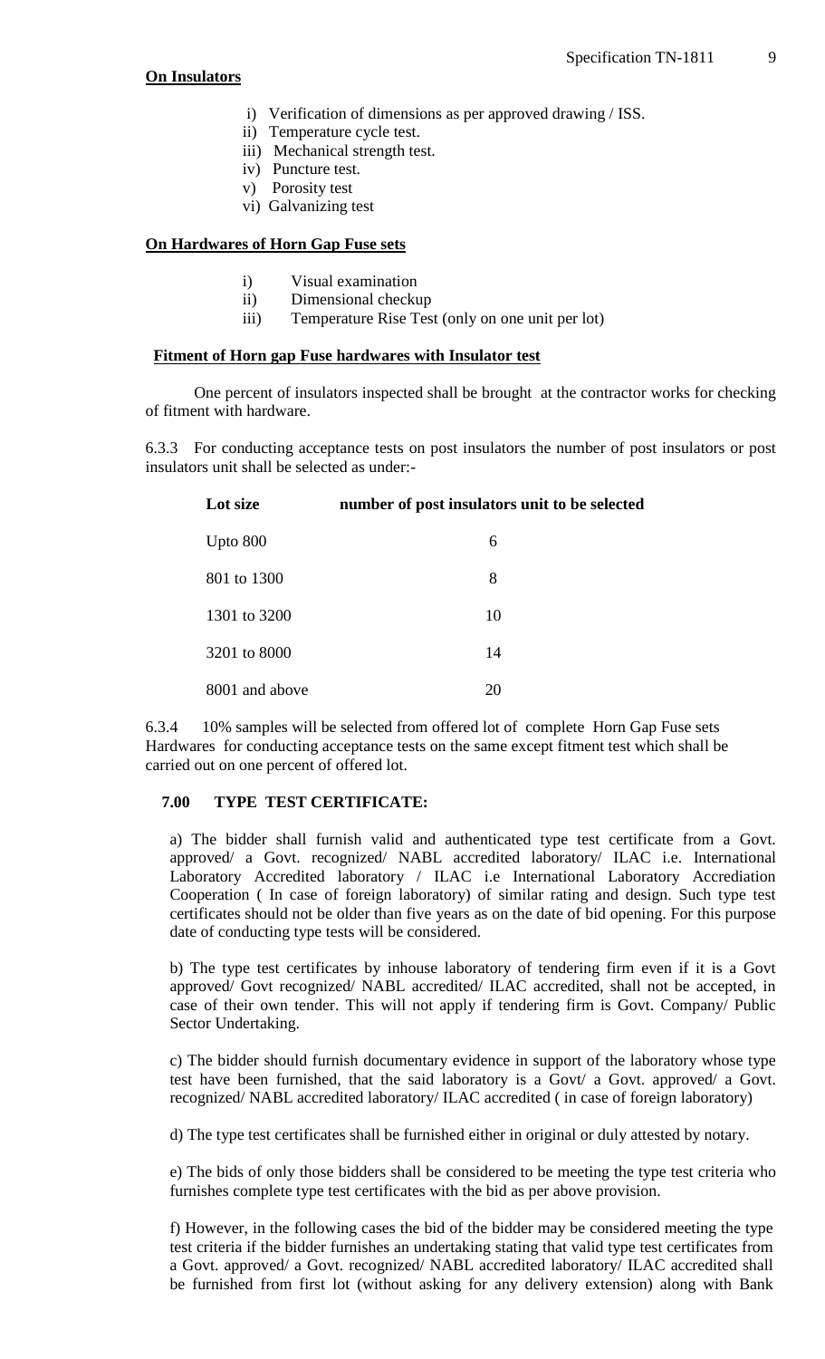**On Insulators**

i) Verification of dimensions as per approved drawing / ISS.
ii) Temperature cycle test.
iii) Mechanical strength test.
iv) Puncture test.
v) Porosity test
vi) Galvanizing test

**On Hardwares of Horn Gap Fuse sets**

i) Visual examination
ii) Dimensional checkup
iii) Temperature Rise Test (only on one unit per lot)

**Fitment of Horn gap Fuse hardwares with Insulator test**

One percent of insulators inspected shall be brought at the contractor works for checking of fitment with hardware.

6.3.3 For conducting acceptance tests on post insulators the number of post insulators or post insulators unit shall be selected as under:-

| Lot size | number of post insulators unit to be selected |
|---|---|
| Upto 800 | 6 |
| 801 to 1300 | 8 |
| 1301 to 3200 | 10 |
| 3201 to 8000 | 14 |
| 8001 and above | 20 |

6.3.4 10% samples will be selected from offered lot of complete Horn Gap Fuse sets Hardwares for conducting acceptance tests on the same except fitment test which shall be carried out on one percent of offered lot.

**7.00 TYPE TEST CERTIFICATE:**

a) The bidder shall furnish valid and authenticated type test certificate from a Govt. approved/ a Govt. recognized/ NABL accredited laboratory/ ILAC i.e. International Laboratory Accredited laboratory / ILAC i.e International Laboratory Accrediation Cooperation ( In case of foreign laboratory) of similar rating and design. Such type test certificates should not be older than five years as on the date of bid opening. For this purpose date of conducting type tests will be considered.

b) The type test certificates by inhouse laboratory of tendering firm even if it is a Govt approved/ Govt recognized/ NABL accredited/ ILAC accredited, shall not be accepted, in case of their own tender. This will not apply if tendering firm is Govt. Company/ Public Sector Undertaking.

c) The bidder should furnish documentary evidence in support of the laboratory whose type test have been furnished, that the said laboratory is a Govt/ a Govt. approved/ a Govt. recognized/ NABL accredited laboratory/ ILAC accredited ( in case of foreign laboratory)

d) The type test certificates shall be furnished either in original or duly attested by notary.

e) The bids of only those bidders shall be considered to be meeting the type test criteria who furnishes complete type test certificates with the bid as per above provision.

f) However, in the following cases the bid of the bidder may be considered meeting the type test criteria if the bidder furnishes an undertaking stating that valid type test certificates from a Govt. approved/ a Govt. recognized/ NABL accredited laboratory/ ILAC accredited shall be furnished from first lot (without asking for any delivery extension) along with Bank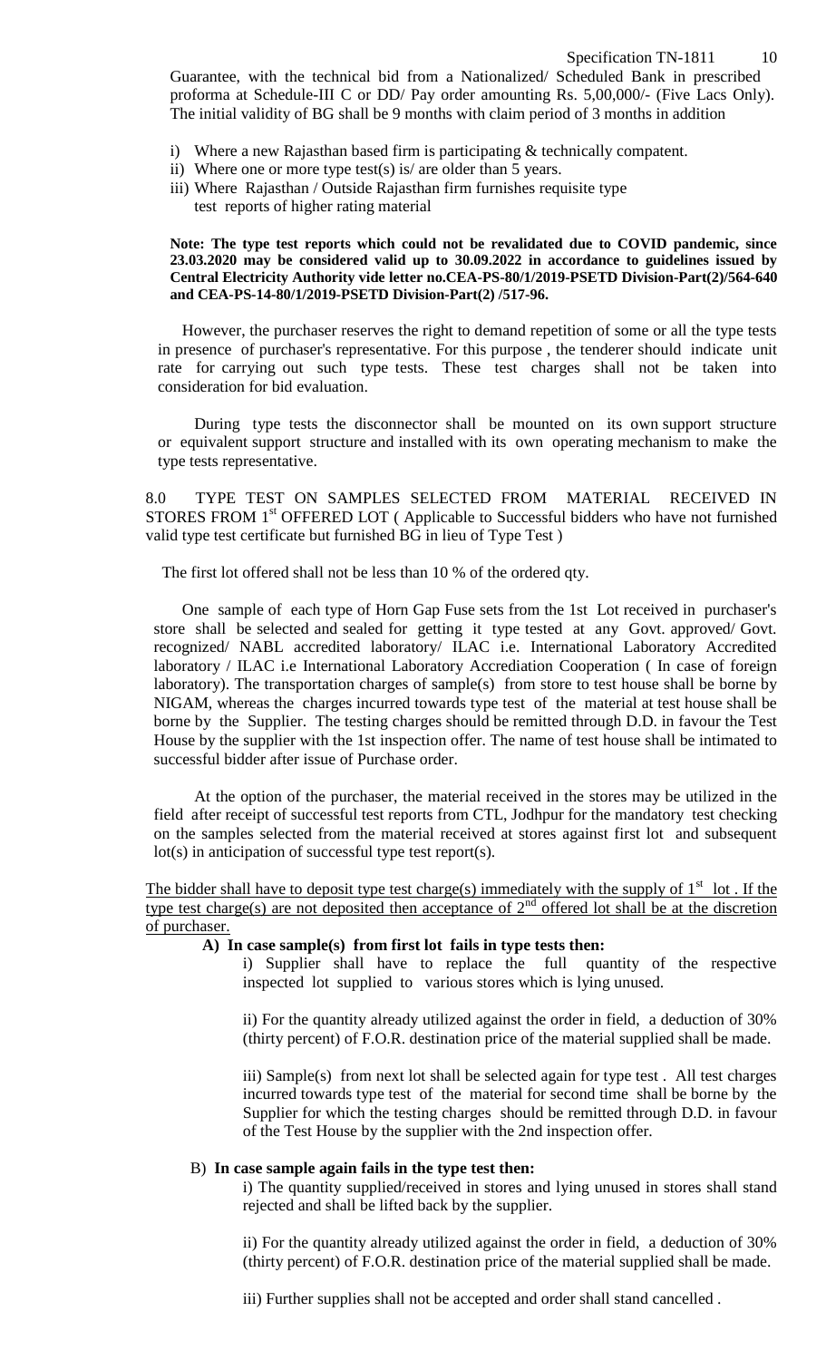Guarantee, with the technical bid from a Nationalized/ Scheduled Bank in prescribed proforma at Schedule-III C or DD/ Pay order amounting Rs. 5,00,000/- (Five Lacs Only). The initial validity of BG shall be 9 months with claim period of 3 months in addition

i) Where a new Rajasthan based firm is participating & technically compatent.
ii) Where one or more type test(s) is/ are older than 5 years.
iii) Where Rajasthan / Outside Rajasthan firm furnishes requisite type test reports of higher rating material

**Note: The type test reports which could not be revalidated due to COVID pandemic, since 23.03.2020 may be considered valid up to 30.09.2022 in accordance to guidelines issued by Central Electricity Authority vide letter no.CEA-PS-80/1/2019-PSETD Division-Part(2)/564-640 and CEA-PS-14-80/1/2019-PSETD Division-Part(2) /517-96.**

However, the purchaser reserves the right to demand repetition of some or all the type tests in presence of purchaser's representative. For this purpose , the tenderer should indicate unit rate for carrying out such type tests. These test charges shall not be taken into consideration for bid evaluation.

During type tests the disconnector shall be mounted on its own support structure or equivalent support structure and installed with its own operating mechanism to make the type tests representative.

8.0 TYPE TEST ON SAMPLES SELECTED FROM MATERIAL RECEIVED IN STORES FROM 1st OFFERED LOT ( Applicable to Successful bidders who have not furnished valid type test certificate but furnished BG in lieu of Type Test )

The first lot offered shall not be less than 10 % of the ordered qty.

One sample of each type of Horn Gap Fuse sets from the 1st Lot received in purchaser's store shall be selected and sealed for getting it type tested at any Govt. approved/ Govt. recognized/ NABL accredited laboratory/ ILAC i.e. International Laboratory Accredited laboratory / ILAC i.e International Laboratory Accrediation Cooperation ( In case of foreign laboratory). The transportation charges of sample(s) from store to test house shall be borne by NIGAM, whereas the charges incurred towards type test of the material at test house shall be borne by the Supplier. The testing charges should be remitted through D.D. in favour the Test House by the supplier with the 1st inspection offer. The name of test house shall be intimated to successful bidder after issue of Purchase order.

At the option of the purchaser, the material received in the stores may be utilized in the field after receipt of successful test reports from CTL, Jodhpur for the mandatory test checking on the samples selected from the material received at stores against first lot and subsequent lot(s) in anticipation of successful type test report(s).

The bidder shall have to deposit type test charge(s) immediately with the supply of 1st lot . If the type test charge(s) are not deposited then acceptance of 2nd offered lot shall be at the discretion of purchaser.

**A) In case sample(s) from first lot fails in type tests then:**

i) Supplier shall have to replace the full quantity of the respective inspected lot supplied to various stores which is lying unused.

ii) For the quantity already utilized against the order in field, a deduction of 30% (thirty percent) of F.O.R. destination price of the material supplied shall be made.

iii) Sample(s) from next lot shall be selected again for type test . All test charges incurred towards type test of the material for second time shall be borne by the Supplier for which the testing charges should be remitted through D.D. in favour of the Test House by the supplier with the 2nd inspection offer.

**B) In case sample again fails in the type test then:**

i) The quantity supplied/received in stores and lying unused in stores shall stand rejected and shall be lifted back by the supplier.

ii) For the quantity already utilized against the order in field, a deduction of 30% (thirty percent) of F.O.R. destination price of the material supplied shall be made.

iii) Further supplies shall not be accepted and order shall stand cancelled .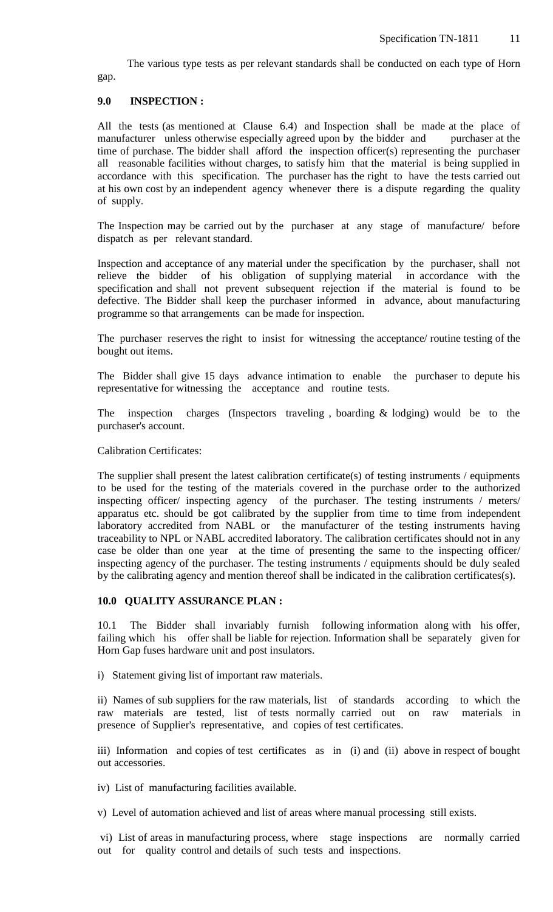The various type tests as per relevant standards shall be conducted on each type of Horn gap.

## 9.0 INSPECTION :

All the tests (as mentioned at Clause 6.4) and Inspection shall be made at the place of manufacturer unless otherwise especially agreed upon by the bidder and purchaser at the time of purchase. The bidder shall afford the inspection officer(s) representing the purchaser all reasonable facilities without charges, to satisfy him that the material is being supplied in accordance with this specification. The purchaser has the right to have the tests carried out at his own cost by an independent agency whenever there is a dispute regarding the quality of supply.

The Inspection may be carried out by the purchaser at any stage of manufacture/ before dispatch as per relevant standard.

Inspection and acceptance of any material under the specification by the purchaser, shall not relieve the bidder of his obligation of supplying material in accordance with the specification and shall not prevent subsequent rejection if the material is found to be defective. The Bidder shall keep the purchaser informed in advance, about manufacturing programme so that arrangements can be made for inspection.

The purchaser reserves the right to insist for witnessing the acceptance/ routine testing of the bought out items.

The Bidder shall give 15 days advance intimation to enable the purchaser to depute his representative for witnessing the acceptance and routine tests.

The inspection charges (Inspectors traveling , boarding & lodging) would be to the purchaser's account.

Calibration Certificates:

The supplier shall present the latest calibration certificate(s) of testing instruments / equipments to be used for the testing of the materials covered in the purchase order to the authorized inspecting officer/ inspecting agency of the purchaser. The testing instruments / meters/ apparatus etc. should be got calibrated by the supplier from time to time from independent laboratory accredited from NABL or the manufacturer of the testing instruments having traceability to NPL or NABL accredited laboratory. The calibration certificates should not in any case be older than one year at the time of presenting the same to the inspecting officer/ inspecting agency of the purchaser. The testing instruments / equipments should be duly sealed by the calibrating agency and mention thereof shall be indicated in the calibration certificates(s).

## 10.0 QUALITY ASSURANCE PLAN :

10.1 The Bidder shall invariably furnish following information along with his offer, failing which his offer shall be liable for rejection. Information shall be separately given for Horn Gap fuses hardware unit and post insulators.

i) Statement giving list of important raw materials.

ii) Names of sub suppliers for the raw materials, list of standards according to which the raw materials are tested, list of tests normally carried out on raw materials in presence of Supplier's representative, and copies of test certificates.

iii) Information and copies of test certificates as in (i) and (ii) above in respect of bought out accessories.

iv) List of manufacturing facilities available.

v) Level of automation achieved and list of areas where manual processing still exists.

vi) List of areas in manufacturing process, where stage inspections are normally carried out for quality control and details of such tests and inspections.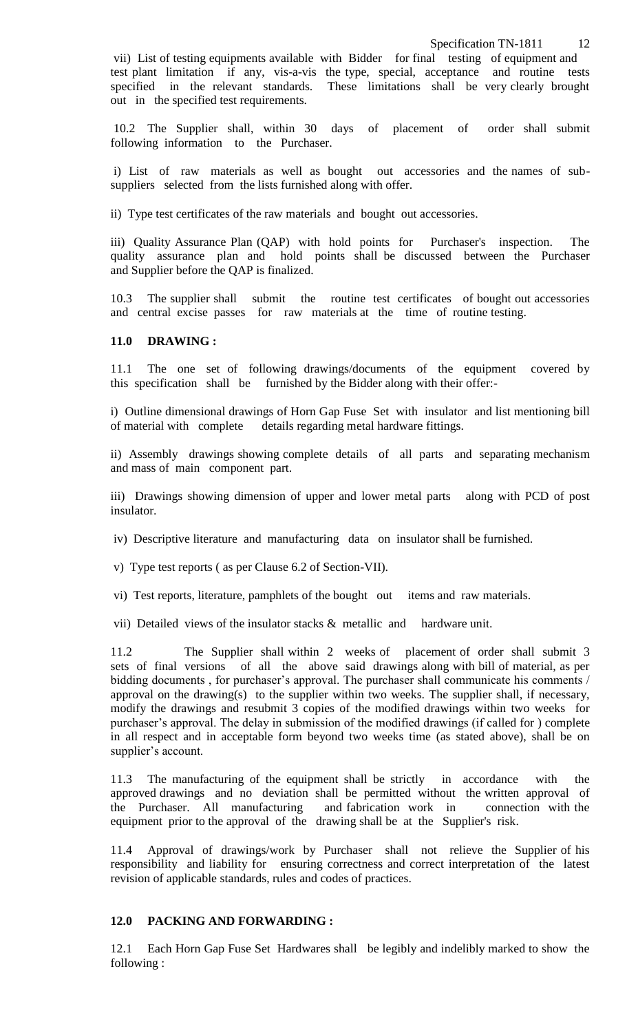vii) List of testing equipments available with Bidder for final testing of equipment and test plant limitation if any, vis-a-vis the type, special, acceptance and routine tests specified in the relevant standards. These limitations shall be very clearly brought out in the specified test requirements.

10.2 The Supplier shall, within 30 days of placement of order shall submit following information to the Purchaser.

i) List of raw materials as well as bought out accessories and the names of sub-suppliers selected from the lists furnished along with offer.

ii) Type test certificates of the raw materials and bought out accessories.

iii) Quality Assurance Plan (QAP) with hold points for Purchaser's inspection. The quality assurance plan and hold points shall be discussed between the Purchaser and Supplier before the QAP is finalized.

10.3 The supplier shall submit the routine test certificates of bought out accessories and central excise passes for raw materials at the time of routine testing.

**11.0 DRAWING :**

11.1 The one set of following drawings/documents of the equipment covered by this specification shall be furnished by the Bidder along with their offer:-

i) Outline dimensional drawings of Horn Gap Fuse Set with insulator and list mentioning bill of material with complete details regarding metal hardware fittings.

ii) Assembly drawings showing complete details of all parts and separating mechanism and mass of main component part.

iii) Drawings showing dimension of upper and lower metal parts along with PCD of post insulator.

iv) Descriptive literature and manufacturing data on insulator shall be furnished.

v) Type test reports ( as per Clause 6.2 of Section-VII).

vi) Test reports, literature, pamphlets of the bought out items and raw materials.

vii) Detailed views of the insulator stacks & metallic and hardware unit.

11.2 The Supplier shall within 2 weeks of placement of order shall submit 3 sets of final versions of all the above said drawings along with bill of material, as per bidding documents , for purchaser's approval. The purchaser shall communicate his comments / approval on the drawing(s) to the supplier within two weeks. The supplier shall, if necessary, modify the drawings and resubmit 3 copies of the modified drawings within two weeks for purchaser's approval. The delay in submission of the modified drawings (if called for ) complete in all respect and in acceptable form beyond two weeks time (as stated above), shall be on supplier's account.

11.3 The manufacturing of the equipment shall be strictly in accordance with the approved drawings and no deviation shall be permitted without the written approval of the Purchaser. All manufacturing and fabrication work in connection with the equipment prior to the approval of the drawing shall be at the Supplier's risk.

11.4 Approval of drawings/work by Purchaser shall not relieve the Supplier of his responsibility and liability for ensuring correctness and correct interpretation of the latest revision of applicable standards, rules and codes of practices.

**12.0 PACKING AND FORWARDING :**

12.1 Each Horn Gap Fuse Set Hardwares shall be legibly and indelibly marked to show the following :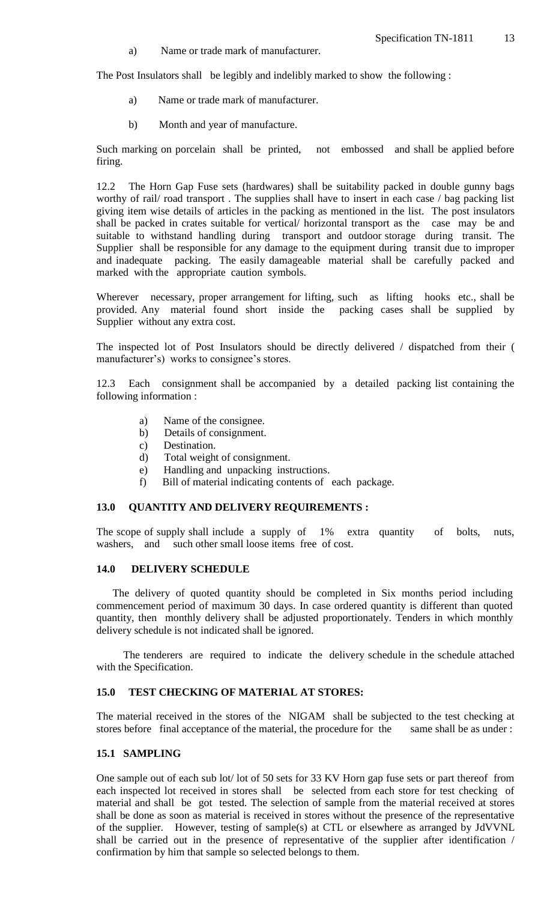a) Name or trade mark of manufacturer.

The Post Insulators shall be legibly and indelibly marked to show the following :

a) Name or trade mark of manufacturer.

b) Month and year of manufacture.

Such marking on porcelain shall be printed, not embossed and shall be applied before firing.

12.2 The Horn Gap Fuse sets (hardwares) shall be suitability packed in double gunny bags worthy of rail/ road transport . The supplies shall have to insert in each case / bag packing list giving item wise details of articles in the packing as mentioned in the list. The post insulators shall be packed in crates suitable for vertical/ horizontal transport as the case may be and suitable to withstand handling during transport and outdoor storage during transit. The Supplier shall be responsible for any damage to the equipment during transit due to improper and inadequate packing. The easily damageable material shall be carefully packed and marked with the appropriate caution symbols.

Wherever necessary, proper arrangement for lifting, such as lifting hooks etc., shall be provided. Any material found short inside the packing cases shall be supplied by Supplier without any extra cost.

The inspected lot of Post Insulators should be directly delivered / dispatched from their ( manufacturer's) works to consignee's stores.

12.3 Each consignment shall be accompanied by a detailed packing list containing the following information :

a) Name of the consignee.
b) Details of consignment.
c) Destination.
d) Total weight of consignment.
e) Handling and unpacking instructions.
f) Bill of material indicating contents of each package.

**13.0 QUANTITY AND DELIVERY REQUIREMENTS :**

The scope of supply shall include a supply of 1% extra quantity of bolts, nuts, washers, and such other small loose items free of cost.

**14.0 DELIVERY SCHEDULE**

The delivery of quoted quantity should be completed in Six months period including commencement period of maximum 30 days. In case ordered quantity is different than quoted quantity, then monthly delivery shall be adjusted proportionately. Tenders in which monthly delivery schedule is not indicated shall be ignored.

The tenderers are required to indicate the delivery schedule in the schedule attached with the Specification.

**15.0 TEST CHECKING OF MATERIAL AT STORES:**

The material received in the stores of the NIGAM shall be subjected to the test checking at stores before final acceptance of the material, the procedure for the same shall be as under :

**15.1 SAMPLING**

One sample out of each sub lot/ lot of 50 sets for 33 KV Horn gap fuse sets or part thereof from each inspected lot received in stores shall be selected from each store for test checking of material and shall be got tested. The selection of sample from the material received at stores shall be done as soon as material is received in stores without the presence of the representative of the supplier. However, testing of sample(s) at CTL or elsewhere as arranged by JdVVNL shall be carried out in the presence of representative of the supplier after identification / confirmation by him that sample so selected belongs to them.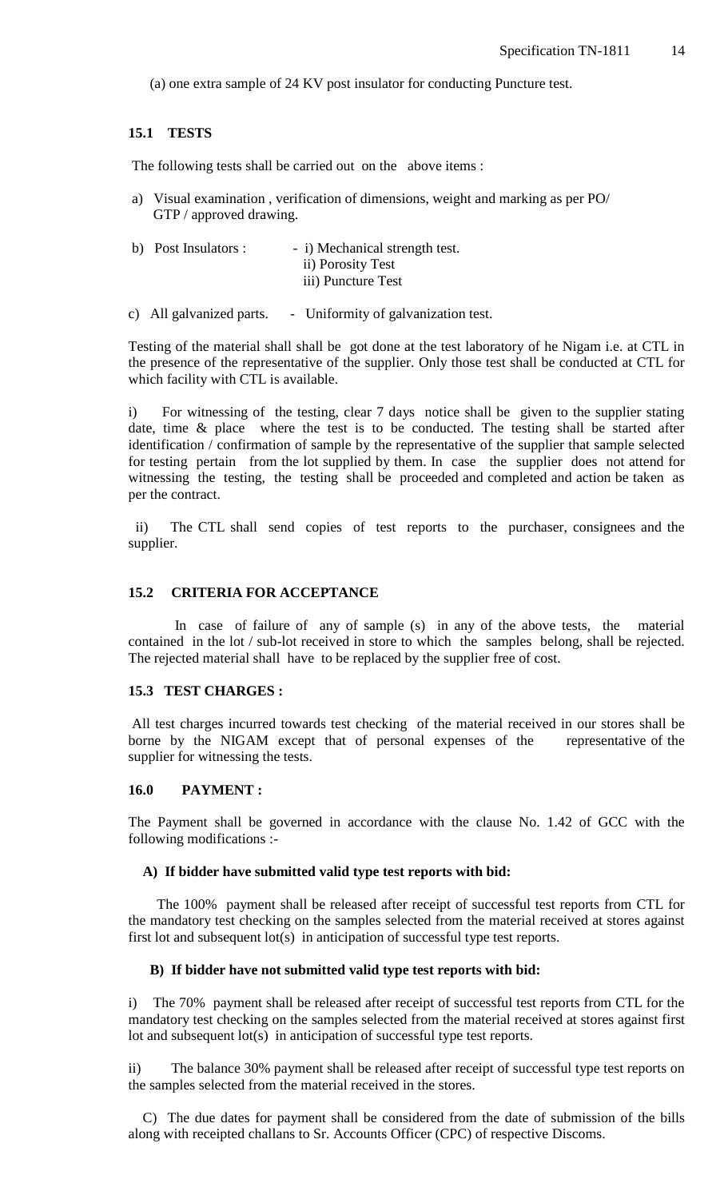(a) one extra sample of 24 KV post insulator for conducting Puncture test.

### 15.1 TESTS

The following tests shall be carried out on the above items :

a) Visual examination , verification of dimensions, weight and marking as per PO/ GTP / approved drawing.

b) Post Insulators : - i) Mechanical strength test.
   ii) Porosity Test
   iii) Puncture Test

c) All galvanized parts. - Uniformity of galvanization test.

Testing of the material shall shall be got done at the test laboratory of he Nigam i.e. at CTL in the presence of the representative of the supplier. Only those test shall be conducted at CTL for which facility with CTL is available.

i) For witnessing of the testing, clear 7 days notice shall be given to the supplier stating date, time & place where the test is to be conducted. The testing shall be started after identification / confirmation of sample by the representative of the supplier that sample selected for testing pertain from the lot supplied by them. In case the supplier does not attend for witnessing the testing, the testing shall be proceeded and completed and action be taken as per the contract.

ii) The CTL shall send copies of test reports to the purchaser, consignees and the supplier.

### 15.2 CRITERIA FOR ACCEPTANCE

In case of failure of any of sample (s) in any of the above tests, the material contained in the lot / sub-lot received in store to which the samples belong, shall be rejected. The rejected material shall have to be replaced by the supplier free of cost.

### 15.3 TEST CHARGES :

All test charges incurred towards test checking of the material received in our stores shall be borne by the NIGAM except that of personal expenses of the representative of the supplier for witnessing the tests.

## 16.0 PAYMENT :

The Payment shall be governed in accordance with the clause No. 1.42 of GCC with the following modifications :-

**A) If bidder have submitted valid type test reports with bid:**

The 100% payment shall be released after receipt of successful test reports from CTL for the mandatory test checking on the samples selected from the material received at stores against first lot and subsequent lot(s) in anticipation of successful type test reports.

**B) If bidder have not submitted valid type test reports with bid:**

i) The 70% payment shall be released after receipt of successful test reports from CTL for the mandatory test checking on the samples selected from the material received at stores against first lot and subsequent lot(s) in anticipation of successful type test reports.

ii) The balance 30% payment shall be released after receipt of successful type test reports on the samples selected from the material received in the stores.

C) The due dates for payment shall be considered from the date of submission of the bills along with receipted challans to Sr. Accounts Officer (CPC) of respective Discoms.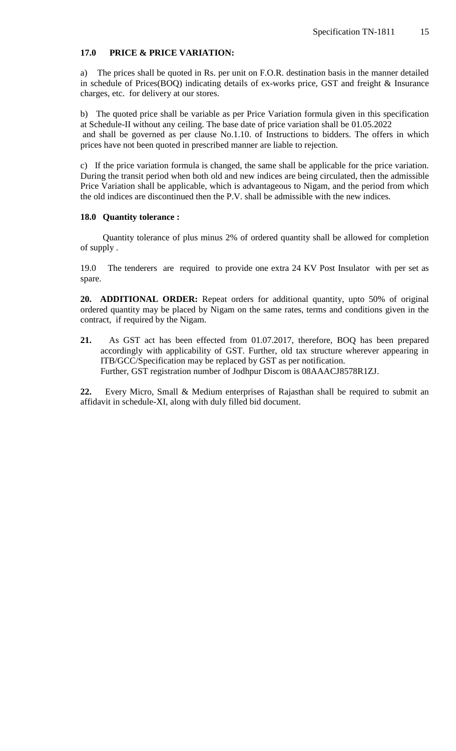**17.0 PRICE & PRICE VARIATION:**

a) The prices shall be quoted in Rs. per unit on F.O.R. destination basis in the manner detailed in schedule of Prices(BOQ) indicating details of ex-works price, GST and freight & Insurance charges, etc. for delivery at our stores.

b) The quoted price shall be variable as per Price Variation formula given in this specification at Schedule-II without any ceiling. The base date of price variation shall be 01.05.2022 and shall be governed as per clause No.1.10. of Instructions to bidders. The offers in which prices have not been quoted in prescribed manner are liable to rejection.

c) If the price variation formula is changed, the same shall be applicable for the price variation. During the transit period when both old and new indices are being circulated, then the admissible Price Variation shall be applicable, which is advantageous to Nigam, and the period from which the old indices are discontinued then the P.V. shall be admissible with the new indices.

**18.0 Quantity tolerance :**

Quantity tolerance of plus minus 2% of ordered quantity shall be allowed for completion of supply .

19.0 The tenderers are required to provide one extra 24 KV Post Insulator with per set as spare.

**20. ADDITIONAL ORDER:** Repeat orders for additional quantity, upto 50% of original ordered quantity may be placed by Nigam on the same rates, terms and conditions given in the contract, if required by the Nigam.

**21.** As GST act has been effected from 01.07.2017, therefore, BOQ has been prepared accordingly with applicability of GST. Further, old tax structure wherever appearing in ITB/GCC/Specification may be replaced by GST as per notification.
Further, GST registration number of Jodhpur Discom is 08AAACJ8578R1ZJ.

**22.** Every Micro, Small & Medium enterprises of Rajasthan shall be required to submit an affidavit in schedule-XI, along with duly filled bid document.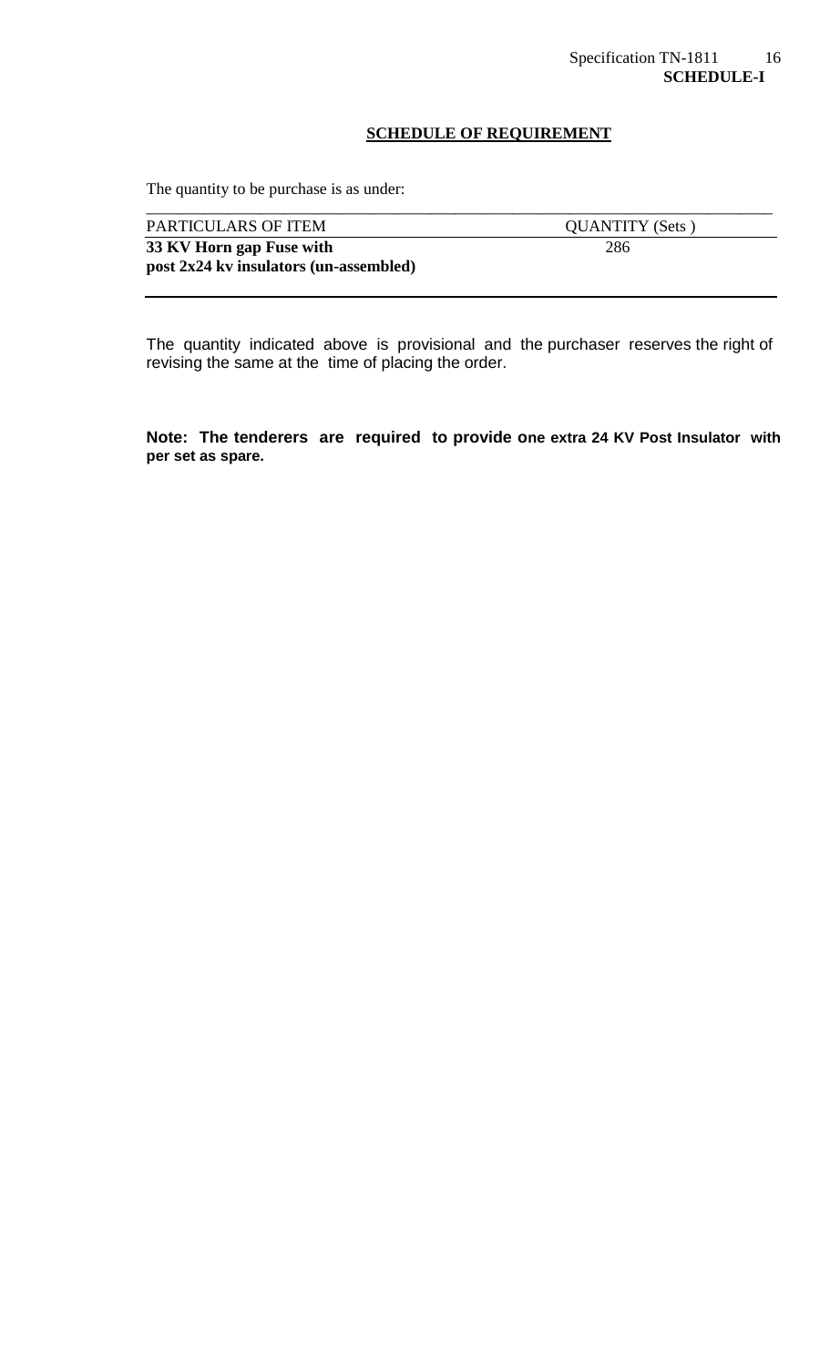**SCHEDULE-I**

## SCHEDULE OF REQUIREMENT

The quantity to be purchase is as under:

| PARTICULARS OF ITEM | QUANTITY (Sets ) |
|---|---|
| **33 KV Horn gap Fuse with post 2x24 kv insulators (un-assembled)** | 286 |

The quantity indicated above is provisional and the purchaser reserves the right of revising the same at the time of placing the order.

**Note: The tenderers are required to provide one extra 24 KV Post Insulator with per set as spare.**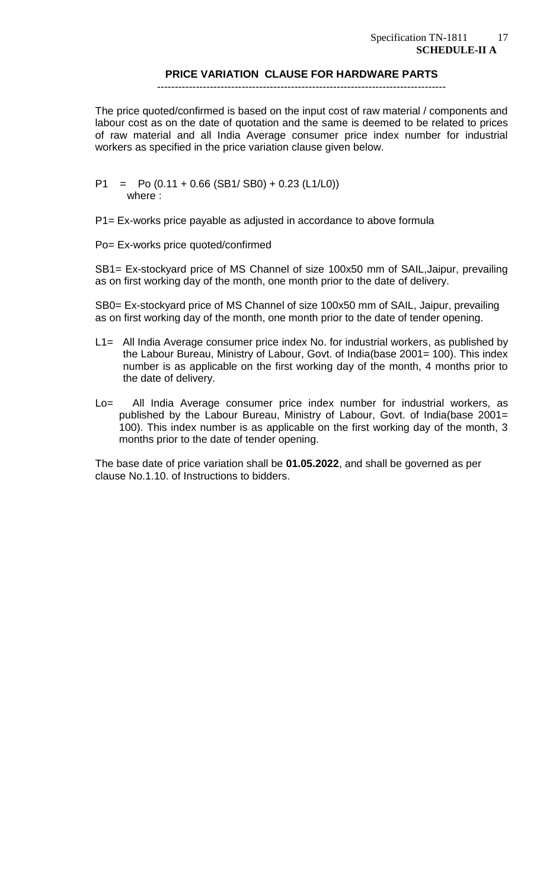**SCHEDULE-II A**

## PRICE VARIATION CLAUSE FOR HARDWARE PARTS

The price quoted/confirmed is based on the input cost of raw material / components and labour cost as on the date of quotation and the same is deemed to be related to prices of raw material and all India Average consumer price index number for industrial workers as specified in the price variation clause given below.

$$P1 = Po\,(0.11 + 0.66\,(SB1/SB0) + 0.23\,(L1/L0))$$

where :

P1= Ex-works price payable as adjusted in accordance to above formula

Po= Ex-works price quoted/confirmed

SB1= Ex-stockyard price of MS Channel of size 100x50 mm of SAIL,Jaipur, prevailing as on first working day of the month, one month prior to the date of delivery.

SB0= Ex-stockyard price of MS Channel of size 100x50 mm of SAIL, Jaipur, prevailing as on first working day of the month, one month prior to the date of tender opening.

L1= All India Average consumer price index No. for industrial workers, as published by the Labour Bureau, Ministry of Labour, Govt. of India(base 2001= 100). This index number is as applicable on the first working day of the month, 4 months prior to the date of delivery.

Lo= All India Average consumer price index number for industrial workers, as published by the Labour Bureau, Ministry of Labour, Govt. of India(base 2001= 100). This index number is as applicable on the first working day of the month, 3 months prior to the date of tender opening.

The base date of price variation shall be **01.05.2022**, and shall be governed as per clause No.1.10. of Instructions to bidders.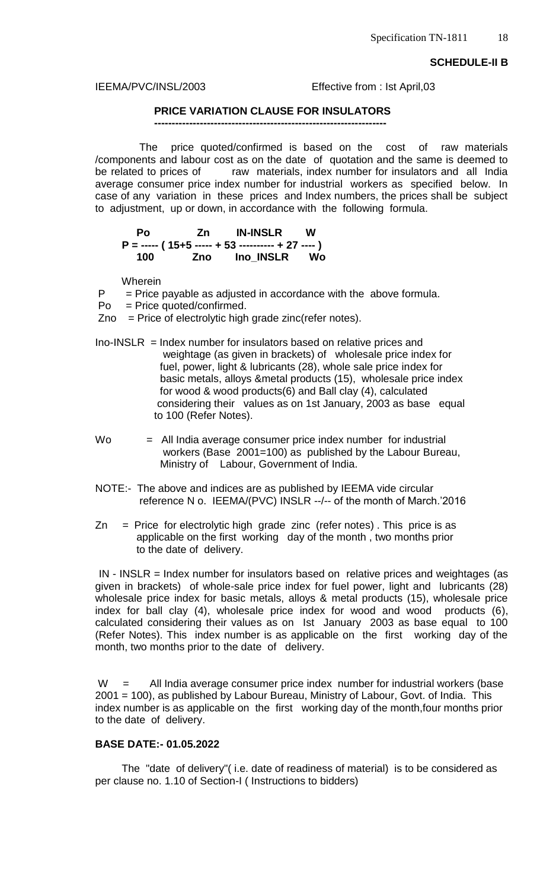**SCHEDULE-II B**

IEEMA/PVC/INSL/2003 Effective from : Ist April,03

## PRICE VARIATION CLAUSE FOR INSULATORS

The price quoted/confirmed is based on the cost of raw materials /components and labour cost as on the date of quotation and the same is deemed to be related to prices of raw materials, index number for insulators and all India average consumer price index number for industrial workers as specified below. In case of any variation in these prices and Index numbers, the prices shall be subject to adjustment, up or down, in accordance with the following formula.

$$P = \frac{Po}{100} \left( 15 + 5 \frac{Zn}{Zno} + 53 \frac{IN\text{-}INSLR}{Ino\_INSLR} + 27 \frac{W}{Wo} \right)$$

Wherein

- P = Price payable as adjusted in accordance with the above formula.
- Po = Price quoted/confirmed.
- Zno = Price of electrolytic high grade zinc(refer notes).

Ino-INSLR = Index number for insulators based on relative prices and weightage (as given in brackets) of wholesale price index for fuel, power, light & lubricants (28), whole sale price index for basic metals, alloys &metal products (15), wholesale price index for wood & wood products(6) and Ball clay (4), calculated considering their values as on 1st January, 2003 as base equal to 100 (Refer Notes).

Wo = All India average consumer price index number for industrial workers (Base 2001=100) as published by the Labour Bureau, Ministry of Labour, Government of India.

NOTE:- The above and indices are as published by IEEMA vide circular reference N o. IEEMA/(PVC) INSLR --/-- of the month of March.'2016

Zn = Price for electrolytic high grade zinc (refer notes) . This price is as applicable on the first working day of the month , two months prior to the date of delivery.

IN - INSLR = Index number for insulators based on relative prices and weightages (as given in brackets) of whole-sale price index for fuel power, light and lubricants (28) wholesale price index for basic metals, alloys & metal products (15), wholesale price index for ball clay (4), wholesale price index for wood and wood products (6), calculated considering their values as on Ist January 2003 as base equal to 100 (Refer Notes). This index number is as applicable on the first working day of the month, two months prior to the date of delivery.

W = All India average consumer price index number for industrial workers (base 2001 = 100), as published by Labour Bureau, Ministry of Labour, Govt. of India. This index number is as applicable on the first working day of the month,four months prior to the date of delivery.

**BASE DATE:- 01.05.2022**

The "date of delivery"( i.e. date of readiness of material) is to be considered as per clause no. 1.10 of Section-I ( Instructions to bidders)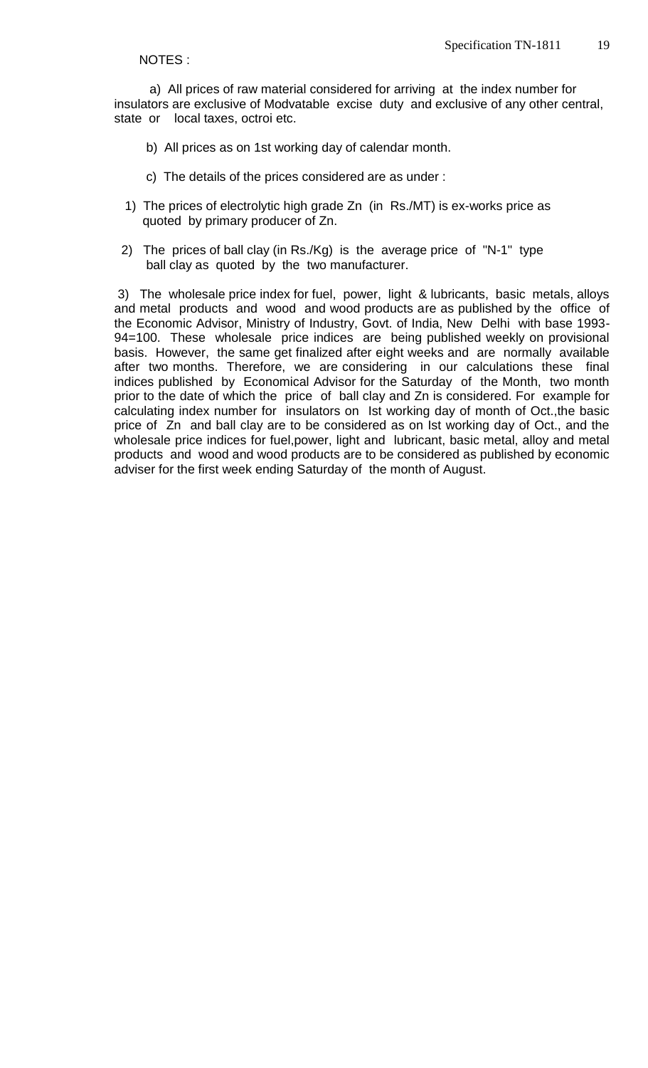NOTES :

a) All prices of raw material considered for arriving at the index number for insulators are exclusive of Modvatable excise duty and exclusive of any other central, state or local taxes, octroi etc.

b) All prices as on 1st working day of calendar month.

c) The details of the prices considered are as under :

1) The prices of electrolytic high grade Zn (in Rs./MT) is ex-works price as quoted by primary producer of Zn.

2) The prices of ball clay (in Rs./Kg) is the average price of "N-1" type ball clay as quoted by the two manufacturer.

3) The wholesale price index for fuel, power, light & lubricants, basic metals, alloys and metal products and wood and wood products are as published by the office of the Economic Advisor, Ministry of Industry, Govt. of India, New Delhi with base 1993-94=100. These wholesale price indices are being published weekly on provisional basis. However, the same get finalized after eight weeks and are normally available after two months. Therefore, we are considering in our calculations these final indices published by Economical Advisor for the Saturday of the Month, two month prior to the date of which the price of ball clay and Zn is considered. For example for calculating index number for insulators on Ist working day of month of Oct.,the basic price of Zn and ball clay are to be considered as on Ist working day of Oct., and the wholesale price indices for fuel,power, light and lubricant, basic metal, alloy and metal products and wood and wood products are to be considered as published by economic adviser for the first week ending Saturday of the month of August.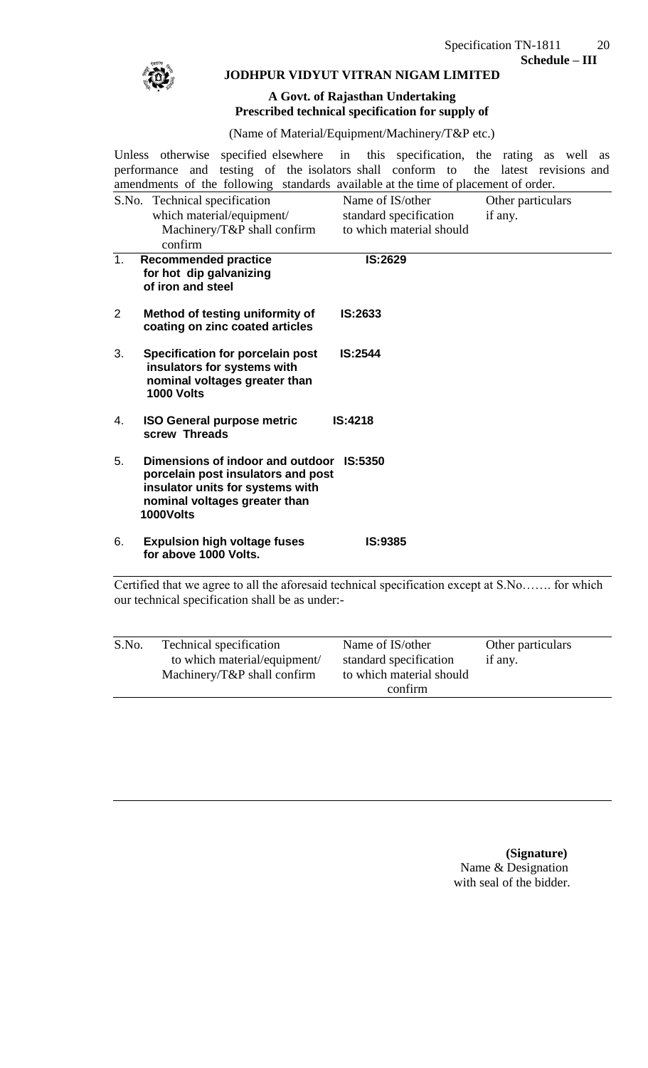**Schedule – III**

## JODHPUR VIDYUT VITRAN NIGAM LIMITED

**A Govt. of Rajasthan Undertaking**
**Prescribed technical specification for supply of**

(Name of Material/Equipment/Machinery/T&P etc.)

Unless otherwise specified elsewhere in this specification, the rating as well as performance and testing of the isolators shall conform to the latest revisions and amendments of the following standards available at the time of placement of order.

| S.No. | Technical specification which material/equipment/ Machinery/T&P shall confirm confirm | Name of IS/other standard specification to which material should | Other particulars if any. |
|---|---|---|---|
| 1. | **Recommended practice for hot dip galvanizing of iron and steel** | **IS:2629** | |
| 2 | **Method of testing uniformity of coating on zinc coated articles** | **IS:2633** | |
| 3. | **Specification for porcelain post insulators for systems with nominal voltages greater than 1000 Volts** | **IS:2544** | |
| 4. | **ISO General purpose metric screw Threads** | **IS:4218** | |
| 5. | **Dimensions of indoor and outdoor porcelain post insulators and post insulator units for systems with nominal voltages greater than 1000Volts** | **IS:5350** | |
| 6. | **Expulsion high voltage fuses for above 1000 Volts.** | **IS:9385** | |

Certified that we agree to all the aforesaid technical specification except at S.No……. for which our technical specification shall be as under:-

| S.No. | Technical specification to which material/equipment/ Machinery/T&P shall confirm | Name of IS/other standard specification to which material should confirm | Other particulars if any. |
|---|---|---|---|
| | | | |

**(Signature)**
Name & Designation
with seal of the bidder.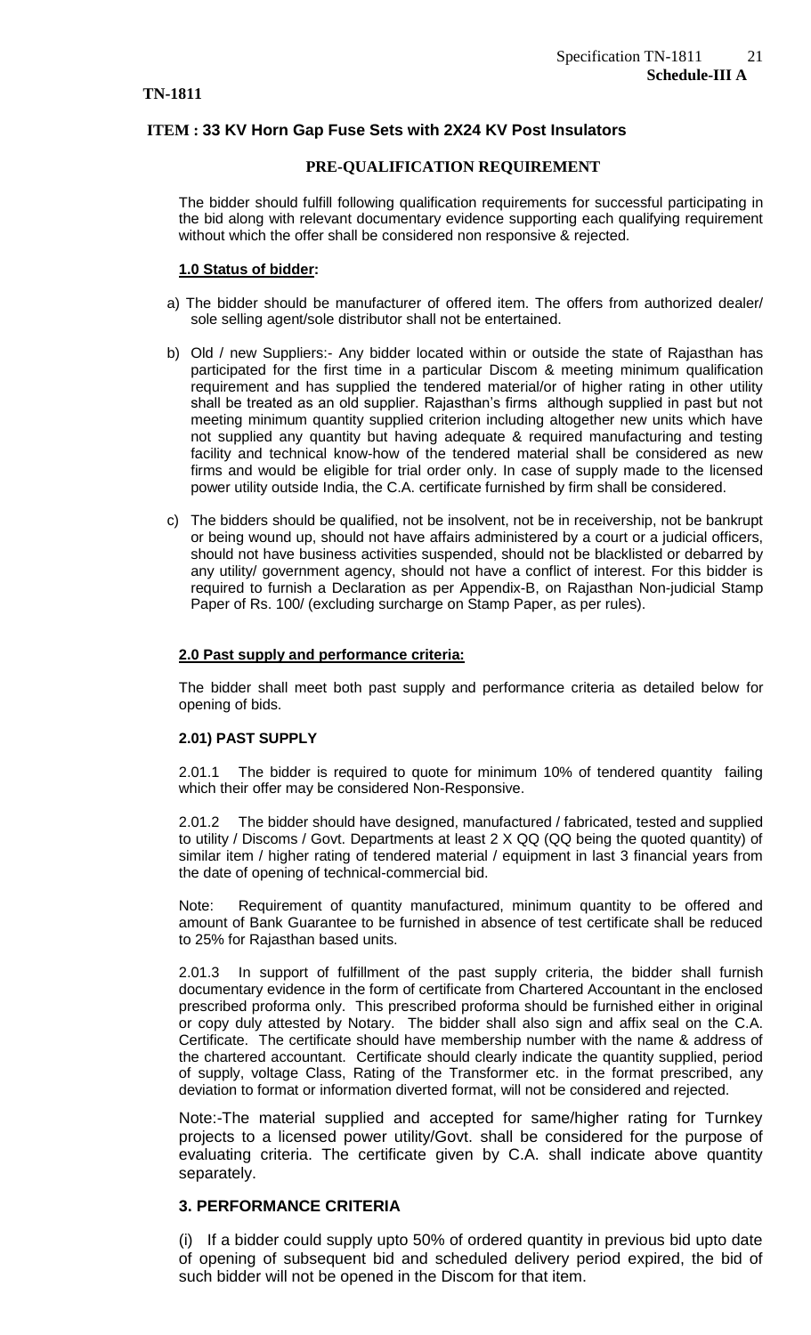**TN-1811**

**Schedule-III A**

## ITEM : 33 KV Horn Gap Fuse Sets with 2X24 KV Post Insulators

### PRE-QUALIFICATION REQUIREMENT

The bidder should fulfill following qualification requirements for successful participating in the bid along with relevant documentary evidence supporting each qualifying requirement without which the offer shall be considered non responsive & rejected.

**1.0 Status of bidder:**

a) The bidder should be manufacturer of offered item. The offers from authorized dealer/ sole selling agent/sole distributor shall not be entertained.

b) Old / new Suppliers:- Any bidder located within or outside the state of Rajasthan has participated for the first time in a particular Discom & meeting minimum qualification requirement and has supplied the tendered material/or of higher rating in other utility shall be treated as an old supplier. Rajasthan's firms although supplied in past but not meeting minimum quantity supplied criterion including altogether new units which have not supplied any quantity but having adequate & required manufacturing and testing facility and technical know-how of the tendered material shall be considered as new firms and would be eligible for trial order only. In case of supply made to the licensed power utility outside India, the C.A. certificate furnished by firm shall be considered.

c) The bidders should be qualified, not be insolvent, not be in receivership, not be bankrupt or being wound up, should not have affairs administered by a court or a judicial officers, should not have business activities suspended, should not be blacklisted or debarred by any utility/ government agency, should not have a conflict of interest. For this bidder is required to furnish a Declaration as per Appendix-B, on Rajasthan Non-judicial Stamp Paper of Rs. 100/ (excluding surcharge on Stamp Paper, as per rules).

**2.0 Past supply and performance criteria:**

The bidder shall meet both past supply and performance criteria as detailed below for opening of bids.

**2.01) PAST SUPPLY**

2.01.1 The bidder is required to quote for minimum 10% of tendered quantity failing which their offer may be considered Non-Responsive.

2.01.2 The bidder should have designed, manufactured / fabricated, tested and supplied to utility / Discoms / Govt. Departments at least 2 X QQ (QQ being the quoted quantity) of similar item / higher rating of tendered material / equipment in last 3 financial years from the date of opening of technical-commercial bid.

Note: Requirement of quantity manufactured, minimum quantity to be offered and amount of Bank Guarantee to be furnished in absence of test certificate shall be reduced to 25% for Rajasthan based units.

2.01.3 In support of fulfillment of the past supply criteria, the bidder shall furnish documentary evidence in the form of certificate from Chartered Accountant in the enclosed prescribed proforma only. This prescribed proforma should be furnished either in original or copy duly attested by Notary. The bidder shall also sign and affix seal on the C.A. Certificate. The certificate should have membership number with the name & address of the chartered accountant. Certificate should clearly indicate the quantity supplied, period of supply, voltage Class, Rating of the Transformer etc. in the format prescribed, any deviation to format or information diverted format, will not be considered and rejected.

Note:-The material supplied and accepted for same/higher rating for Turnkey projects to a licensed power utility/Govt. shall be considered for the purpose of evaluating criteria. The certificate given by C.A. shall indicate above quantity separately.

### 3. PERFORMANCE CRITERIA

(i) If a bidder could supply upto 50% of ordered quantity in previous bid upto date of opening of subsequent bid and scheduled delivery period expired, the bid of such bidder will not be opened in the Discom for that item.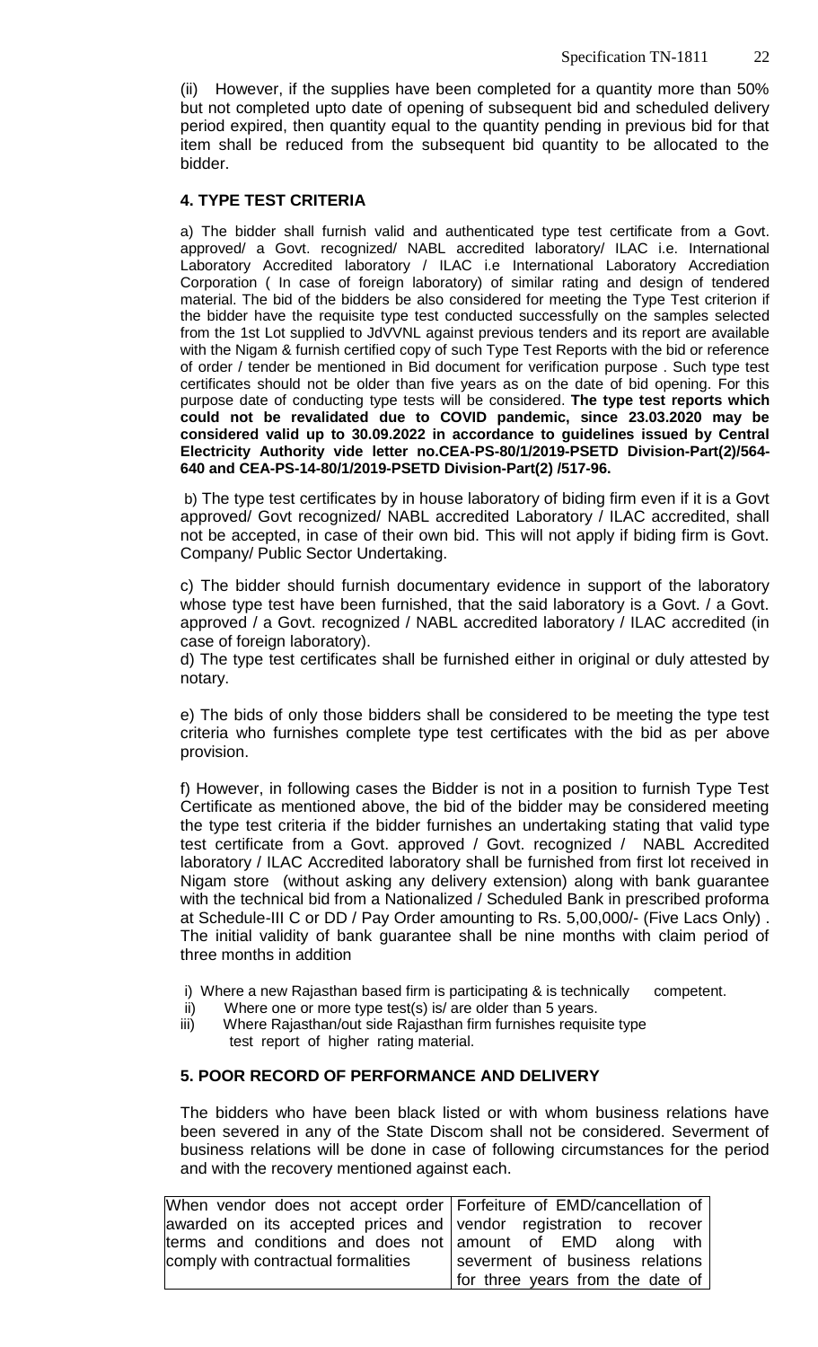(ii) However, if the supplies have been completed for a quantity more than 50% but not completed upto date of opening of subsequent bid and scheduled delivery period expired, then quantity equal to the quantity pending in previous bid for that item shall be reduced from the subsequent bid quantity to be allocated to the bidder.

### 4. TYPE TEST CRITERIA

a) The bidder shall furnish valid and authenticated type test certificate from a Govt. approved/ a Govt. recognized/ NABL accredited laboratory/ ILAC i.e. International Laboratory Accredited laboratory / ILAC i.e International Laboratory Accrediation Corporation ( In case of foreign laboratory) of similar rating and design of tendered material. The bid of the bidders be also considered for meeting the Type Test criterion if the bidder have the requisite type test conducted successfully on the samples selected from the 1st Lot supplied to JdVVNL against previous tenders and its report are available with the Nigam & furnish certified copy of such Type Test Reports with the bid or reference of order / tender be mentioned in Bid document for verification purpose . Such type test certificates should not be older than five years as on the date of bid opening. For this purpose date of conducting type tests will be considered. **The type test reports which could not be revalidated due to COVID pandemic, since 23.03.2020 may be considered valid up to 30.09.2022 in accordance to guidelines issued by Central Electricity Authority vide letter no.CEA-PS-80/1/2019-PSETD Division-Part(2)/564-640 and CEA-PS-14-80/1/2019-PSETD Division-Part(2) /517-96.**

b) The type test certificates by in house laboratory of biding firm even if it is a Govt approved/ Govt recognized/ NABL accredited Laboratory / ILAC accredited, shall not be accepted, in case of their own bid. This will not apply if biding firm is Govt. Company/ Public Sector Undertaking.

c) The bidder should furnish documentary evidence in support of the laboratory whose type test have been furnished, that the said laboratory is a Govt. / a Govt. approved / a Govt. recognized / NABL accredited laboratory / ILAC accredited (in case of foreign laboratory).

d) The type test certificates shall be furnished either in original or duly attested by notary.

e) The bids of only those bidders shall be considered to be meeting the type test criteria who furnishes complete type test certificates with the bid as per above provision.

f) However, in following cases the Bidder is not in a position to furnish Type Test Certificate as mentioned above, the bid of the bidder may be considered meeting the type test criteria if the bidder furnishes an undertaking stating that valid type test certificate from a Govt. approved / Govt. recognized / NABL Accredited laboratory / ILAC Accredited laboratory shall be furnished from first lot received in Nigam store (without asking any delivery extension) along with bank guarantee with the technical bid from a Nationalized / Scheduled Bank in prescribed proforma at Schedule-III C or DD / Pay Order amounting to Rs. 5,00,000/- (Five Lacs Only) . The initial validity of bank guarantee shall be nine months with claim period of three months in addition

i) Where a new Rajasthan based firm is participating & is technically competent.
ii) Where one or more type test(s) is/ are older than 5 years.
iii) Where Rajasthan/out side Rajasthan firm furnishes requisite type test report of higher rating material.

### 5. POOR RECORD OF PERFORMANCE AND DELIVERY

The bidders who have been black listed or with whom business relations have been severed in any of the State Discom shall not be considered. Severment of business relations will be done in case of following circumstances for the period and with the recovery mentioned against each.

| | |
|---|---|
| When vendor does not accept order awarded on its accepted prices and terms and conditions and does not comply with contractual formalities | Forfeiture of EMD/cancellation of vendor registration to recover amount of EMD along with severment of business relations for three years from the date of |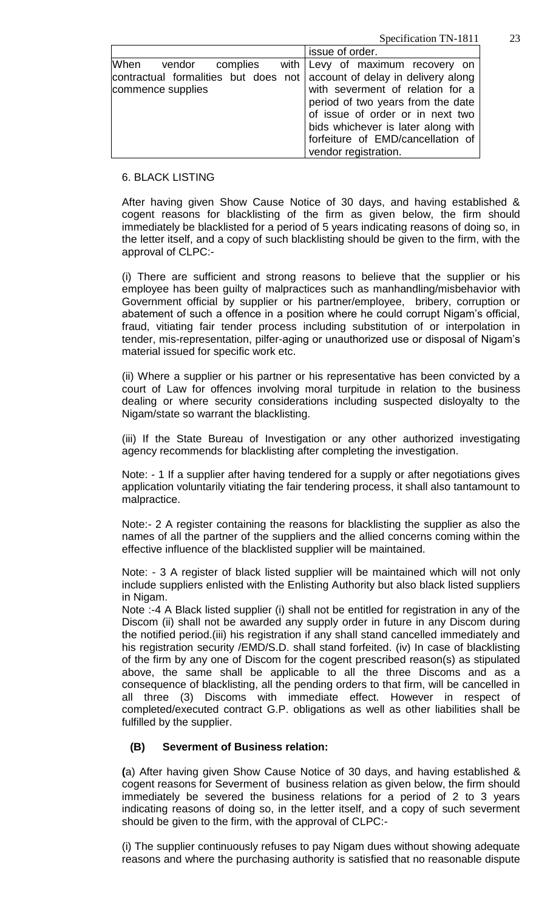| | issue of order. |
|---|---|
| When vendor complies with contractual formalities but does not commence supplies | Levy of maximum recovery on account of delay in delivery along with severment of relation for a period of two years from the date of issue of order or in next two bids whichever is later along with forfeiture of EMD/cancellation of vendor registration. |

6. BLACK LISTING

After having given Show Cause Notice of 30 days, and having established & cogent reasons for blacklisting of the firm as given below, the firm should immediately be blacklisted for a period of 5 years indicating reasons of doing so, in the letter itself, and a copy of such blacklisting should be given to the firm, with the approval of CLPC:-

(i) There are sufficient and strong reasons to believe that the supplier or his employee has been guilty of malpractices such as manhandling/misbehavior with Government official by supplier or his partner/employee, bribery, corruption or abatement of such a offence in a position where he could corrupt Nigam's official, fraud, vitiating fair tender process including substitution of or interpolation in tender, mis-representation, pilfer-aging or unauthorized use or disposal of Nigam's material issued for specific work etc.

(ii) Where a supplier or his partner or his representative has been convicted by a court of Law for offences involving moral turpitude in relation to the business dealing or where security considerations including suspected disloyalty to the Nigam/state so warrant the blacklisting.

(iii) If the State Bureau of Investigation or any other authorized investigating agency recommends for blacklisting after completing the investigation.

Note: - 1 If a supplier after having tendered for a supply or after negotiations gives application voluntarily vitiating the fair tendering process, it shall also tantamount to malpractice.

Note:- 2 A register containing the reasons for blacklisting the supplier as also the names of all the partner of the suppliers and the allied concerns coming within the effective influence of the blacklisted supplier will be maintained.

Note: - 3 A register of black listed supplier will be maintained which will not only include suppliers enlisted with the Enlisting Authority but also black listed suppliers in Nigam.

Note :-4 A Black listed supplier (i) shall not be entitled for registration in any of the Discom (ii) shall not be awarded any supply order in future in any Discom during the notified period.(iii) his registration if any shall stand cancelled immediately and his registration security /EMD/S.D. shall stand forfeited. (iv) In case of blacklisting of the firm by any one of Discom for the cogent prescribed reason(s) as stipulated above, the same shall be applicable to all the three Discoms and as a consequence of blacklisting, all the pending orders to that firm, will be cancelled in all three (3) Discoms with immediate effect. However in respect of completed/executed contract G.P. obligations as well as other liabilities shall be fulfilled by the supplier.

**(B) Severment of Business relation:**

**(**a) After having given Show Cause Notice of 30 days, and having established & cogent reasons for Severment of business relation as given below, the firm should immediately be severed the business relations for a period of 2 to 3 years indicating reasons of doing so, in the letter itself, and a copy of such severment should be given to the firm, with the approval of CLPC:-

(i) The supplier continuously refuses to pay Nigam dues without showing adequate reasons and where the purchasing authority is satisfied that no reasonable dispute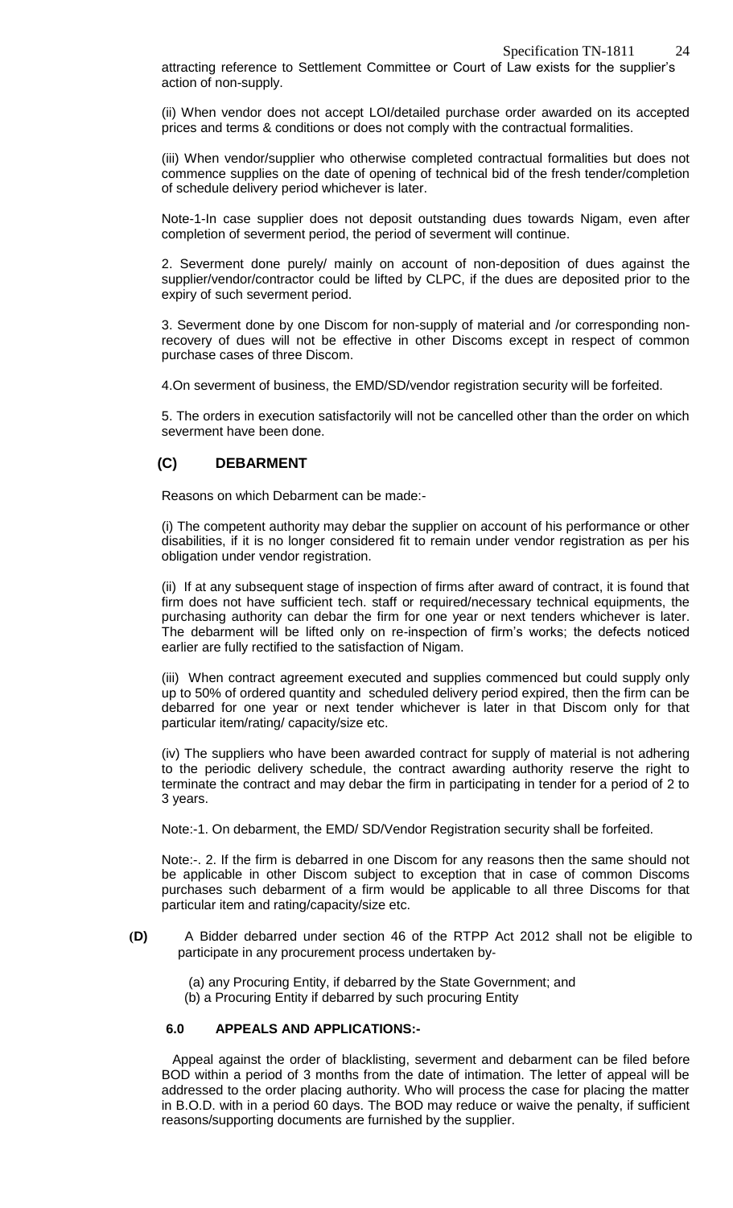attracting reference to Settlement Committee or Court of Law exists for the supplier's action of non-supply.

(ii) When vendor does not accept LOI/detailed purchase order awarded on its accepted prices and terms & conditions or does not comply with the contractual formalities.

(iii) When vendor/supplier who otherwise completed contractual formalities but does not commence supplies on the date of opening of technical bid of the fresh tender/completion of schedule delivery period whichever is later.

Note-1-In case supplier does not deposit outstanding dues towards Nigam, even after completion of severment period, the period of severment will continue.

2. Severment done purely/ mainly on account of non-deposition of dues against the supplier/vendor/contractor could be lifted by CLPC, if the dues are deposited prior to the expiry of such severment period.

3. Severment done by one Discom for non-supply of material and /or corresponding non-recovery of dues will not be effective in other Discoms except in respect of common purchase cases of three Discom.

4.On severment of business, the EMD/SD/vendor registration security will be forfeited.

5. The orders in execution satisfactorily will not be cancelled other than the order on which severment have been done.

### (C) DEBARMENT

Reasons on which Debarment can be made:-

(i) The competent authority may debar the supplier on account of his performance or other disabilities, if it is no longer considered fit to remain under vendor registration as per his obligation under vendor registration.

(ii) If at any subsequent stage of inspection of firms after award of contract, it is found that firm does not have sufficient tech. staff or required/necessary technical equipments, the purchasing authority can debar the firm for one year or next tenders whichever is later. The debarment will be lifted only on re-inspection of firm's works; the defects noticed earlier are fully rectified to the satisfaction of Nigam.

(iii) When contract agreement executed and supplies commenced but could supply only up to 50% of ordered quantity and scheduled delivery period expired, then the firm can be debarred for one year or next tender whichever is later in that Discom only for that particular item/rating/ capacity/size etc.

(iv) The suppliers who have been awarded contract for supply of material is not adhering to the periodic delivery schedule, the contract awarding authority reserve the right to terminate the contract and may debar the firm in participating in tender for a period of 2 to 3 years.

Note:-1. On debarment, the EMD/ SD/Vendor Registration security shall be forfeited.

Note:-. 2. If the firm is debarred in one Discom for any reasons then the same should not be applicable in other Discom subject to exception that in case of common Discoms purchases such debarment of a firm would be applicable to all three Discoms for that particular item and rating/capacity/size etc.

**(D)** A Bidder debarred under section 46 of the RTPP Act 2012 shall not be eligible to participate in any procurement process undertaken by-

(a) any Procuring Entity, if debarred by the State Government; and
(b) a Procuring Entity if debarred by such procuring Entity

### 6.0 APPEALS AND APPLICATIONS:-

Appeal against the order of blacklisting, severment and debarment can be filed before BOD within a period of 3 months from the date of intimation. The letter of appeal will be addressed to the order placing authority. Who will process the case for placing the matter in B.O.D. with in a period 60 days. The BOD may reduce or waive the penalty, if sufficient reasons/supporting documents are furnished by the supplier.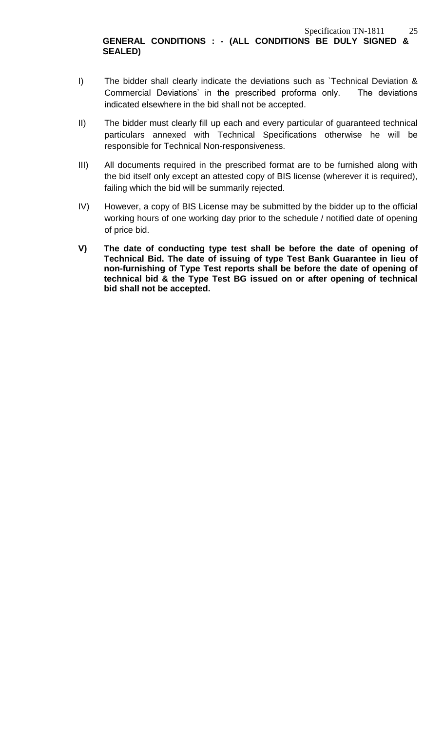**GENERAL CONDITIONS : - (ALL CONDITIONS BE DULY SIGNED & SEALED)**

I) The bidder shall clearly indicate the deviations such as `Technical Deviation & Commercial Deviations' in the prescribed proforma only. The deviations indicated elsewhere in the bid shall not be accepted.

II) The bidder must clearly fill up each and every particular of guaranteed technical particulars annexed with Technical Specifications otherwise he will be responsible for Technical Non-responsiveness.

III) All documents required in the prescribed format are to be furnished along with the bid itself only except an attested copy of BIS license (wherever it is required), failing which the bid will be summarily rejected.

IV) However, a copy of BIS License may be submitted by the bidder up to the official working hours of one working day prior to the schedule / notified date of opening of price bid.

**V) The date of conducting type test shall be before the date of opening of Technical Bid. The date of issuing of type Test Bank Guarantee in lieu of non-furnishing of Type Test reports shall be before the date of opening of technical bid & the Type Test BG issued on or after opening of technical bid shall not be accepted.**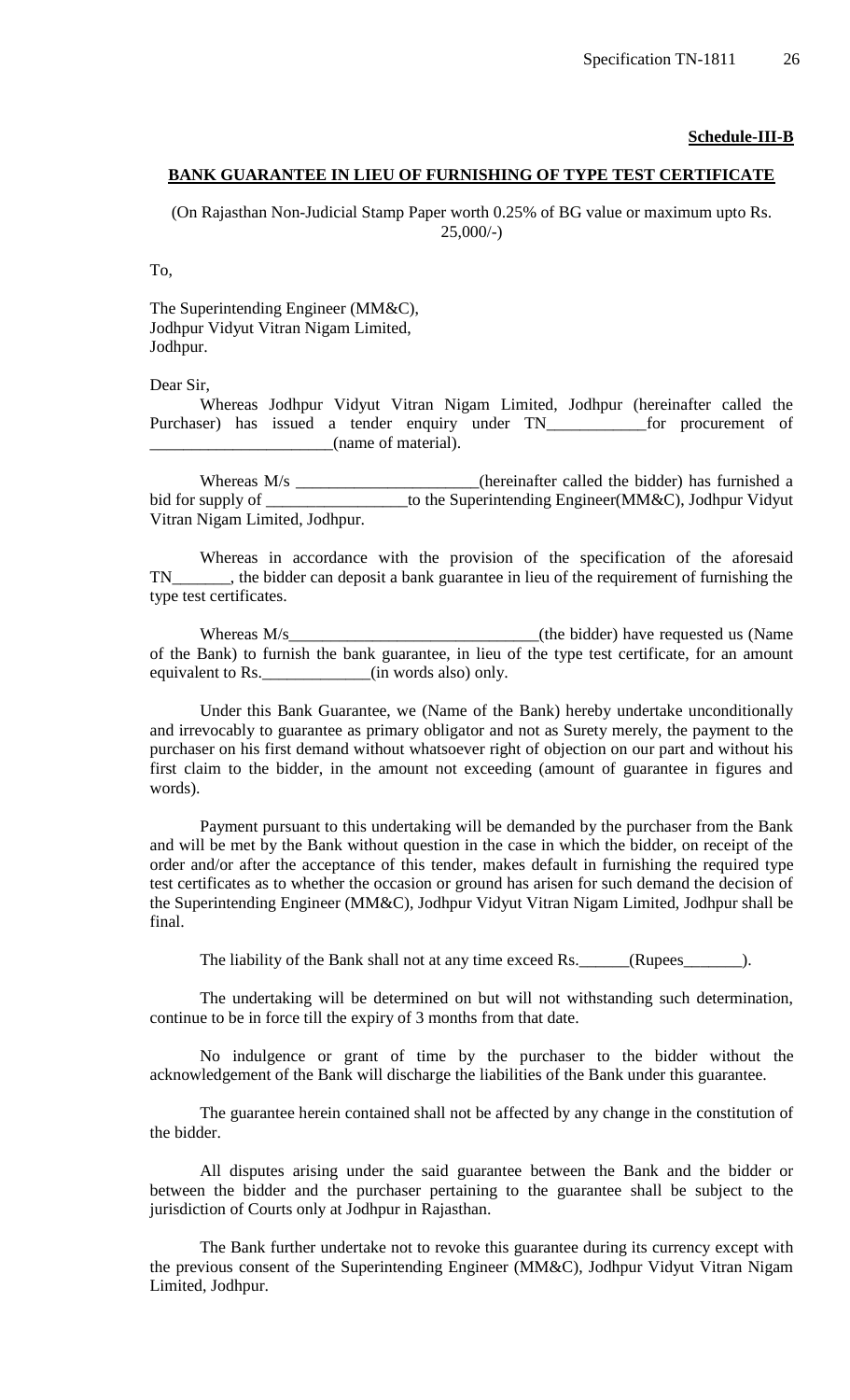**Schedule-III-B**

**BANK GUARANTEE IN LIEU OF FURNISHING OF TYPE TEST CERTIFICATE**

(On Rajasthan Non-Judicial Stamp Paper worth 0.25% of BG value or maximum upto Rs. 25,000/-)

To,

The Superintending Engineer (MM&C),
Jodhpur Vidyut Vitran Nigam Limited,
Jodhpur.

Dear Sir,

Whereas Jodhpur Vidyut Vitran Nigam Limited, Jodhpur (hereinafter called the Purchaser) has issued a tender enquiry under TN____________for procurement of ______________________(name of material).

Whereas M/s ______________________(hereinafter called the bidder) has furnished a bid for supply of _________________to the Superintending Engineer(MM&C), Jodhpur Vidyut Vitran Nigam Limited, Jodhpur.

Whereas in accordance with the provision of the specification of the aforesaid TN_______, the bidder can deposit a bank guarantee in lieu of the requirement of furnishing the type test certificates.

Whereas M/s______________________________(the bidder) have requested us (Name of the Bank) to furnish the bank guarantee, in lieu of the type test certificate, for an amount equivalent to Rs._____________(in words also) only.

Under this Bank Guarantee, we (Name of the Bank) hereby undertake unconditionally and irrevocably to guarantee as primary obligator and not as Surety merely, the payment to the purchaser on his first demand without whatsoever right of objection on our part and without his first claim to the bidder, in the amount not exceeding (amount of guarantee in figures and words).

Payment pursuant to this undertaking will be demanded by the purchaser from the Bank and will be met by the Bank without question in the case in which the bidder, on receipt of the order and/or after the acceptance of this tender, makes default in furnishing the required type test certificates as to whether the occasion or ground has arisen for such demand the decision of the Superintending Engineer (MM&C), Jodhpur Vidyut Vitran Nigam Limited, Jodhpur shall be final.

The liability of the Bank shall not at any time exceed Rs.______(Rupees_______).

The undertaking will be determined on but will not withstanding such determination, continue to be in force till the expiry of 3 months from that date.

No indulgence or grant of time by the purchaser to the bidder without the acknowledgement of the Bank will discharge the liabilities of the Bank under this guarantee.

The guarantee herein contained shall not be affected by any change in the constitution of the bidder.

All disputes arising under the said guarantee between the Bank and the bidder or between the bidder and the purchaser pertaining to the guarantee shall be subject to the jurisdiction of Courts only at Jodhpur in Rajasthan.

The Bank further undertake not to revoke this guarantee during its currency except with the previous consent of the Superintending Engineer (MM&C), Jodhpur Vidyut Vitran Nigam Limited, Jodhpur.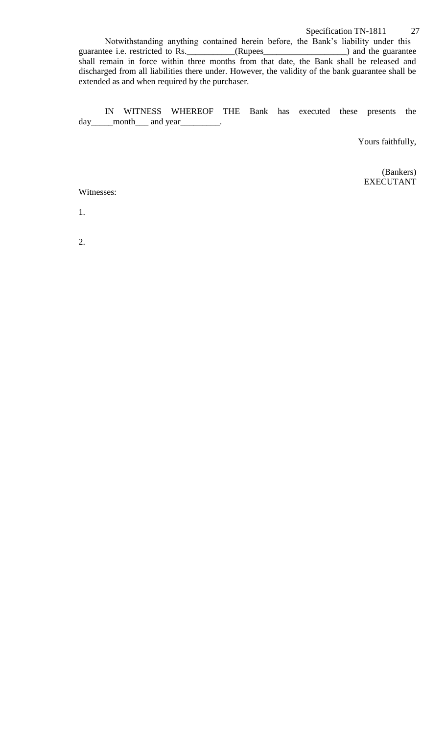Notwithstanding anything contained herein before, the Bank's liability under this guarantee i.e. restricted to Rs.___________(Rupees__________________) and the guarantee shall remain in force within three months from that date, the Bank shall be released and discharged from all liabilities there under. However, the validity of the bank guarantee shall be extended as and when required by the purchaser.

IN WITNESS WHEREOF THE Bank has executed these presents the day_____month___ and year_________.

Yours faithfully,

(Bankers)
EXECUTANT

Witnesses:

1.

2.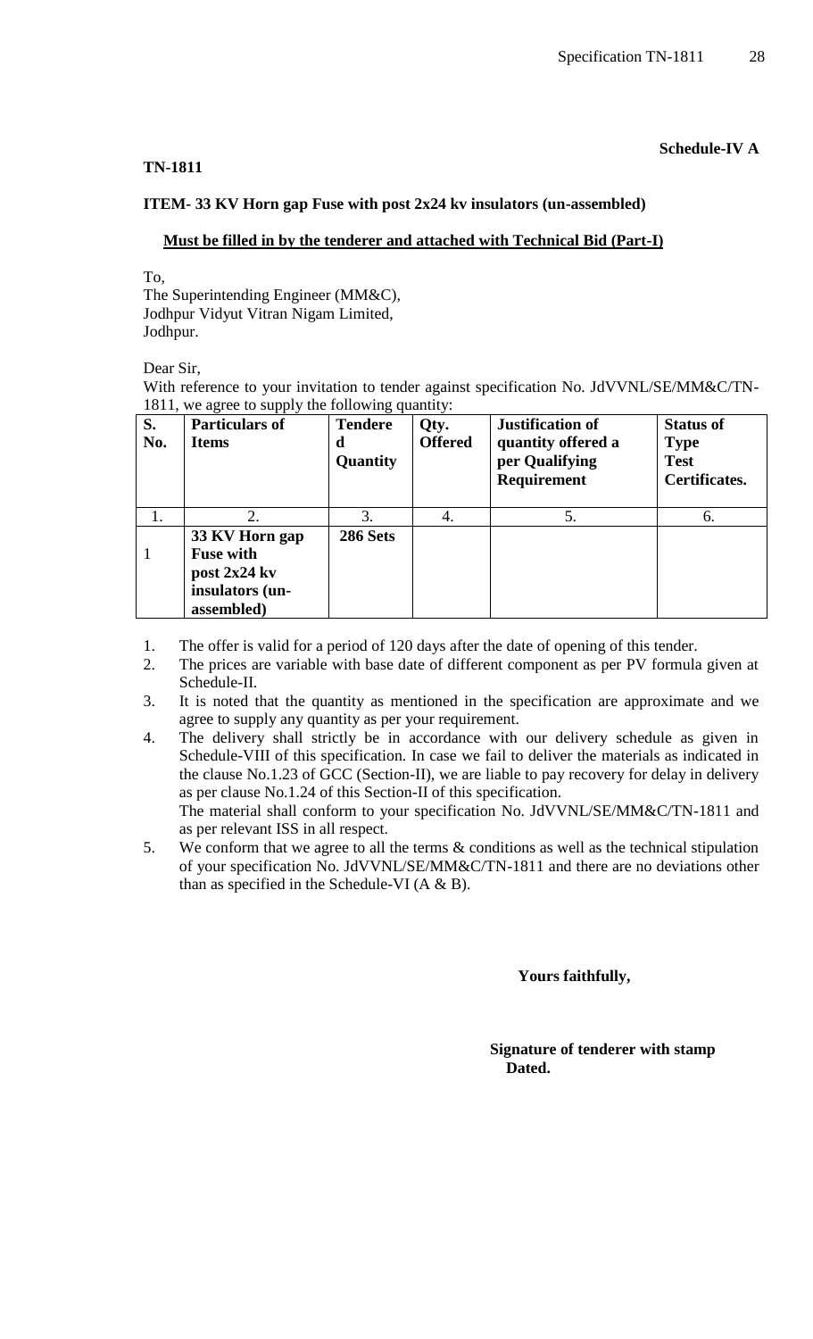**Schedule-IV A**

**TN-1811**

**ITEM- 33 KV Horn gap Fuse with post 2x24 kv insulators (un-assembled)**

**Must be filled in by the tenderer and attached with Technical Bid (Part-I)**

To,
The Superintending Engineer (MM&C),
Jodhpur Vidyut Vitran Nigam Limited,
Jodhpur.

Dear Sir,

With reference to your invitation to tender against specification No. JdVVNL/SE/MM&C/TN-1811, we agree to supply the following quantity:

| S. No. | Particulars of Items | Tendered Quantity | Qty. Offered | Justification of quantity offered a per Qualifying Requirement | Status of Type Test Certificates. |
|---|---|---|---|---|---|
| 1. | 2. | 3. | 4. | 5. | 6. |
| 1 | **33 KV Horn gap Fuse with post 2x24 kv insulators (un-assembled)** | **286 Sets** | | | |

1. The offer is valid for a period of 120 days after the date of opening of this tender.
2. The prices are variable with base date of different component as per PV formula given at Schedule-II.
3. It is noted that the quantity as mentioned in the specification are approximate and we agree to supply any quantity as per your requirement.
4. The delivery shall strictly be in accordance with our delivery schedule as given in Schedule-VIII of this specification. In case we fail to deliver the materials as indicated in the clause No.1.23 of GCC (Section-II), we are liable to pay recovery for delay in delivery as per clause No.1.24 of this Section-II of this specification.
   The material shall conform to your specification No. JdVVNL/SE/MM&C/TN-1811 and as per relevant ISS in all respect.
5. We conform that we agree to all the terms & conditions as well as the technical stipulation of your specification No. JdVVNL/SE/MM&C/TN-1811 and there are no deviations other than as specified in the Schedule-VI (A & B).

**Yours faithfully,**

**Signature of tenderer with stamp**
**Dated.**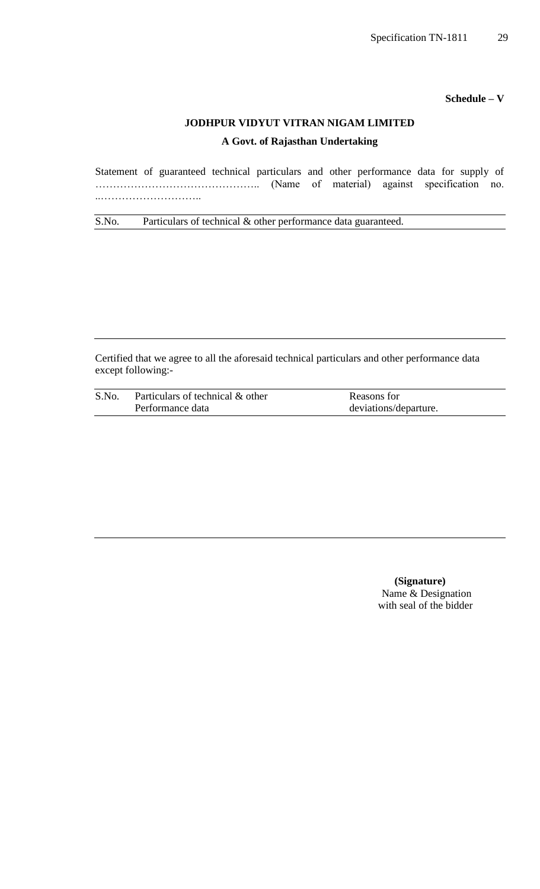**Schedule – V**

**JODHPUR VIDYUT VITRAN NIGAM LIMITED**

**A Govt. of Rajasthan Undertaking**

Statement of guaranteed technical particulars and other performance data for supply of ……………………………………….. (Name of material) against specification no. ..………………………..

| S.No. | Particulars of technical & other performance data guaranteed. |
|---|---|
| | |

Certified that we agree to all the aforesaid technical particulars and other performance data except following:-

| S.No. | Particulars of technical & other Performance data | Reasons for deviations/departure. |
|---|---|---|
| | | |

**(Signature)**
Name & Designation
with seal of the bidder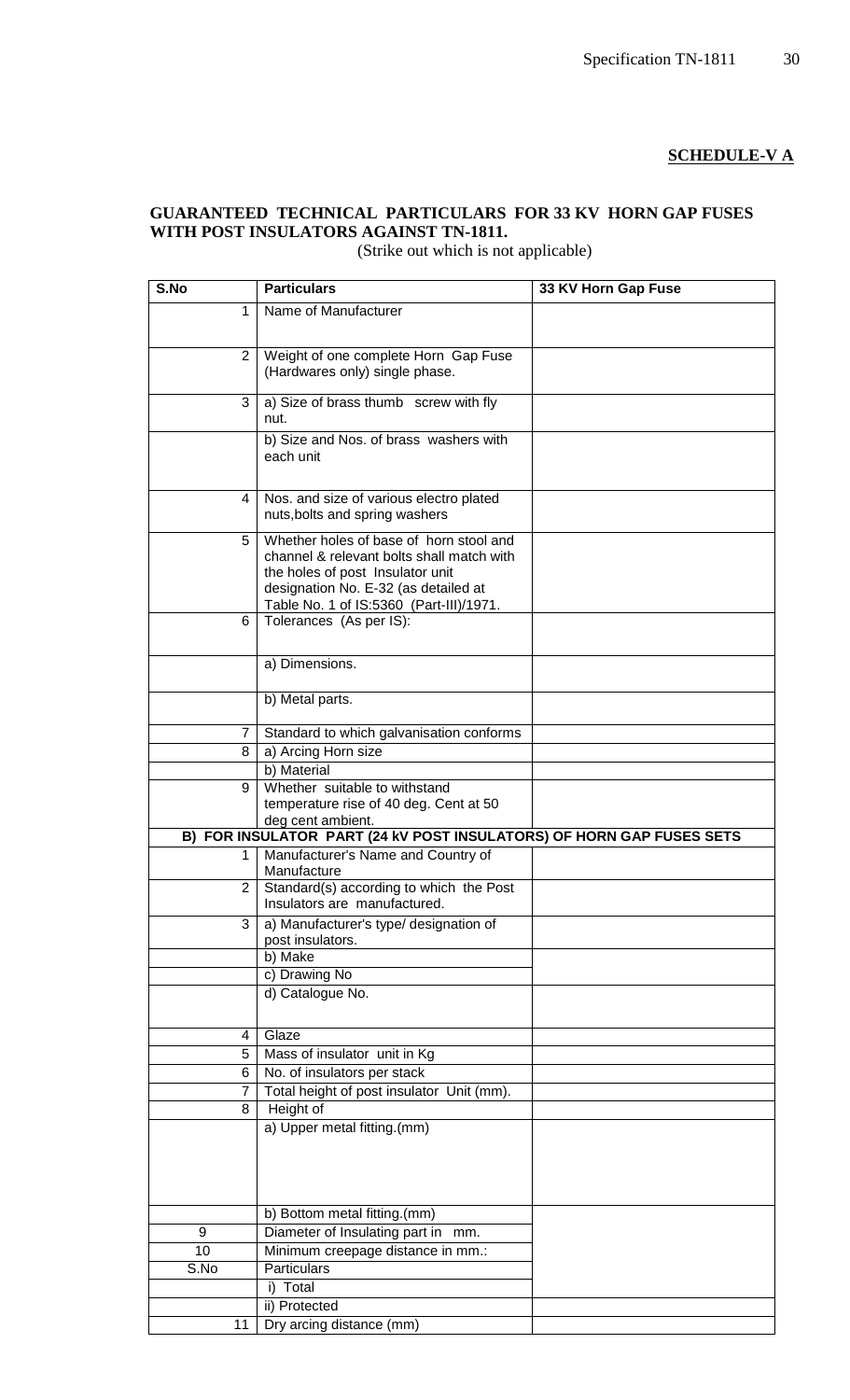**SCHEDULE-V A**

**GUARANTEED TECHNICAL PARTICULARS FOR 33 KV HORN GAP FUSES WITH POST INSULATORS AGAINST TN-1811.**

(Strike out which is not applicable)

| S.No | Particulars | 33 KV Horn Gap Fuse |
|---|---|---|
| 1 | Name of Manufacturer | |
| 2 | Weight of one complete Horn Gap Fuse (Hardwares only) single phase. | |
| 3 | a) Size of brass thumb screw with fly nut. | |
| | b) Size and Nos. of brass washers with each unit | |
| 4 | Nos. and size of various electro plated nuts,bolts and spring washers | |
| 5 | Whether holes of base of horn stool and channel & relevant bolts shall match with the holes of post Insulator unit designation No. E-32 (as detailed at Table No. 1 of IS:5360 (Part-III)/1971. | |
| 6 | Tolerances (As per IS): | |
| | a) Dimensions. | |
| | b) Metal parts. | |
| 7 | Standard to which galvanisation conforms | |
| 8 | a) Arcing Horn size | |
| | b) Material | |
| 9 | Whether suitable to withstand temperature rise of 40 deg. Cent at 50 deg cent ambient. | |
| **B) FOR INSULATOR PART (24 kV POST INSULATORS) OF HORN GAP FUSES SETS** | | |
| 1 | Manufacturer's Name and Country of Manufacture | |
| 2 | Standard(s) according to which the Post Insulators are manufactured. | |
| 3 | a) Manufacturer's type/ designation of post insulators. | |
| | b) Make | |
| | c) Drawing No | |
| | d) Catalogue No. | |
| 4 | Glaze | |
| 5 | Mass of insulator unit in Kg | |
| 6 | No. of insulators per stack | |
| 7 | Total height of post insulator Unit (mm). | |
| 8 | Height of | |
| | a) Upper metal fitting.(mm) | |
| | b) Bottom metal fitting.(mm) | |
| 9 | Diameter of Insulating part in mm. | |
| 10 | Minimum creepage distance in mm.: | |
| S.No | Particulars | |
| | i) Total | |
| | ii) Protected | |
| 11 | Dry arcing distance (mm) | |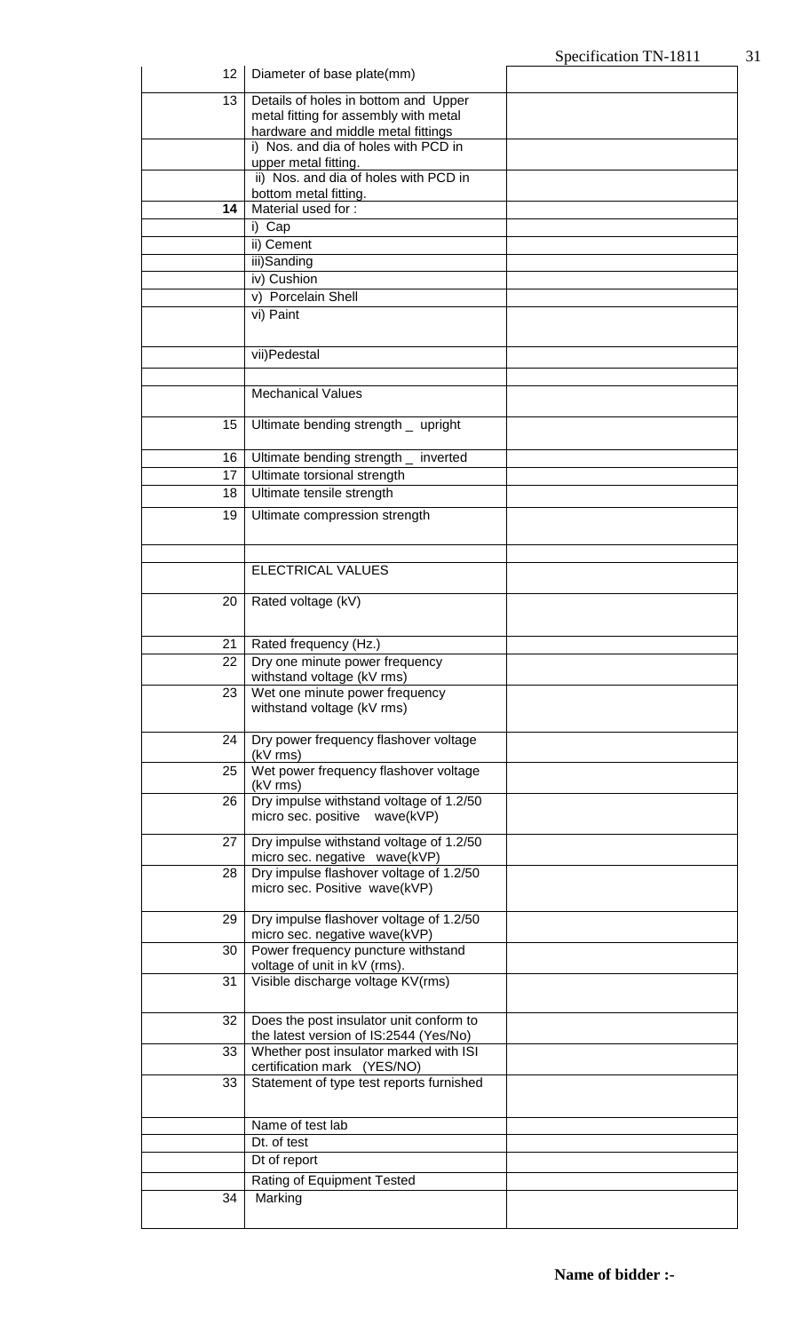| | | |
|---|---|---|
| 12 | Diameter of base plate(mm) | |
| 13 | Details of holes in bottom and Upper metal fitting for assembly with metal hardware and middle metal fittings | |
| | i) Nos. and dia of holes with PCD in upper metal fitting. | |
| | ii) Nos. and dia of holes with PCD in bottom metal fitting. | |
| **14** | Material used for : | |
| | i) Cap | |
| | ii) Cement | |
| | iii)Sanding | |
| | iv) Cushion | |
| | v) Porcelain Shell | |
| | vi) Paint | |
| | vii)Pedestal | |
| | | |
| | Mechanical Values | |
| 15 | Ultimate bending strength _ upright | |
| 16 | Ultimate bending strength _ inverted | |
| 17 | Ultimate torsional strength | |
| 18 | Ultimate tensile strength | |
| 19 | Ultimate compression strength | |
| | | |
| | ELECTRICAL VALUES | |
| 20 | Rated voltage (kV) | |
| 21 | Rated frequency (Hz.) | |
| 22 | Dry one minute power frequency withstand voltage (kV rms) | |
| 23 | Wet one minute power frequency withstand voltage (kV rms) | |
| 24 | Dry power frequency flashover voltage (kV rms) | |
| 25 | Wet power frequency flashover voltage (kV rms) | |
| 26 | Dry impulse withstand voltage of 1.2/50 micro sec. positive wave(kVP) | |
| 27 | Dry impulse withstand voltage of 1.2/50 micro sec. negative wave(kVP) | |
| 28 | Dry impulse flashover voltage of 1.2/50 micro sec. Positive wave(kVP) | |
| 29 | Dry impulse flashover voltage of 1.2/50 micro sec. negative wave(kVP) | |
| 30 | Power frequency puncture withstand voltage of unit in kV (rms). | |
| 31 | Visible discharge voltage KV(rms) | |
| 32 | Does the post insulator unit conform to the latest version of IS:2544 (Yes/No) | |
| 33 | Whether post insulator marked with ISI certification mark (YES/NO) | |
| 33 | Statement of type test reports furnished | |
| | Name of test lab | |
| | Dt. of test | |
| | Dt of report | |
| | Rating of Equipment Tested | |
| 34 | Marking | |

**Name of bidder :-**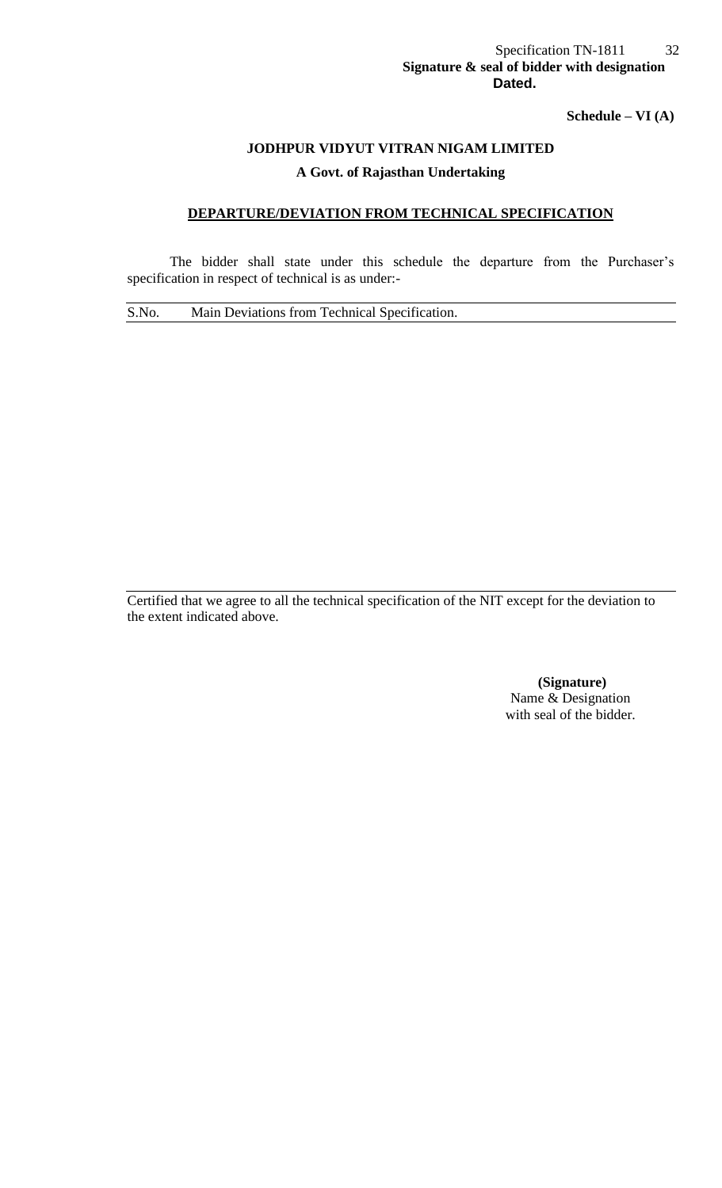**Signature & seal of bidder with designation**
**Dated.**

**Schedule – VI (A)**

**JODHPUR VIDYUT VITRAN NIGAM LIMITED**

**A Govt. of Rajasthan Undertaking**

**DEPARTURE/DEVIATION FROM TECHNICAL SPECIFICATION**

The bidder shall state under this schedule the departure from the Purchaser's specification in respect of technical is as under:-

| S.No. | Main Deviations from Technical Specification. |
|---|---|
| | |

Certified that we agree to all the technical specification of the NIT except for the deviation to the extent indicated above.

**(Signature)**
Name & Designation
with seal of the bidder.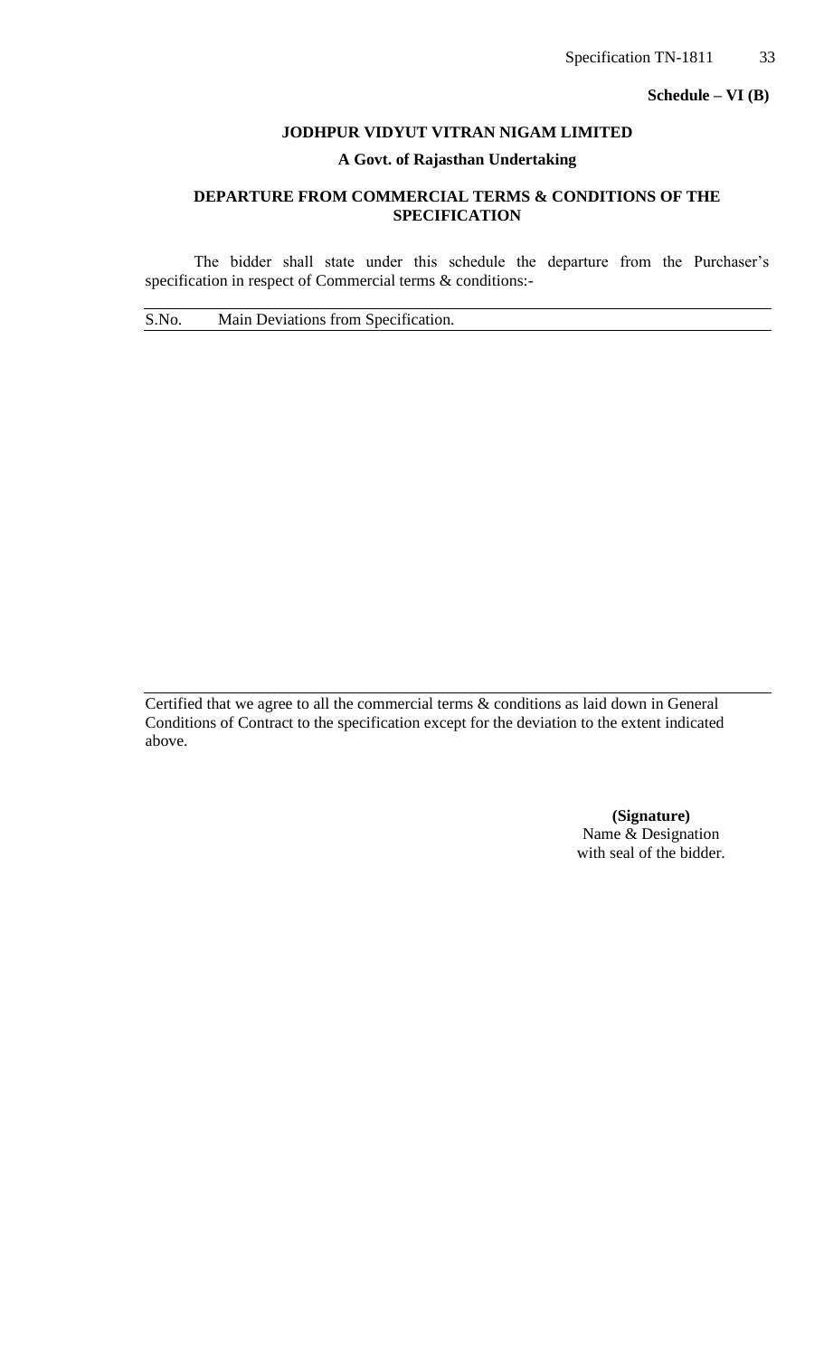**Schedule – VI (B)**

**JODHPUR VIDYUT VITRAN NIGAM LIMITED**

**A Govt. of Rajasthan Undertaking**

**DEPARTURE FROM COMMERCIAL TERMS & CONDITIONS OF THE SPECIFICATION**

The bidder shall state under this schedule the departure from the Purchaser's specification in respect of Commercial terms & conditions:-

| S.No. | Main Deviations from Specification. |
|---|---|
| | |

Certified that we agree to all the commercial terms & conditions as laid down in General Conditions of Contract to the specification except for the deviation to the extent indicated above.

**(Signature)**
Name & Designation
with seal of the bidder.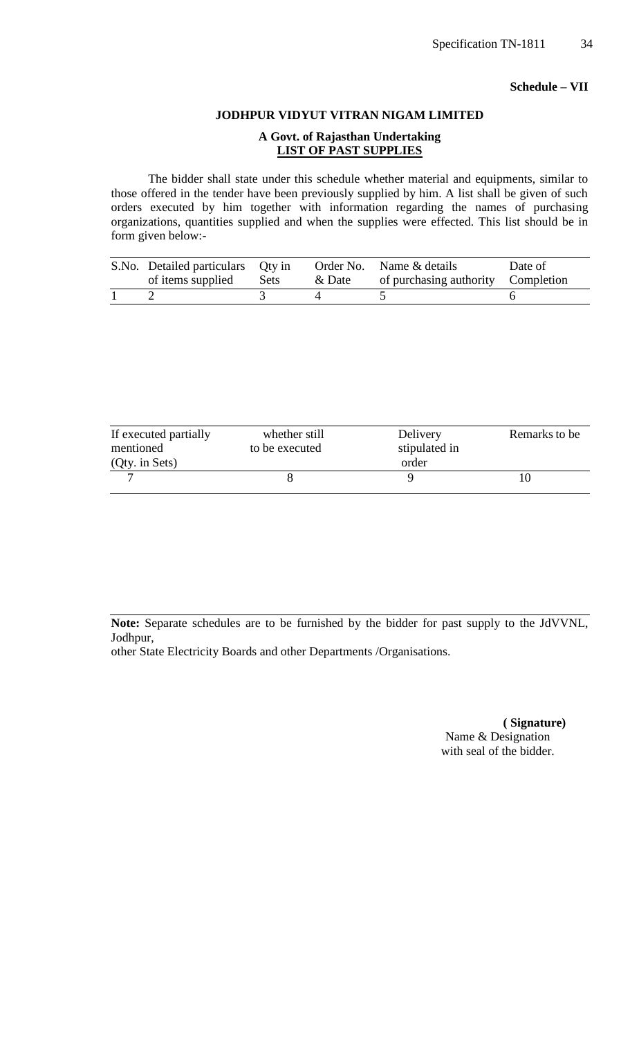**Schedule – VII**

**JODHPUR VIDYUT VITRAN NIGAM LIMITED**

**A Govt. of Rajasthan Undertaking**

**LIST OF PAST SUPPLIES**

The bidder shall state under this schedule whether material and equipments, similar to those offered in the tender have been previously supplied by him. A list shall be given of such orders executed by him together with information regarding the names of purchasing organizations, quantities supplied and when the supplies were effected. This list should be in form given below:-

| S.No. | Detailed particulars of items supplied | Qty in Sets | Order No. & Date | Name & details of purchasing authority | Date of Completion |
|---|---|---|---|---|---|
| 1 | 2 | 3 | 4 | 5 | 6 |

| If executed partially mentioned (Qty. in Sets) | whether still to be executed | Delivery stipulated in order | Remarks to be |
|---|---|---|---|
| 7 | 8 | 9 | 10 |

**Note:** Separate schedules are to be furnished by the bidder for past supply to the JdVVNL, Jodhpur,
other State Electricity Boards and other Departments /Organisations.

**( Signature)**
Name & Designation
with seal of the bidder.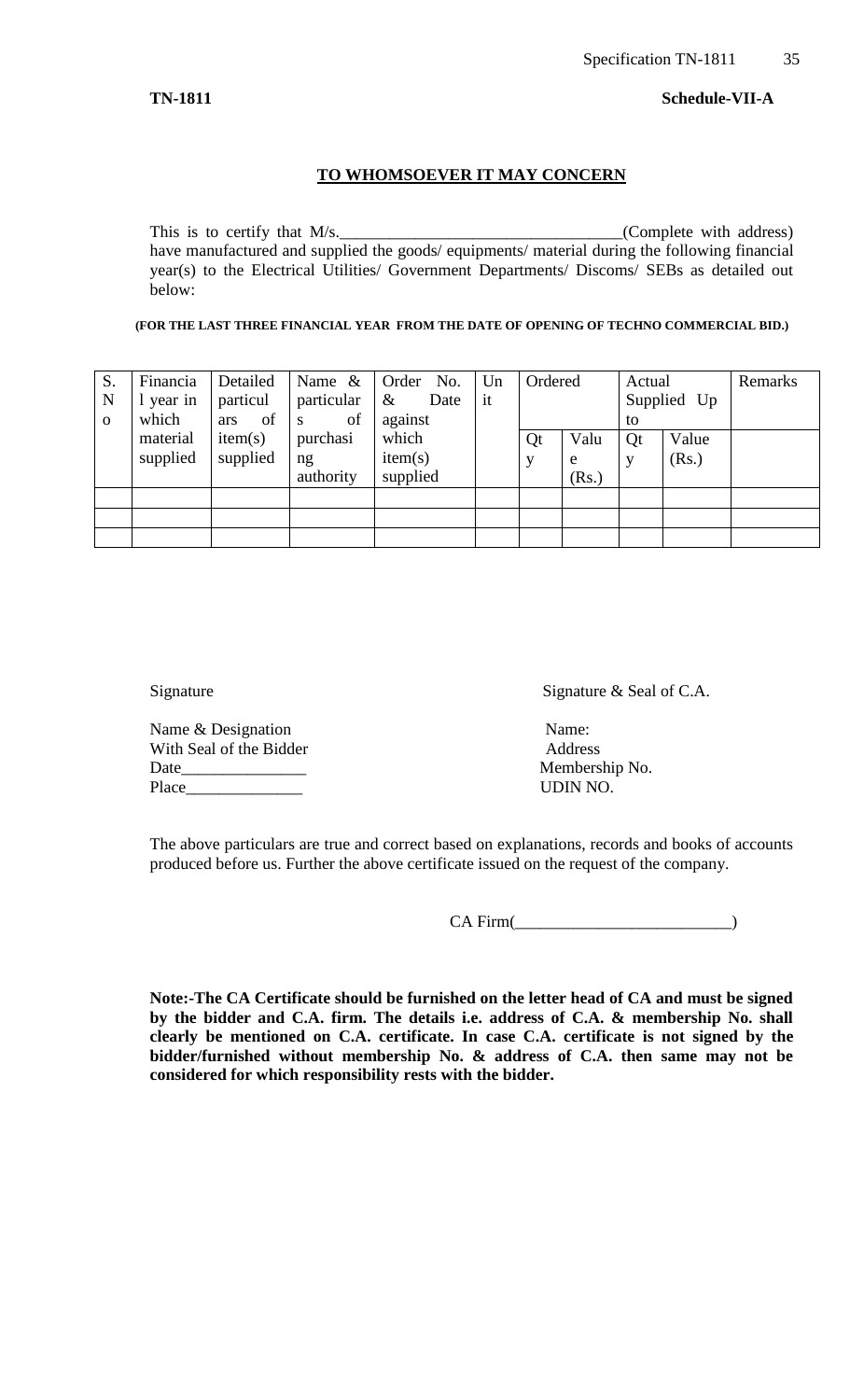**TN-1811** **Schedule-VII-A**

**TO WHOMSOEVER IT MAY CONCERN**

This is to certify that M/s.__________________________________(Complete with address) have manufactured and supplied the goods/ equipments/ material during the following financial year(s) to the Electrical Utilities/ Government Departments/ Discoms/ SEBs as detailed out below:

**(FOR THE LAST THREE FINANCIAL YEAR FROM THE DATE OF OPENING OF TECHNO COMMERCIAL BID.)**

| S. No | Financial year in which material supplied | Detailed particulars of item(s) supplied | Name & particulars of purchasing authority | Order No. & Date against which item(s) supplied | Unit | Ordered | | Actual Supplied Up to | | Remarks |
|---|---|---|---|---|---|---|---|---|---|---|
| | | | | | | Qty | Value (Rs.) | Qty | Value (Rs.) | |
| | | | | | | | | | | |
| | | | | | | | | | | |
| | | | | | | | | | | |

Signature

Name & Designation
With Seal of the Bidder
Date_______________
Place______________

Signature & Seal of C.A.

Name:
Address
Membership No.
UDIN NO.

The above particulars are true and correct based on explanations, records and books of accounts produced before us. Further the above certificate issued on the request of the company.

CA Firm(__________________________)

**Note:-The CA Certificate should be furnished on the letter head of CA and must be signed by the bidder and C.A. firm. The details i.e. address of C.A. & membership No. shall clearly be mentioned on C.A. certificate. In case C.A. certificate is not signed by the bidder/furnished without membership No. & address of C.A. then same may not be considered for which responsibility rests with the bidder.**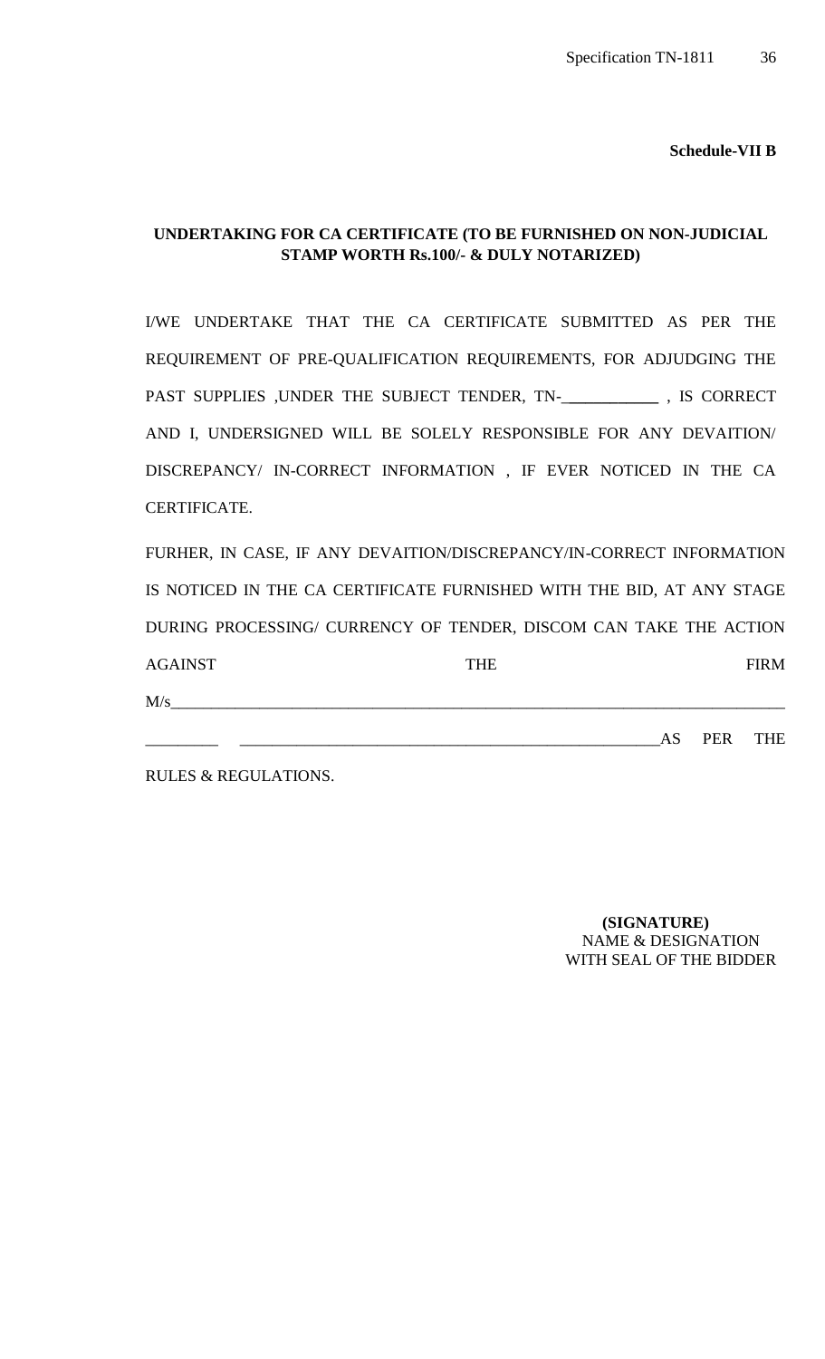**Schedule-VII B**

**UNDERTAKING FOR CA CERTIFICATE (TO BE FURNISHED ON NON-JUDICIAL STAMP WORTH Rs.100/- & DULY NOTARIZED)**

I/WE UNDERTAKE THAT THE CA CERTIFICATE SUBMITTED AS PER THE REQUIREMENT OF PRE-QUALIFICATION REQUIREMENTS, FOR ADJUDGING THE PAST SUPPLIES ,UNDER THE SUBJECT TENDER, TN-___________ , IS CORRECT AND I, UNDERSIGNED WILL BE SOLELY RESPONSIBLE FOR ANY DEVAITION/ DISCREPANCY/ IN-CORRECT INFORMATION , IF EVER NOTICED IN THE CA CERTIFICATE.

FURHER, IN CASE, IF ANY DEVAITION/DISCREPANCY/IN-CORRECT INFORMATION IS NOTICED IN THE CA CERTIFICATE FURNISHED WITH THE BID, AT ANY STAGE DURING PROCESSING/ CURRENCY OF TENDER, DISCOM CAN TAKE THE ACTION AGAINST THE FIRM M/s_____________________________________________________________________________ ________ _____________________________________________________AS PER THE RULES & REGULATIONS.

**(SIGNATURE)**
NAME & DESIGNATION
WITH SEAL OF THE BIDDER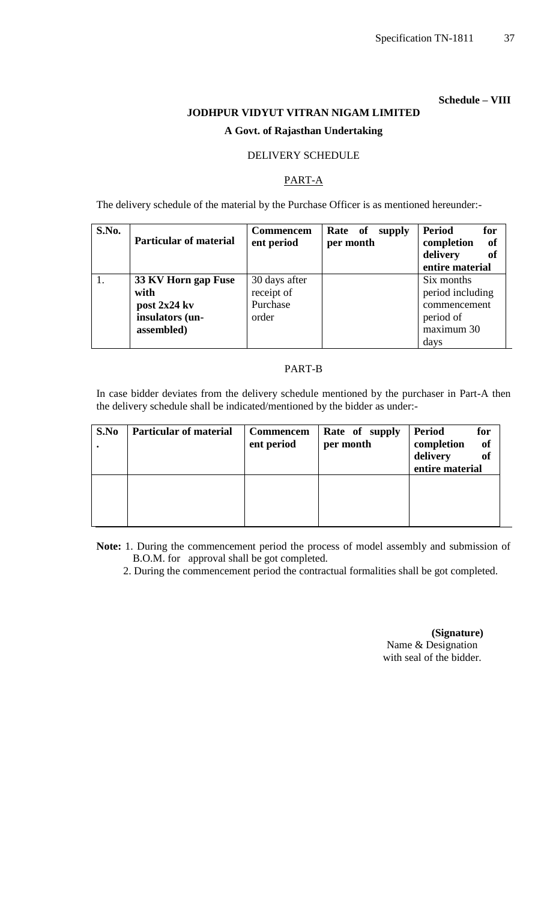**Schedule – VIII**

**JODHPUR VIDYUT VITRAN NIGAM LIMITED**

**A Govt. of Rajasthan Undertaking**

DELIVERY SCHEDULE

PART-A

The delivery schedule of the material by the Purchase Officer is as mentioned hereunder:-

| S.No. | Particular of material | Commencement period | Rate of supply per month | Period for completion of delivery of entire material |
|---|---|---|---|---|
| 1. | **33 KV Horn gap Fuse with post 2x24 kv insulators (un-assembled)** | 30 days after receipt of Purchase order | | Six months period including commencement period of maximum 30 days |

PART-B

In case bidder deviates from the delivery schedule mentioned by the purchaser in Part-A then the delivery schedule shall be indicated/mentioned by the bidder as under:-

| S.No. | Particular of material | Commencement period | Rate of supply per month | Period for completion of delivery of entire material |
|---|---|---|---|---|
| | | | | |

**Note:** 1. During the commencement period the process of model assembly and submission of B.O.M. for approval shall be got completed.

2. During the commencement period the contractual formalities shall be got completed.

**(Signature)**
Name & Designation
with seal of the bidder.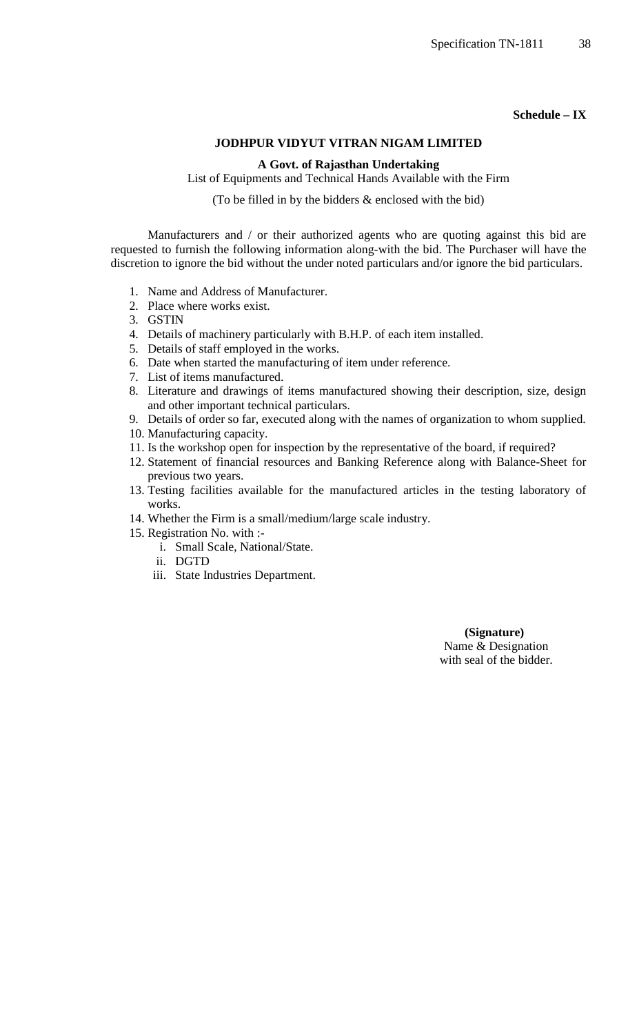**Schedule – IX**

**JODHPUR VIDYUT VITRAN NIGAM LIMITED**

**A Govt. of Rajasthan Undertaking**

List of Equipments and Technical Hands Available with the Firm

(To be filled in by the bidders & enclosed with the bid)

Manufacturers and / or their authorized agents who are quoting against this bid are requested to furnish the following information along-with the bid. The Purchaser will have the discretion to ignore the bid without the under noted particulars and/or ignore the bid particulars.

1. Name and Address of Manufacturer.
2. Place where works exist.
3. GSTIN
4. Details of machinery particularly with B.H.P. of each item installed.
5. Details of staff employed in the works.
6. Date when started the manufacturing of item under reference.
7. List of items manufactured.
8. Literature and drawings of items manufactured showing their description, size, design and other important technical particulars.
9. Details of order so far, executed along with the names of organization to whom supplied.
10. Manufacturing capacity.
11. Is the workshop open for inspection by the representative of the board, if required?
12. Statement of financial resources and Banking Reference along with Balance-Sheet for previous two years.
13. Testing facilities available for the manufactured articles in the testing laboratory of works.
14. Whether the Firm is a small/medium/large scale industry.
15. Registration No. with :-
    1. Small Scale, National/State.
    2. DGTD
    3. State Industries Department.

**(Signature)**
Name & Designation
with seal of the bidder.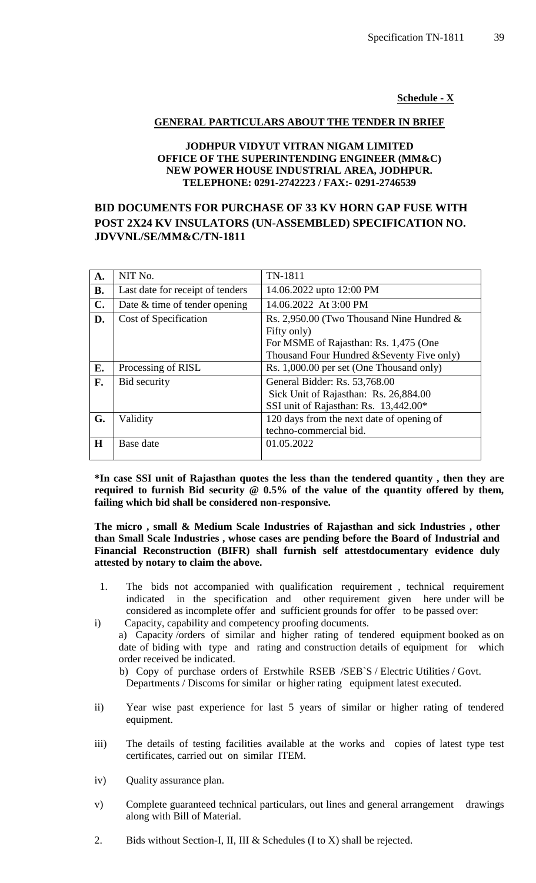**Schedule - X**

**GENERAL PARTICULARS ABOUT THE TENDER IN BRIEF**

**JODHPUR VIDYUT VITRAN NIGAM LIMITED**
**OFFICE OF THE SUPERINTENDING ENGINEER (MM&C)**
**NEW POWER HOUSE INDUSTRIAL AREA, JODHPUR.**
**TELEPHONE: 0291-2742223 / FAX:- 0291-2746539**

## BID DOCUMENTS FOR PURCHASE OF 33 KV HORN GAP FUSE WITH POST 2X24 KV INSULATORS (UN-ASSEMBLED) SPECIFICATION NO. JDVVNL/SE/MM&C/TN-1811

| | | |
|---|---|---|
| **A.** | NIT No. | TN-1811 |
| **B.** | Last date for receipt of tenders | 14.06.2022 upto 12:00 PM |
| **C.** | Date & time of tender opening | 14.06.2022 At 3:00 PM |
| **D.** | Cost of Specification | Rs. 2,950.00 (Two Thousand Nine Hundred & Fifty only)<br>For MSME of Rajasthan: Rs. 1,475 (One Thousand Four Hundred &Seventy Five only) |
| **E.** | Processing of RISL | Rs. 1,000.00 per set (One Thousand only) |
| **F.** | Bid security | General Bidder: Rs. 53,768.00<br>Sick Unit of Rajasthan: Rs. 26,884.00<br>SSI unit of Rajasthan: Rs. 13,442.00* |
| **G.** | Validity | 120 days from the next date of opening of techno-commercial bid. |
| **H** | Base date | 01.05.2022 |

**\*In case SSI unit of Rajasthan quotes the less than the tendered quantity , then they are required to furnish Bid security @ 0.5% of the value of the quantity offered by them, failing which bid shall be considered non-responsive.**

**The micro , small & Medium Scale Industries of Rajasthan and sick Industries , other than Small Scale Industries , whose cases are pending before the Board of Industrial and Financial Reconstruction (BIFR) shall furnish self attestdocumentary evidence duly attested by notary to claim the above.**

1. The bids not accompanied with qualification requirement , technical requirement indicated in the specification and other requirement given here under will be considered as incomplete offer and sufficient grounds for offer to be passed over:

i) Capacity, capability and competency proofing documents.
   a) Capacity /orders of similar and higher rating of tendered equipment booked as on date of biding with type and rating and construction details of equipment for which order received be indicated.
   b) Copy of purchase orders of Erstwhile RSEB /SEB`S / Electric Utilities / Govt. Departments / Discoms for similar or higher rating equipment latest executed.

ii) Year wise past experience for last 5 years of similar or higher rating of tendered equipment.

iii) The details of testing facilities available at the works and copies of latest type test certificates, carried out on similar ITEM.

iv) Quality assurance plan.

v) Complete guaranteed technical particulars, out lines and general arrangement drawings along with Bill of Material.

2. Bids without Section-I, II, III & Schedules (I to X) shall be rejected.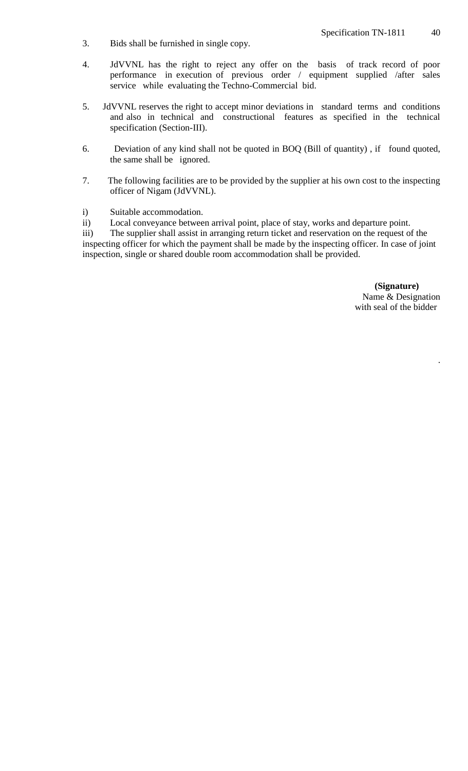3. Bids shall be furnished in single copy.

4. JdVVNL has the right to reject any offer on the basis of track record of poor performance in execution of previous order / equipment supplied /after sales service while evaluating the Techno-Commercial bid.

5. JdVVNL reserves the right to accept minor deviations in standard terms and conditions and also in technical and constructional features as specified in the technical specification (Section-III).

6. Deviation of any kind shall not be quoted in BOQ (Bill of quantity) , if found quoted, the same shall be ignored.

7. The following facilities are to be provided by the supplier at his own cost to the inspecting officer of Nigam (JdVVNL).

i) Suitable accommodation.

ii) Local conveyance between arrival point, place of stay, works and departure point.

iii) The supplier shall assist in arranging return ticket and reservation on the request of the inspecting officer for which the payment shall be made by the inspecting officer. In case of joint inspection, single or shared double room accommodation shall be provided.

**(Signature)**
Name & Designation
with seal of the bidder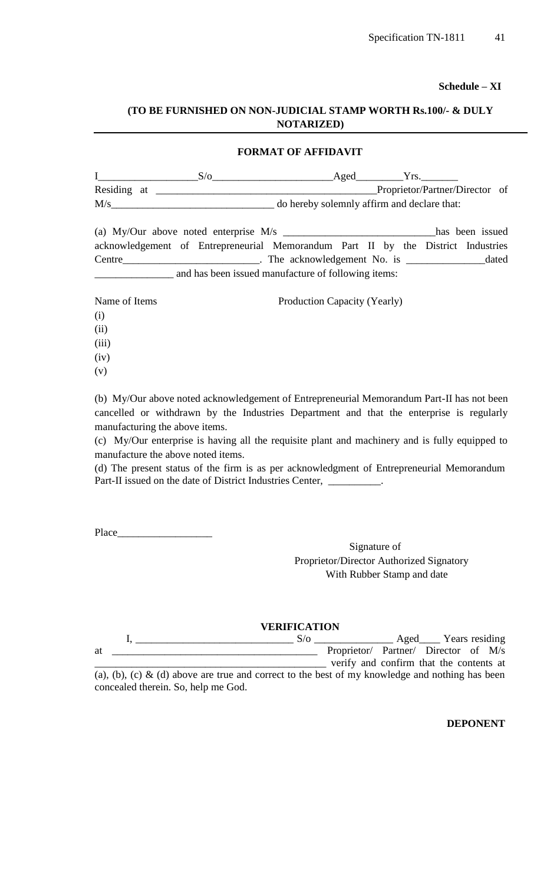**Schedule – XI**

**(TO BE FURNISHED ON NON-JUDICIAL STAMP WORTH Rs.100/- & DULY NOTARIZED)**

**FORMAT OF AFFIDAVIT**

I__________________S/o______________________Aged_________Yrs._______ Residing at _________________________________________Proprietor/Partner/Director of M/s______________________________ do hereby solemnly affirm and declare that:

(a) My/Our above noted enterprise M/s ____________________________has been issued acknowledgement of Entrepreneurial Memorandum Part II by the District Industries Centre_________________________. The acknowledgement No. is ______________dated _______________ and has been issued manufacture of following items:

| Name of Items | Production Capacity (Yearly) |
|---|---|
| (i) | |
| (ii) | |
| (iii) | |
| (iv) | |
| (v) | |

(b) My/Our above noted acknowledgement of Entrepreneurial Memorandum Part-II has not been cancelled or withdrawn by the Industries Department and that the enterprise is regularly manufacturing the above items.

(c) My/Our enterprise is having all the requisite plant and machinery and is fully equipped to manufacture the above noted items.

(d) The present status of the firm is as per acknowledgment of Entrepreneurial Memorandum Part-II issued on the date of District Industries Center, __________.

Place__________________

Signature of
Proprietor/Director Authorized Signatory
With Rubber Stamp and date

**VERIFICATION**

I, _____________________________ S/o _______________ Aged____ Years residing at ______________________________________ Proprietor/ Partner/ Director of M/s ___________________________________________ verify and confirm that the contents at (a), (b), (c) & (d) above are true and correct to the best of my knowledge and nothing has been concealed therein. So, help me God.

**DEPONENT**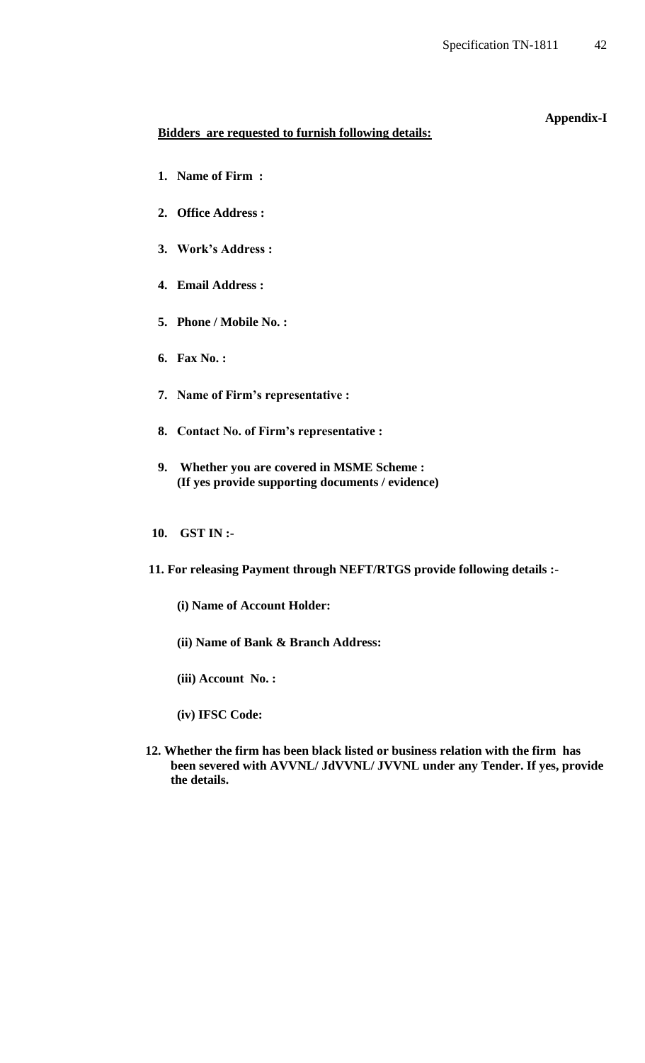**Appendix-I**

**Bidders are requested to furnish following details:**

1. **Name of Firm :**
2. **Office Address :**
3. **Work's Address :**
4. **Email Address :**
5. **Phone / Mobile No. :**
6. **Fax No. :**
7. **Name of Firm's representative :**
8. **Contact No. of Firm's representative :**
9. **Whether you are covered in MSME Scheme :**
   **(If yes provide supporting documents / evidence)**
10. **GST IN :-**
11. **For releasing Payment through NEFT/RTGS provide following details :-**

    **(i) Name of Account Holder:**

    **(ii) Name of Bank & Branch Address:**

    **(iii) Account No. :**

    **(iv) IFSC Code:**

12. **Whether the firm has been black listed or business relation with the firm has been severed with AVVNL/ JdVVNL/ JVVNL under any Tender. If yes, provide the details.**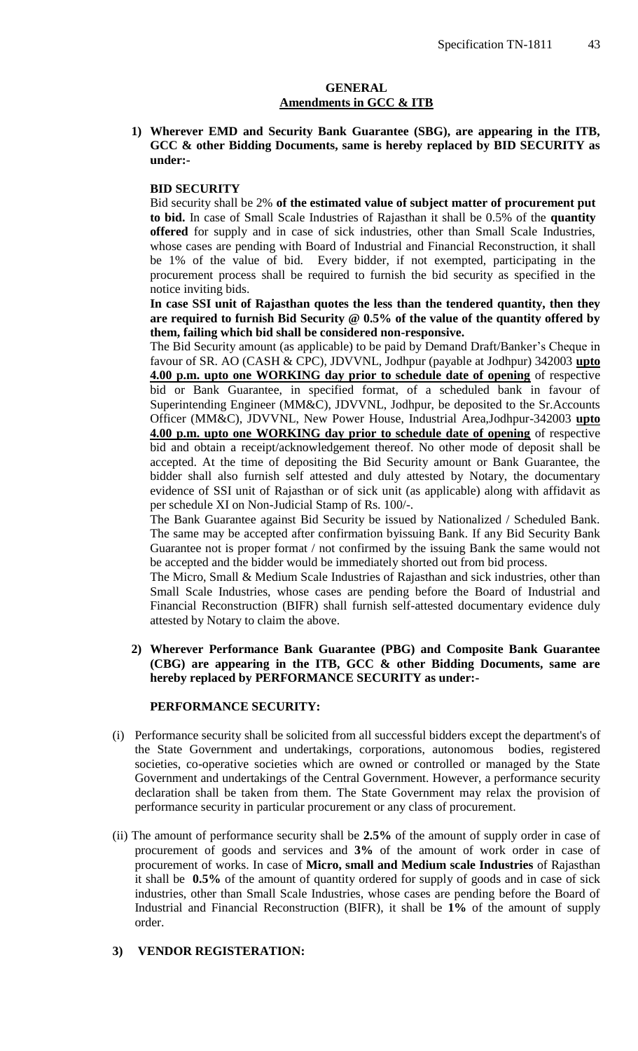# GENERAL

## Amendments in GCC & ITB

**1) Wherever EMD and Security Bank Guarantee (SBG), are appearing in the ITB, GCC & other Bidding Documents, same is hereby replaced by BID SECURITY as under:-**

**BID SECURITY**

Bid security shall be 2% **of the estimated value of subject matter of procurement put to bid.** In case of Small Scale Industries of Rajasthan it shall be 0.5% of the **quantity offered** for supply and in case of sick industries, other than Small Scale Industries, whose cases are pending with Board of Industrial and Financial Reconstruction, it shall be 1% of the value of bid. Every bidder, if not exempted, participating in the procurement process shall be required to furnish the bid security as specified in the notice inviting bids.

**In case SSI unit of Rajasthan quotes the less than the tendered quantity, then they are required to furnish Bid Security @ 0.5% of the value of the quantity offered by them, failing which bid shall be considered non-responsive.**

The Bid Security amount (as applicable) to be paid by Demand Draft/Banker's Cheque in favour of SR. AO (CASH & CPC), JDVVNL, Jodhpur (payable at Jodhpur) 342003 **upto 4.00 p.m. upto one WORKING day prior to schedule date of opening** of respective bid or Bank Guarantee, in specified format, of a scheduled bank in favour of Superintending Engineer (MM&C), JDVVNL, Jodhpur, be deposited to the Sr.Accounts Officer (MM&C), JDVVNL, New Power House, Industrial Area,Jodhpur-342003 **upto 4.00 p.m. upto one WORKING day prior to schedule date of opening** of respective bid and obtain a receipt/acknowledgement thereof. No other mode of deposit shall be accepted. At the time of depositing the Bid Security amount or Bank Guarantee, the bidder shall also furnish self attested and duly attested by Notary, the documentary evidence of SSI unit of Rajasthan or of sick unit (as applicable) along with affidavit as per schedule XI on Non-Judicial Stamp of Rs. 100/-.

The Bank Guarantee against Bid Security be issued by Nationalized / Scheduled Bank. The same may be accepted after confirmation byissuing Bank. If any Bid Security Bank Guarantee not is proper format / not confirmed by the issuing Bank the same would not be accepted and the bidder would be immediately shorted out from bid process.

The Micro, Small & Medium Scale Industries of Rajasthan and sick industries, other than Small Scale Industries, whose cases are pending before the Board of Industrial and Financial Reconstruction (BIFR) shall furnish self-attested documentary evidence duly attested by Notary to claim the above.

**2) Wherever Performance Bank Guarantee (PBG) and Composite Bank Guarantee (CBG) are appearing in the ITB, GCC & other Bidding Documents, same are hereby replaced by PERFORMANCE SECURITY as under:-**

**PERFORMANCE SECURITY:**

(i) Performance security shall be solicited from all successful bidders except the department's of the State Government and undertakings, corporations, autonomous bodies, registered societies, co-operative societies which are owned or controlled or managed by the State Government and undertakings of the Central Government. However, a performance security declaration shall be taken from them. The State Government may relax the provision of performance security in particular procurement or any class of procurement.

(ii) The amount of performance security shall be **2.5%** of the amount of supply order in case of procurement of goods and services and **3%** of the amount of work order in case of procurement of works. In case of **Micro, small and Medium scale Industries** of Rajasthan it shall be **0.5%** of the amount of quantity ordered for supply of goods and in case of sick industries, other than Small Scale Industries, whose cases are pending before the Board of Industrial and Financial Reconstruction (BIFR), it shall be **1%** of the amount of supply order.

**3) VENDOR REGISTERATION:**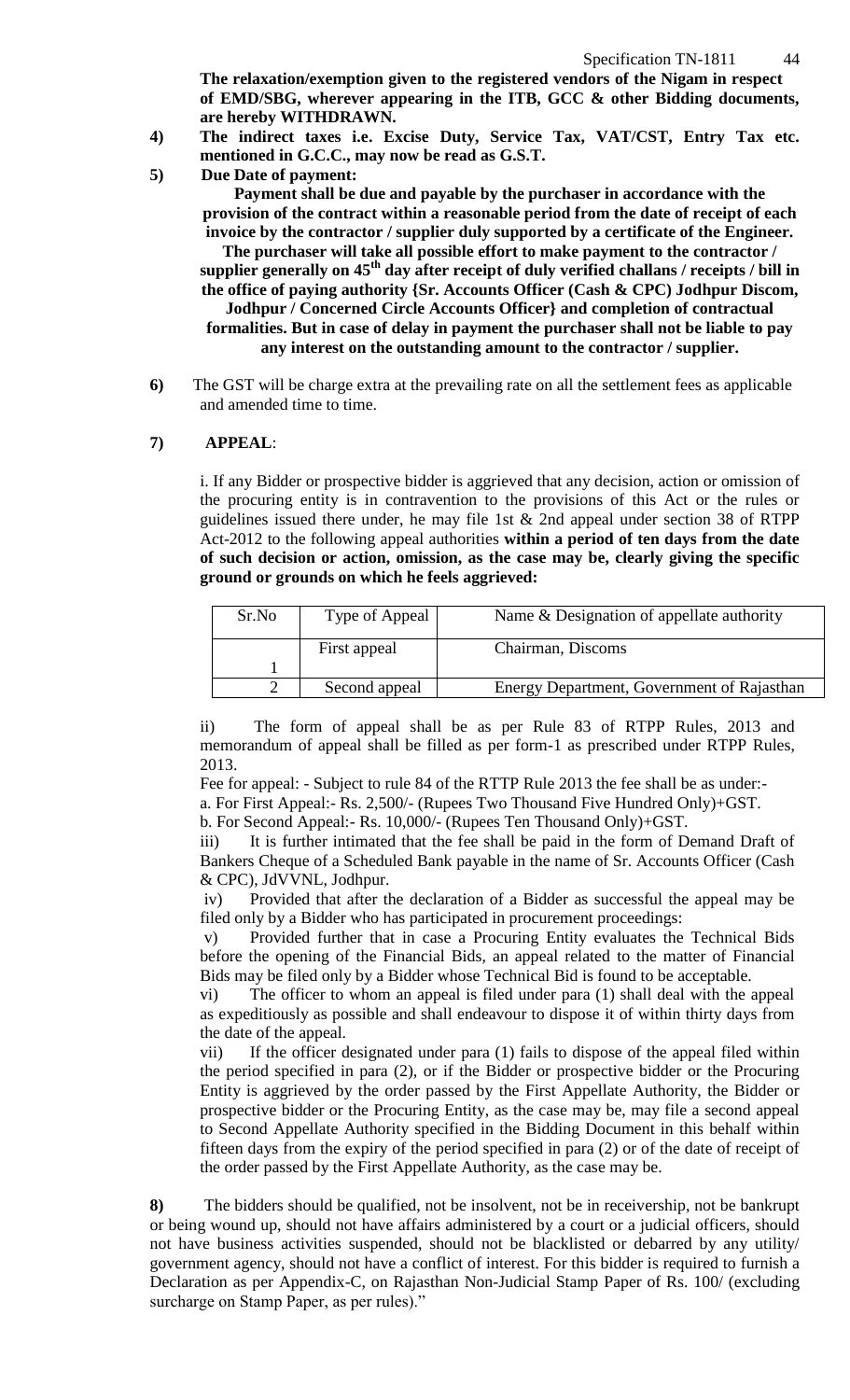**The relaxation/exemption given to the registered vendors of the Nigam in respect of EMD/SBG, wherever appearing in the ITB, GCC & other Bidding documents, are hereby WITHDRAWN.**

**4) The indirect taxes i.e. Excise Duty, Service Tax, VAT/CST, Entry Tax etc. mentioned in G.C.C., may now be read as G.S.T.**

**5) Due Date of payment:**

**Payment shall be due and payable by the purchaser in accordance with the provision of the contract within a reasonable period from the date of receipt of each invoice by the contractor / supplier duly supported by a certificate of the Engineer. The purchaser will take all possible effort to make payment to the contractor / supplier generally on 45th day after receipt of duly verified challans / receipts / bill in the office of paying authority {Sr. Accounts Officer (Cash & CPC) Jodhpur Discom, Jodhpur / Concerned Circle Accounts Officer} and completion of contractual formalities. But in case of delay in payment the purchaser shall not be liable to pay any interest on the outstanding amount to the contractor / supplier.**

**6)** The GST will be charge extra at the prevailing rate on all the settlement fees as applicable and amended time to time.

**7) APPEAL**:

i. If any Bidder or prospective bidder is aggrieved that any decision, action or omission of the procuring entity is in contravention to the provisions of this Act or the rules or guidelines issued there under, he may file 1st & 2nd appeal under section 38 of RTPP Act-2012 to the following appeal authorities **within a period of ten days from the date of such decision or action, omission, as the case may be, clearly giving the specific ground or grounds on which he feels aggrieved:**

| Sr.No | Type of Appeal | Name & Designation of appellate authority |
|---|---|---|
| 1 | First appeal | Chairman, Discoms |
| 2 | Second appeal | Energy Department, Government of Rajasthan |

ii) The form of appeal shall be as per Rule 83 of RTPP Rules, 2013 and memorandum of appeal shall be filled as per form-1 as prescribed under RTPP Rules, 2013.

Fee for appeal: - Subject to rule 84 of the RTTP Rule 2013 the fee shall be as under:-

a. For First Appeal:- Rs. 2,500/- (Rupees Two Thousand Five Hundred Only)+GST.

b. For Second Appeal:- Rs. 10,000/- (Rupees Ten Thousand Only)+GST.

iii) It is further intimated that the fee shall be paid in the form of Demand Draft of Bankers Cheque of a Scheduled Bank payable in the name of Sr. Accounts Officer (Cash & CPC), JdVVNL, Jodhpur.

iv) Provided that after the declaration of a Bidder as successful the appeal may be filed only by a Bidder who has participated in procurement proceedings:

v) Provided further that in case a Procuring Entity evaluates the Technical Bids before the opening of the Financial Bids, an appeal related to the matter of Financial Bids may be filed only by a Bidder whose Technical Bid is found to be acceptable.

vi) The officer to whom an appeal is filed under para (1) shall deal with the appeal as expeditiously as possible and shall endeavour to dispose it of within thirty days from the date of the appeal.

vii) If the officer designated under para (1) fails to dispose of the appeal filed within the period specified in para (2), or if the Bidder or prospective bidder or the Procuring Entity is aggrieved by the order passed by the First Appellate Authority, the Bidder or prospective bidder or the Procuring Entity, as the case may be, may file a second appeal to Second Appellate Authority specified in the Bidding Document in this behalf within fifteen days from the expiry of the period specified in para (2) or of the date of receipt of the order passed by the First Appellate Authority, as the case may be.

**8)** The bidders should be qualified, not be insolvent, not be in receivership, not be bankrupt or being wound up, should not have affairs administered by a court or a judicial officers, should not have business activities suspended, should not be blacklisted or debarred by any utility/ government agency, should not have a conflict of interest. For this bidder is required to furnish a Declaration as per Appendix-C, on Rajasthan Non-Judicial Stamp Paper of Rs. 100/ (excluding surcharge on Stamp Paper, as per rules)."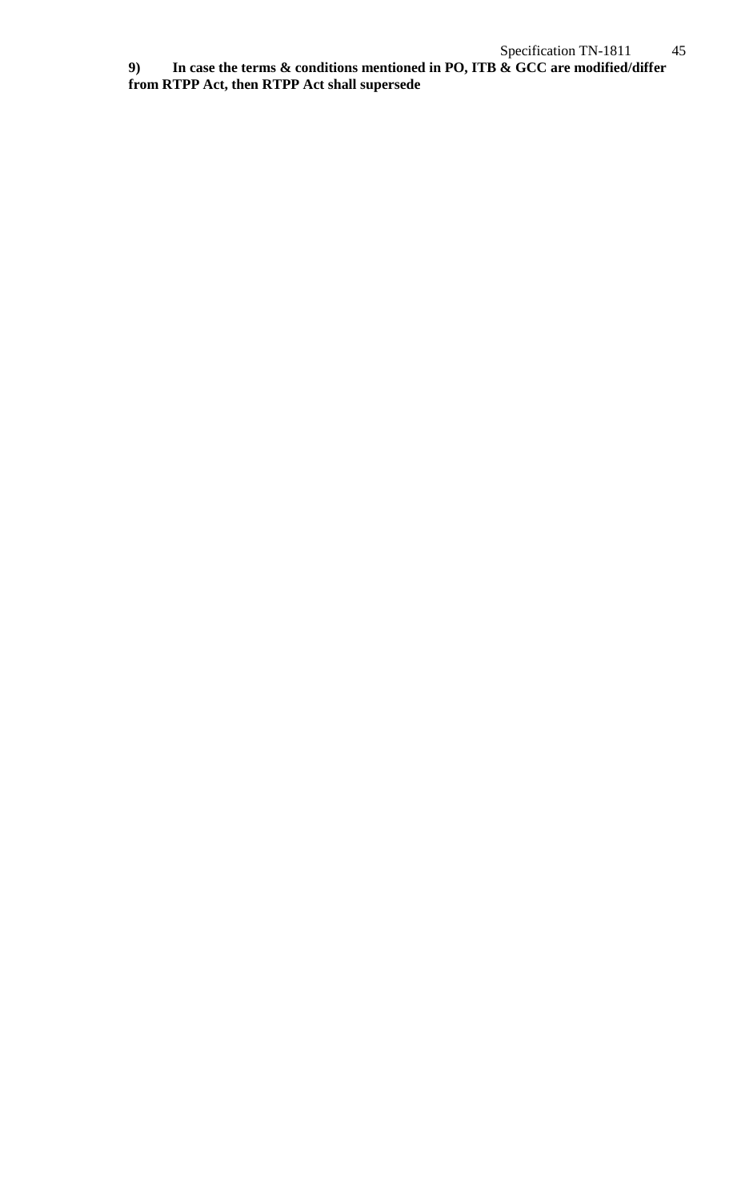**9) In case the terms & conditions mentioned in PO, ITB & GCC are modified/differ from RTPP Act, then RTPP Act shall supersede**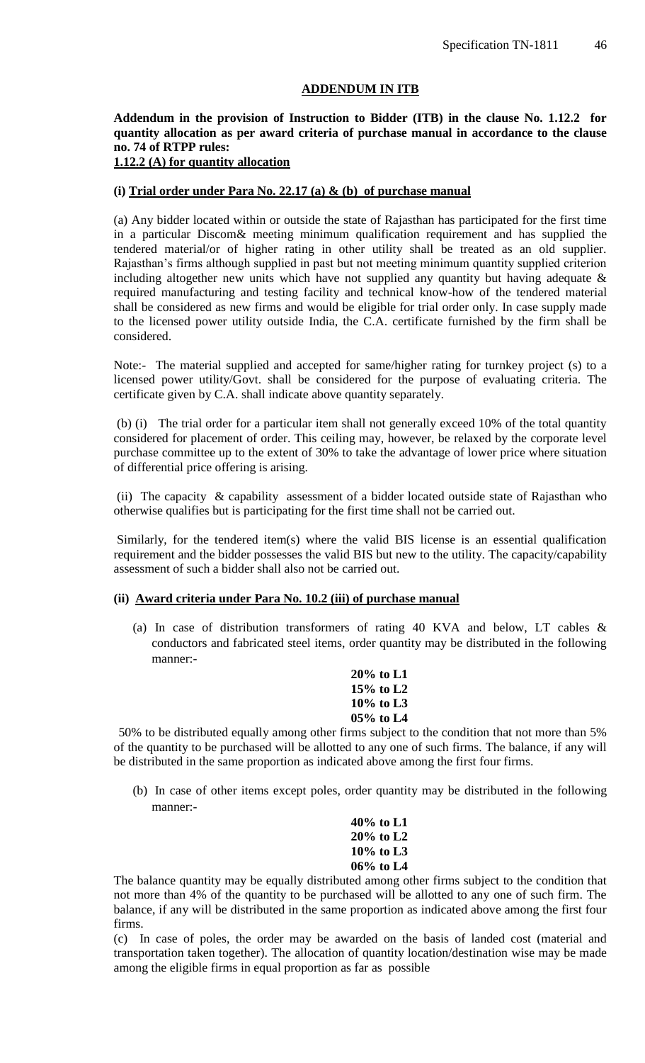## ADDENDUM IN ITB

**Addendum in the provision of Instruction to Bidder (ITB) in the clause No. 1.12.2 for quantity allocation as per award criteria of purchase manual in accordance to the clause no. 74 of RTPP rules:**

**1.12.2 (A) for quantity allocation**

**(i) Trial order under Para No. 22.17 (a) & (b) of purchase manual**

(a) Any bidder located within or outside the state of Rajasthan has participated for the first time in a particular Discom& meeting minimum qualification requirement and has supplied the tendered material/or of higher rating in other utility shall be treated as an old supplier. Rajasthan's firms although supplied in past but not meeting minimum quantity supplied criterion including altogether new units which have not supplied any quantity but having adequate & required manufacturing and testing facility and technical know-how of the tendered material shall be considered as new firms and would be eligible for trial order only. In case supply made to the licensed power utility outside India, the C.A. certificate furnished by the firm shall be considered.

Note:- The material supplied and accepted for same/higher rating for turnkey project (s) to a licensed power utility/Govt. shall be considered for the purpose of evaluating criteria. The certificate given by C.A. shall indicate above quantity separately.

(b) (i) The trial order for a particular item shall not generally exceed 10% of the total quantity considered for placement of order. This ceiling may, however, be relaxed by the corporate level purchase committee up to the extent of 30% to take the advantage of lower price where situation of differential price offering is arising.

(ii) The capacity & capability assessment of a bidder located outside state of Rajasthan who otherwise qualifies but is participating for the first time shall not be carried out.

Similarly, for the tendered item(s) where the valid BIS license is an essential qualification requirement and the bidder possesses the valid BIS but new to the utility. The capacity/capability assessment of such a bidder shall also not be carried out.

**(ii) Award criteria under Para No. 10.2 (iii) of purchase manual**

(a) In case of distribution transformers of rating 40 KVA and below, LT cables & conductors and fabricated steel items, order quantity may be distributed in the following manner:-

**20% to L1**
**15% to L2**
**10% to L3**
**05% to L4**

50% to be distributed equally among other firms subject to the condition that not more than 5% of the quantity to be purchased will be allotted to any one of such firms. The balance, if any will be distributed in the same proportion as indicated above among the first four firms.

(b) In case of other items except poles, order quantity may be distributed in the following manner:-

**40% to L1**
**20% to L2**
**10% to L3**
**06% to L4**

The balance quantity may be equally distributed among other firms subject to the condition that not more than 4% of the quantity to be purchased will be allotted to any one of such firm. The balance, if any will be distributed in the same proportion as indicated above among the first four firms.

(c) In case of poles, the order may be awarded on the basis of landed cost (material and transportation taken together). The allocation of quantity location/destination wise may be made among the eligible firms in equal proportion as far as possible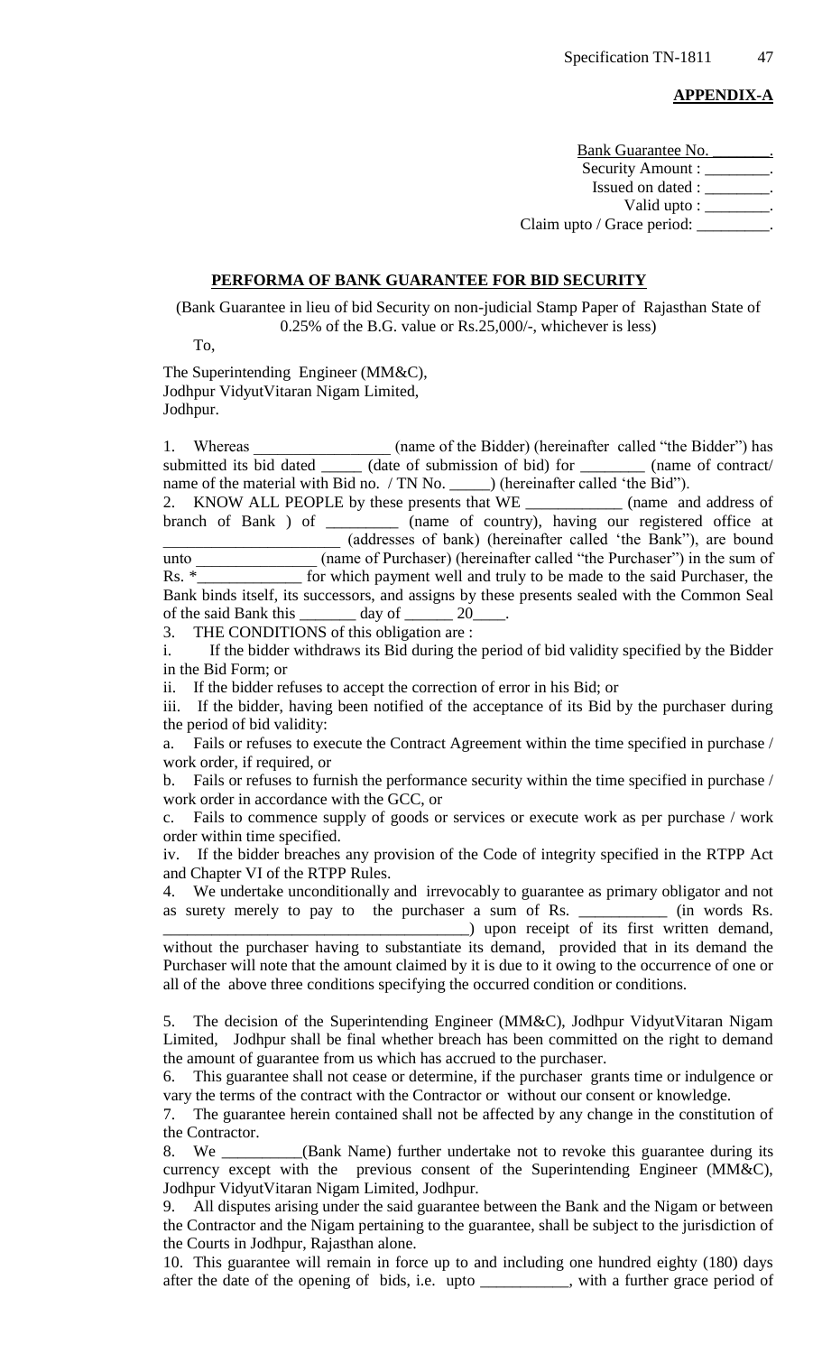**APPENDIX-A**

Bank Guarantee No. \_\_\_\_\_\_\_\_.
Security Amount : \_\_\_\_\_\_\_\_.
Issued on dated : \_\_\_\_\_\_\_\_.
Valid upto : \_\_\_\_\_\_\_\_.
Claim upto / Grace period: \_\_\_\_\_\_\_\_\_.

**PERFORMA OF BANK GUARANTEE FOR BID SECURITY**

(Bank Guarantee in lieu of bid Security on non-judicial Stamp Paper of Rajasthan State of 0.25% of the B.G. value or Rs.25,000/-, whichever is less)

To,

The Superintending Engineer (MM&C),
Jodhpur VidyutVitaran Nigam Limited,
Jodhpur.

1. Whereas \_\_\_\_\_\_\_\_\_\_\_\_\_\_\_\_\_ (name of the Bidder) (hereinafter called "the Bidder") has submitted its bid dated \_\_\_\_\_ (date of submission of bid) for \_\_\_\_\_\_\_\_ (name of contract/ name of the material with Bid no. / TN No. \_\_\_\_\_) (hereinafter called 'the Bid').
2. KNOW ALL PEOPLE by these presents that WE \_\_\_\_\_\_\_\_\_\_\_\_ (name and address of branch of Bank ) of \_\_\_\_\_\_\_\_\_ (name of country), having our registered office at \_\_\_\_\_\_\_\_\_\_\_\_\_\_\_\_\_\_\_\_\_\_ (addresses of bank) (hereinafter called 'the Bank"), are bound unto \_\_\_\_\_\_\_\_\_\_\_\_\_\_\_ (name of Purchaser) (hereinafter called "the Purchaser") in the sum of Rs. *\_\_\_\_\_\_\_\_\_\_\_\_\_ for which payment well and truly to be made to the said Purchaser, the Bank binds itself, its successors, and assigns by these presents sealed with the Common Seal of the said Bank this \_\_\_\_\_\_\_ day of \_\_\_\_\_\_ 20\_\_\_\_.
3. THE CONDITIONS of this obligation are :

i. If the bidder withdraws its Bid during the period of bid validity specified by the Bidder in the Bid Form; or

ii. If the bidder refuses to accept the correction of error in his Bid; or

iii. If the bidder, having been notified of the acceptance of its Bid by the purchaser during the period of bid validity:

a. Fails or refuses to execute the Contract Agreement within the time specified in purchase / work order, if required, or

b. Fails or refuses to furnish the performance security within the time specified in purchase / work order in accordance with the GCC, or

c. Fails to commence supply of goods or services or execute work as per purchase / work order within time specified.

iv. If the bidder breaches any provision of the Code of integrity specified in the RTPP Act and Chapter VI of the RTPP Rules.

4. We undertake unconditionally and irrevocably to guarantee as primary obligator and not as surety merely to pay to the purchaser a sum of Rs. \_\_\_\_\_\_\_\_\_\_\_ (in words Rs. \_\_\_\_\_\_\_\_\_\_\_\_\_\_\_\_\_\_\_\_\_\_\_\_\_\_\_\_\_\_\_\_\_\_\_\_\_\_) upon receipt of its first written demand, without the purchaser having to substantiate its demand, provided that in its demand the Purchaser will note that the amount claimed by it is due to it owing to the occurrence of one or all of the above three conditions specifying the occurred condition or conditions.

5. The decision of the Superintending Engineer (MM&C), Jodhpur VidyutVitaran Nigam Limited, Jodhpur shall be final whether breach has been committed on the right to demand the amount of guarantee from us which has accrued to the purchaser.
6. This guarantee shall not cease or determine, if the purchaser grants time or indulgence or vary the terms of the contract with the Contractor or without our consent or knowledge.
7. The guarantee herein contained shall not be affected by any change in the constitution of the Contractor.
8. We \_\_\_\_\_\_\_\_\_\_(Bank Name) further undertake not to revoke this guarantee during its currency except with the previous consent of the Superintending Engineer (MM&C), Jodhpur VidyutVitaran Nigam Limited, Jodhpur.
9. All disputes arising under the said guarantee between the Bank and the Nigam or between the Contractor and the Nigam pertaining to the guarantee, shall be subject to the jurisdiction of the Courts in Jodhpur, Rajasthan alone.
10. This guarantee will remain in force up to and including one hundred eighty (180) days after the date of the opening of bids, i.e. upto \_\_\_\_\_\_\_\_\_\_\_, with a further grace period of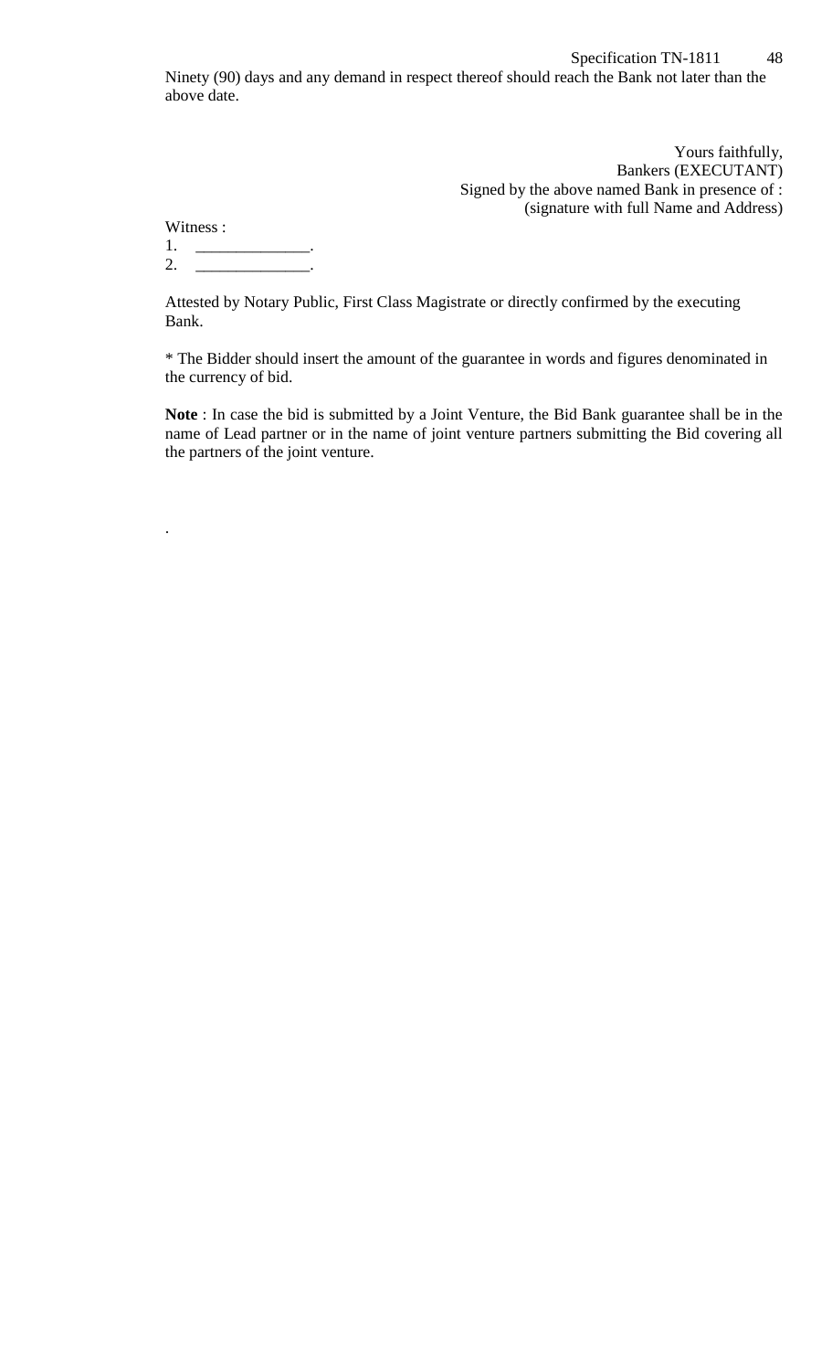Ninety (90) days and any demand in respect thereof should reach the Bank not later than the above date.

Yours faithfully,
Bankers (EXECUTANT)
Signed by the above named Bank in presence of :
(signature with full Name and Address)

Witness :

1. ______________.
2. ______________.

Attested by Notary Public, First Class Magistrate or directly confirmed by the executing Bank.

* The Bidder should insert the amount of the guarantee in words and figures denominated in the currency of bid.

**Note** : In case the bid is submitted by a Joint Venture, the Bid Bank guarantee shall be in the name of Lead partner or in the name of joint venture partners submitting the Bid covering all the partners of the joint venture.

.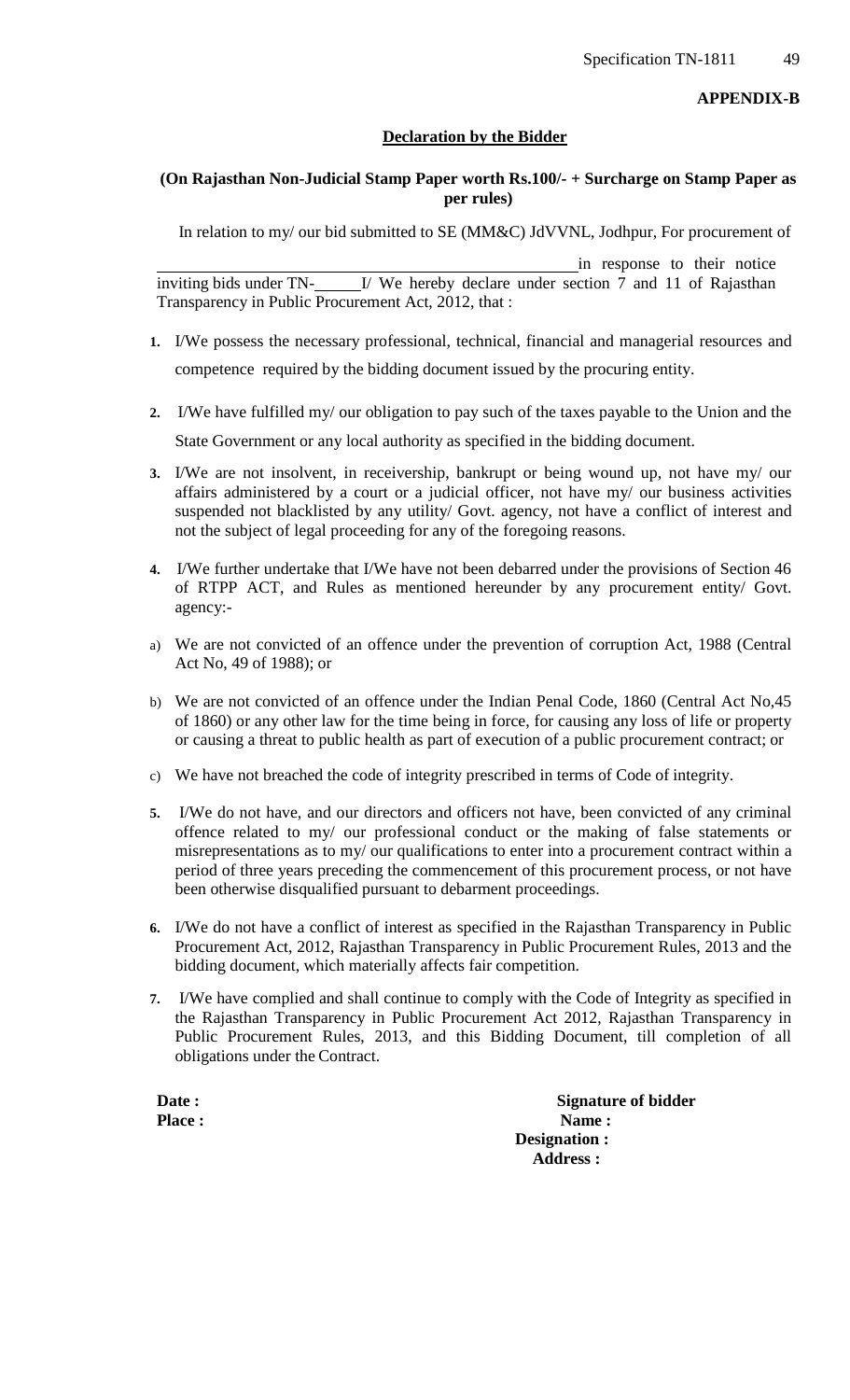**APPENDIX-B**

## Declaration by the Bidder

**(On Rajasthan Non-Judicial Stamp Paper worth Rs.100/- + Surcharge on Stamp Paper as per rules)**

In relation to my/ our bid submitted to SE (MM&C) JdVVNL, Jodhpur, For procurement of ______________________________________________ in response to their notice inviting bids under TN-______ I/ We hereby declare under section 7 and 11 of Rajasthan Transparency in Public Procurement Act, 2012, that :

1. I/We possess the necessary professional, technical, financial and managerial resources and competence required by the bidding document issued by the procuring entity.

2. I/We have fulfilled my/ our obligation to pay such of the taxes payable to the Union and the State Government or any local authority as specified in the bidding document.

3. I/We are not insolvent, in receivership, bankrupt or being wound up, not have my/ our affairs administered by a court or a judicial officer, not have my/ our business activities suspended not blacklisted by any utility/ Govt. agency, not have a conflict of interest and not the subject of legal proceeding for any of the foregoing reasons.

4. I/We further undertake that I/We have not been debarred under the provisions of Section 46 of RTPP ACT, and Rules as mentioned hereunder by any procurement entity/ Govt. agency:-

   a) We are not convicted of an offence under the prevention of corruption Act, 1988 (Central Act No, 49 of 1988); or

   b) We are not convicted of an offence under the Indian Penal Code, 1860 (Central Act No,45 of 1860) or any other law for the time being in force, for causing any loss of life or property or causing a threat to public health as part of execution of a public procurement contract; or

   c) We have not breached the code of integrity prescribed in terms of Code of integrity.

5. I/We do not have, and our directors and officers not have, been convicted of any criminal offence related to my/ our professional conduct or the making of false statements or misrepresentations as to my/ our qualifications to enter into a procurement contract within a period of three years preceding the commencement of this procurement process, or not have been otherwise disqualified pursuant to debarment proceedings.

6. I/We do not have a conflict of interest as specified in the Rajasthan Transparency in Public Procurement Act, 2012, Rajasthan Transparency in Public Procurement Rules, 2013 and the bidding document, which materially affects fair competition.

7. I/We have complied and shall continue to comply with the Code of Integrity as specified in the Rajasthan Transparency in Public Procurement Act 2012, Rajasthan Transparency in Public Procurement Rules, 2013, and this Bidding Document, till completion of all obligations under the Contract.

**Date :**
**Place :**

**Signature of bidder**
**Name :**
**Designation :**
**Address :**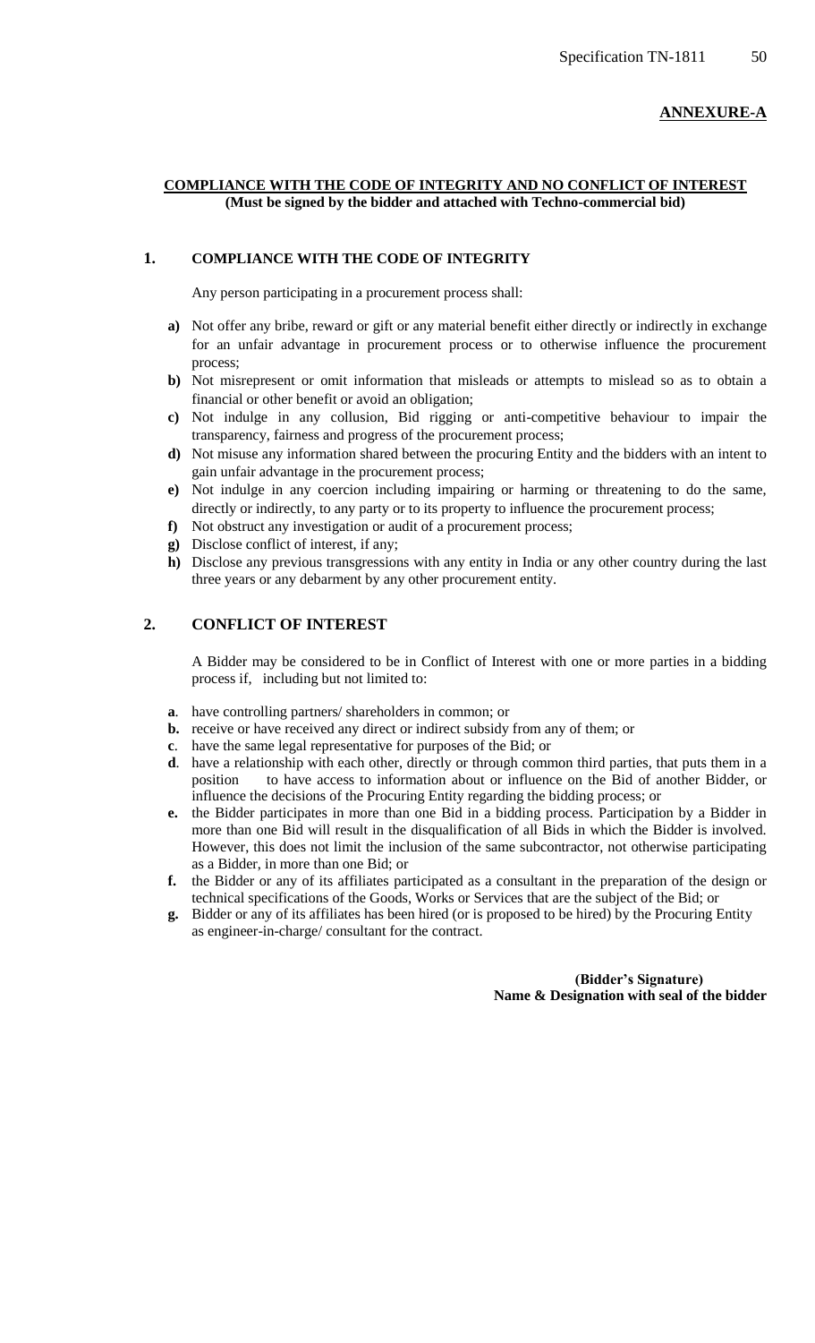**ANNEXURE-A**

**COMPLIANCE WITH THE CODE OF INTEGRITY AND NO CONFLICT OF INTEREST**
**(Must be signed by the bidder and attached with Techno-commercial bid)**

## 1. COMPLIANCE WITH THE CODE OF INTEGRITY

Any person participating in a procurement process shall:

- **a)** Not offer any bribe, reward or gift or any material benefit either directly or indirectly in exchange for an unfair advantage in procurement process or to otherwise influence the procurement process;
- **b)** Not misrepresent or omit information that misleads or attempts to mislead so as to obtain a financial or other benefit or avoid an obligation;
- **c)** Not indulge in any collusion, Bid rigging or anti-competitive behaviour to impair the transparency, fairness and progress of the procurement process;
- **d)** Not misuse any information shared between the procuring Entity and the bidders with an intent to gain unfair advantage in the procurement process;
- **e)** Not indulge in any coercion including impairing or harming or threatening to do the same, directly or indirectly, to any party or to its property to influence the procurement process;
- **f)** Not obstruct any investigation or audit of a procurement process;
- **g)** Disclose conflict of interest, if any;
- **h)** Disclose any previous transgressions with any entity in India or any other country during the last three years or any debarment by any other procurement entity.

## 2. CONFLICT OF INTEREST

A Bidder may be considered to be in Conflict of Interest with one or more parties in a bidding process if, including but not limited to:

- **a**. have controlling partners/ shareholders in common; or
- **b.** receive or have received any direct or indirect subsidy from any of them; or
- **c**. have the same legal representative for purposes of the Bid; or
- **d**. have a relationship with each other, directly or through common third parties, that puts them in a position to have access to information about or influence on the Bid of another Bidder, or influence the decisions of the Procuring Entity regarding the bidding process; or
- **e.** the Bidder participates in more than one Bid in a bidding process. Participation by a Bidder in more than one Bid will result in the disqualification of all Bids in which the Bidder is involved. However, this does not limit the inclusion of the same subcontractor, not otherwise participating as a Bidder, in more than one Bid; or
- **f.** the Bidder or any of its affiliates participated as a consultant in the preparation of the design or technical specifications of the Goods, Works or Services that are the subject of the Bid; or
- **g.** Bidder or any of its affiliates has been hired (or is proposed to be hired) by the Procuring Entity as engineer-in-charge/ consultant for the contract.

**(Bidder's Signature)**
**Name & Designation with seal of the bidder**